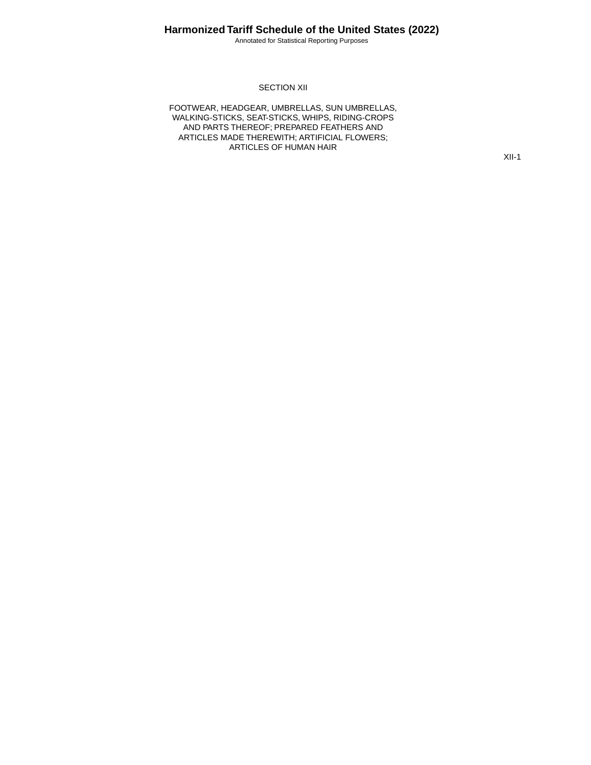# SECTION XII

## FOOTWEAR, HEADGEAR, UMBRELLAS, SUN UMBRELLAS, WALKING-STICKS, SEAT-STICKS, WHIPS, RIDING-CROPS AND PARTS THEREOF; PREPARED FEATHERS AND ARTICLES MADE THEREWITH; ARTIFICIAL FLOWERS; ARTICLES OF HUMAN HAIR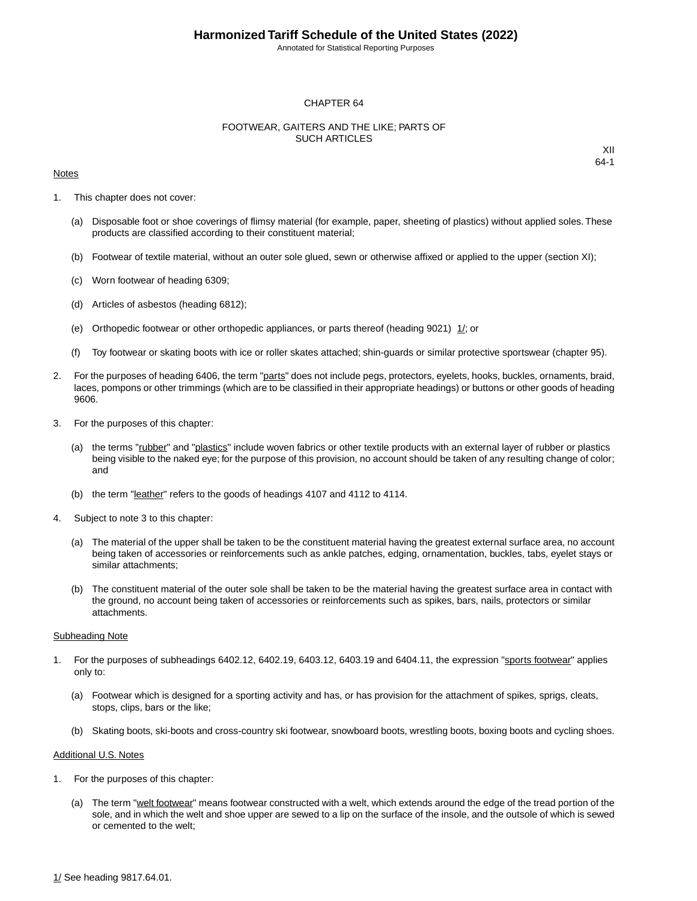# CHAPTER 64

## FOOTWEAR, GAITERS AND THE LIKE; PARTS OF SUCH ARTICLES

XII
64-1

Notes

1. This chapter does not cover:

   (a) Disposable foot or shoe coverings of flimsy material (for example, paper, sheeting of plastics) without applied soles. These products are classified according to their constituent material;

   (b) Footwear of textile material, without an outer sole glued, sewn or otherwise affixed or applied to the upper (section XI);

   (c) Worn footwear of heading 6309;

   (d) Articles of asbestos (heading 6812);

   (e) Orthopedic footwear or other orthopedic appliances, or parts thereof (heading 9021) 1/; or

   (f) Toy footwear or skating boots with ice or roller skates attached; shin-guards or similar protective sportswear (chapter 95).

2. For the purposes of heading 6406, the term "parts" does not include pegs, protectors, eyelets, hooks, buckles, ornaments, braid, laces, pompons or other trimmings (which are to be classified in their appropriate headings) or buttons or other goods of heading 9606.

3. For the purposes of this chapter:

   (a) the terms "rubber" and "plastics" include woven fabrics or other textile products with an external layer of rubber or plastics being visible to the naked eye; for the purpose of this provision, no account should be taken of any resulting change of color; and

   (b) the term "leather" refers to the goods of headings 4107 and 4112 to 4114.

4. Subject to note 3 to this chapter:

   (a) The material of the upper shall be taken to be the constituent material having the greatest external surface area, no account being taken of accessories or reinforcements such as ankle patches, edging, ornamentation, buckles, tabs, eyelet stays or similar attachments;

   (b) The constituent material of the outer sole shall be taken to be the material having the greatest surface area in contact with the ground, no account being taken of accessories or reinforcements such as spikes, bars, nails, protectors or similar attachments.

Subheading Note

1. For the purposes of subheadings 6402.12, 6402.19, 6403.12, 6403.19 and 6404.11, the expression "sports footwear" applies only to:

   (a) Footwear which is designed for a sporting activity and has, or has provision for the attachment of spikes, sprigs, cleats, stops, clips, bars or the like;

   (b) Skating boots, ski-boots and cross-country ski footwear, snowboard boots, wrestling boots, boxing boots and cycling shoes.

Additional U.S. Notes

1. For the purposes of this chapter:

   (a) The term "welt footwear" means footwear constructed with a welt, which extends around the edge of the tread portion of the sole, and in which the welt and shoe upper are sewed to a lip on the surface of the insole, and the outsole of which is sewed or cemented to the welt;

1/ See heading 9817.64.01.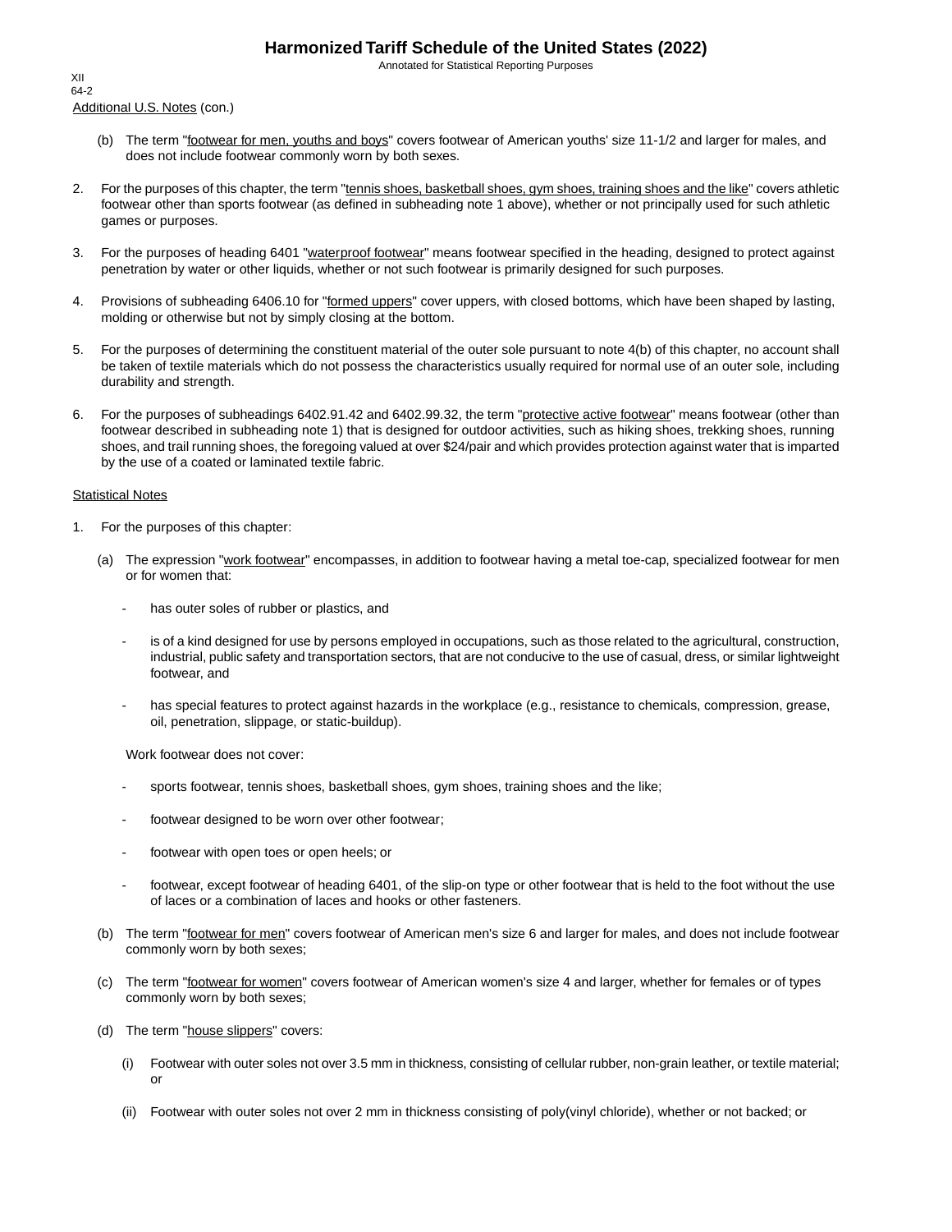Additional U.S. Notes (con.)

(b) The term "footwear for men, youths and boys" covers footwear of American youths' size 11-1/2 and larger for males, and does not include footwear commonly worn by both sexes.

2. For the purposes of this chapter, the term "tennis shoes, basketball shoes, gym shoes, training shoes and the like" covers athletic footwear other than sports footwear (as defined in subheading note 1 above), whether or not principally used for such athletic games or purposes.

3. For the purposes of heading 6401 "waterproof footwear" means footwear specified in the heading, designed to protect against penetration by water or other liquids, whether or not such footwear is primarily designed for such purposes.

4. Provisions of subheading 6406.10 for "formed uppers" cover uppers, with closed bottoms, which have been shaped by lasting, molding or otherwise but not by simply closing at the bottom.

5. For the purposes of determining the constituent material of the outer sole pursuant to note 4(b) of this chapter, no account shall be taken of textile materials which do not possess the characteristics usually required for normal use of an outer sole, including durability and strength.

6. For the purposes of subheadings 6402.91.42 and 6402.99.32, the term "protective active footwear" means footwear (other than footwear described in subheading note 1) that is designed for outdoor activities, such as hiking shoes, trekking shoes, running shoes, and trail running shoes, the foregoing valued at over $24/pair and which provides protection against water that is imparted by the use of a coated or laminated textile fabric.

Statistical Notes

1. For the purposes of this chapter:

(a) The expression "work footwear" encompasses, in addition to footwear having a metal toe-cap, specialized footwear for men or for women that:

- has outer soles of rubber or plastics, and
- is of a kind designed for use by persons employed in occupations, such as those related to the agricultural, construction, industrial, public safety and transportation sectors, that are not conducive to the use of casual, dress, or similar lightweight footwear, and
- has special features to protect against hazards in the workplace (e.g., resistance to chemicals, compression, grease, oil, penetration, slippage, or static-buildup).

Work footwear does not cover:

- sports footwear, tennis shoes, basketball shoes, gym shoes, training shoes and the like;
- footwear designed to be worn over other footwear;
- footwear with open toes or open heels; or
- footwear, except footwear of heading 6401, of the slip-on type or other footwear that is held to the foot without the use of laces or a combination of laces and hooks or other fasteners.

(b) The term "footwear for men" covers footwear of American men's size 6 and larger for males, and does not include footwear commonly worn by both sexes;

(c) The term "footwear for women" covers footwear of American women's size 4 and larger, whether for females or of types commonly worn by both sexes;

(d) The term "house slippers" covers:

(i) Footwear with outer soles not over 3.5 mm in thickness, consisting of cellular rubber, non-grain leather, or textile material; or

(ii) Footwear with outer soles not over 2 mm in thickness consisting of poly(vinyl chloride), whether or not backed; or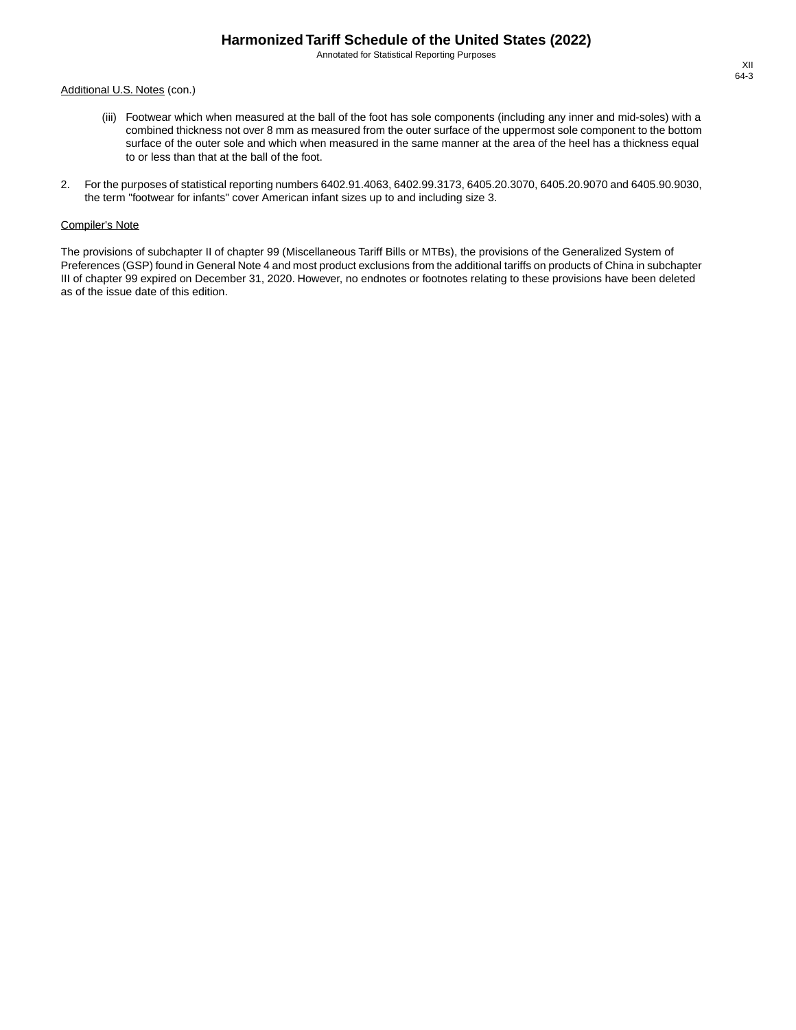Additional U.S. Notes (con.)

(iii) Footwear which when measured at the ball of the foot has sole components (including any inner and mid-soles) with a combined thickness not over 8 mm as measured from the outer surface of the uppermost sole component to the bottom surface of the outer sole and which when measured in the same manner at the area of the heel has a thickness equal to or less than that at the ball of the foot.

2. For the purposes of statistical reporting numbers 6402.91.4063, 6402.99.3173, 6405.20.3070, 6405.20.9070 and 6405.90.9030, the term "footwear for infants" cover American infant sizes up to and including size 3.

Compiler's Note

The provisions of subchapter II of chapter 99 (Miscellaneous Tariff Bills or MTBs), the provisions of the Generalized System of Preferences (GSP) found in General Note 4 and most product exclusions from the additional tariffs on products of China in subchapter III of chapter 99 expired on December 31, 2020. However, no endnotes or footnotes relating to these provisions have been deleted as of the issue date of this edition.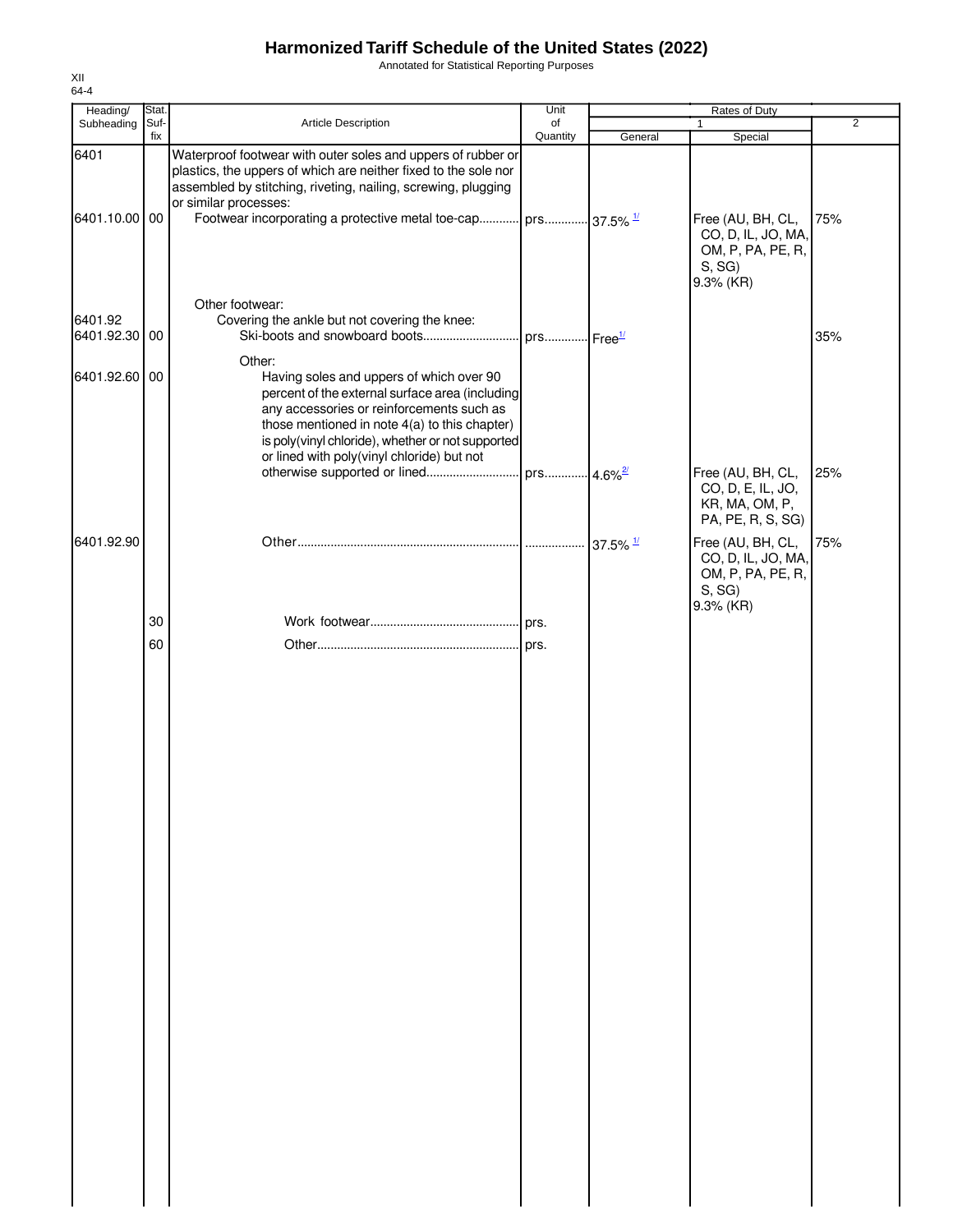# Harmonized Tariff Schedule of the United States (2022)

Annotated for Statistical Reporting Purposes

XII
64-4

| Heading/ Subheading | Stat. Suf- fix | Article Description | Unit of Quantity | Rates of Duty 1 General | Special | 2 |
|---|---|---|---|---|---|---|
| 6401 | | Waterproof footwear with outer soles and uppers of rubber or plastics, the uppers of which are neither fixed to the sole nor assembled by stitching, riveting, nailing, screwing, plugging or similar processes: | | | | |
| 6401.10.00 | 00 | Footwear incorporating a protective metal toe-cap | prs. | 37.5% [1/] | Free (AU, BH, CL, CO, D, IL, JO, MA, OM, P, PA, PE, R, S, SG) 9.3% (KR) | 75% |
| | | Other footwear: | | | | |
| 6401.92 | | Covering the ankle but not covering the knee: | | | | |
| 6401.92.30 | 00 | Ski-boots and snowboard boots | prs. | Free[1/] | | 35% |
| | | Other: | | | | |
| 6401.92.60 | 00 | Having soles and uppers of which over 90 percent of the external surface area (including any accessories or reinforcements such as those mentioned in note 4(a) to this chapter) is poly(vinyl chloride), whether or not supported or lined with poly(vinyl chloride) but not otherwise supported or lined | prs. | 4.6%[2/] | Free (AU, BH, CL, CO, D, E, IL, JO, KR, MA, OM, P, PA, PE, R, S, SG) | 25% |
| 6401.92.90 | | Other | | 37.5% [1/] | Free (AU, BH, CL, CO, D, IL, JO, MA, OM, P, PA, PE, R, S, SG) 9.3% (KR) | 75% |
| | 30 | Work footwear | prs. | | | |
| | 60 | Other | prs. | | | |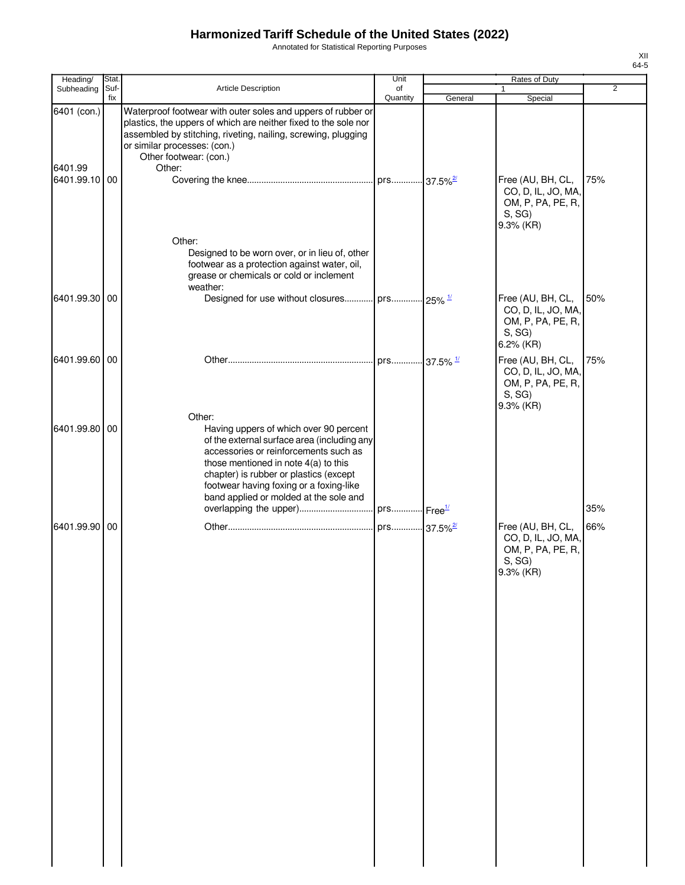# Harmonized Tariff Schedule of the United States (2022)

Annotated for Statistical Reporting Purposes

XII
64-5

| Heading/ Subheading | Stat. Suf- fix | Article Description | Unit of Quantity | Rates of Duty 1 General | Rates of Duty 1 Special | Rates of Duty 2 |
|---|---|---|---|---|---|---|
| 6401 (con.) | | Waterproof footwear with outer soles and uppers of rubber or plastics, the uppers of which are neither fixed to the sole nor assembled by stitching, riveting, nailing, screwing, plugging or similar processes: (con.) | | | | |
| | | Other footwear: (con.) | | | | |
| 6401.99 | | Other: | | | | |
| 6401.99.10 | 00 | Covering the knee | prs. | 37.5%[2/] | Free (AU, BH, CL, CO, D, IL, JO, MA, OM, P, PA, PE, R, S, SG) 9.3% (KR) | 75% |
| | | Other: | | | | |
| | | Designed to be worn over, or in lieu of, other footwear as a protection against water, oil, grease or chemicals or cold or inclement weather: | | | | |
| 6401.99.30 | 00 | Designed for use without closures | prs. | 25% [1/] | Free (AU, BH, CL, CO, D, IL, JO, MA, OM, P, PA, PE, R, S, SG) 6.2% (KR) | 50% |
| 6401.99.60 | 00 | Other | prs. | 37.5% [1/] | Free (AU, BH, CL, CO, D, IL, JO, MA, OM, P, PA, PE, R, S, SG) 9.3% (KR) | 75% |
| | | Other: | | | | |
| 6401.99.80 | 00 | Having uppers of which over 90 percent of the external surface area (including any accessories or reinforcements such as those mentioned in note 4(a) to this chapter) is rubber or plastics (except footwear having foxing or a foxing-like band applied or molded at the sole and overlapping the upper) | prs. | Free[1/] | | 35% |
| 6401.99.90 | 00 | Other | prs. | 37.5%[2/] | Free (AU, BH, CL, CO, D, IL, JO, MA, OM, P, PA, PE, R, S, SG) 9.3% (KR) | 66% |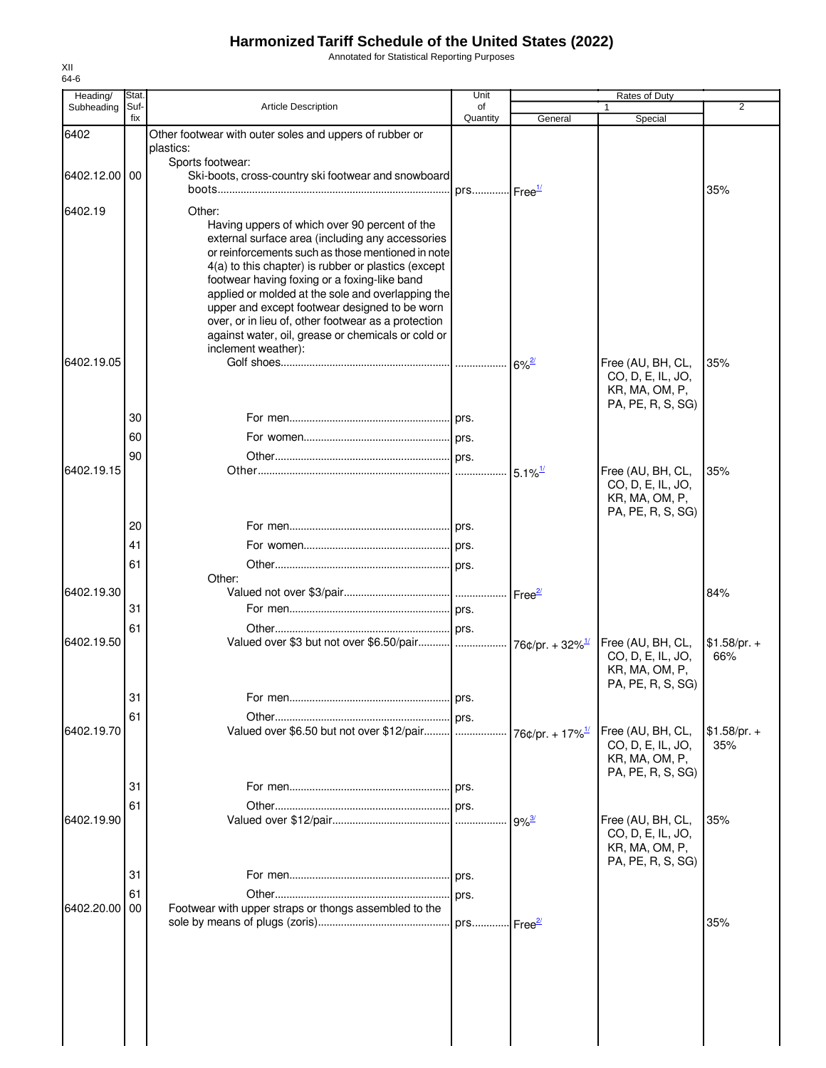# Harmonized Tariff Schedule of the United States (2022)

Annotated for Statistical Reporting Purposes

XII
64-6

| Heading/ Subheading | Stat. Suf- fix | Article Description | Unit of Quantity | Rates of Duty 1 General | Rates of Duty 1 Special | Rates of Duty 2 |
|---|---|---|---|---|---|---|
| 6402 | | Other footwear with outer soles and uppers of rubber or plastics: | | | | |
| | | Sports footwear: | | | | |
| 6402.12.00 | 00 | Ski-boots, cross-country ski footwear and snowboard boots | prs. | Free[1/] | | 35% |
| 6402.19 | | Other: | | | | |
| | | Having uppers of which over 90 percent of the external surface area (including any accessories or reinforcements such as those mentioned in note 4(a) to this chapter) is rubber or plastics (except footwear having foxing or a foxing-like band applied or molded at the sole and overlapping the upper and except footwear designed to be worn over, or in lieu of, other footwear as a protection against water, oil, grease or chemicals or cold or inclement weather): | | | | |
| 6402.19.05 | | Golf shoes | | 6%[2/] | Free (AU, BH, CL, CO, D, E, IL, JO, KR, MA, OM, P, PA, PE, R, S, SG) | 35% |
| | 30 | For men | prs. | | | |
| | 60 | For women | prs. | | | |
| | 90 | Other | prs. | | | |
| 6402.19.15 | | Other | | 5.1%[1/] | Free (AU, BH, CL, CO, D, E, IL, JO, KR, MA, OM, P, PA, PE, R, S, SG) | 35% |
| | 20 | For men | prs. | | | |
| | 41 | For women | prs. | | | |
| | 61 | Other | prs. | | | |
| | | Other: | | | | |
| 6402.19.30 | | Valued not over $3/pair | | Free[2/] | | 84% |
| | 31 | For men | prs. | | | |
| | 61 | Other | prs. | | | |
| 6402.19.50 | | Valued over $3 but not over $6.50/pair | | 76¢/pr. + 32%[1/] | Free (AU, BH, CL, CO, D, E, IL, JO, KR, MA, OM, P, PA, PE, R, S, SG) | $1.58/pr. + 66% |
| | 31 | For men | prs. | | | |
| | 61 | Other | prs. | | | |
| 6402.19.70 | | Valued over $6.50 but not over $12/pair | | 76¢/pr. + 17%[1/] | Free (AU, BH, CL, CO, D, E, IL, JO, KR, MA, OM, P, PA, PE, R, S, SG) | $1.58/pr. + 35% |
| | 31 | For men | prs. | | | |
| | 61 | Other | prs. | | | |
| 6402.19.90 | | Valued over $12/pair | | 9%[3/] | Free (AU, BH, CL, CO, D, E, IL, JO, KR, MA, OM, P, PA, PE, R, S, SG) | 35% |
| | 31 | For men | prs. | | | |
| | 61 | Other | prs. | | | |
| 6402.20.00 | 00 | Footwear with upper straps or thongs assembled to the sole by means of plugs (zoris) | prs. | Free[2/] | | 35% |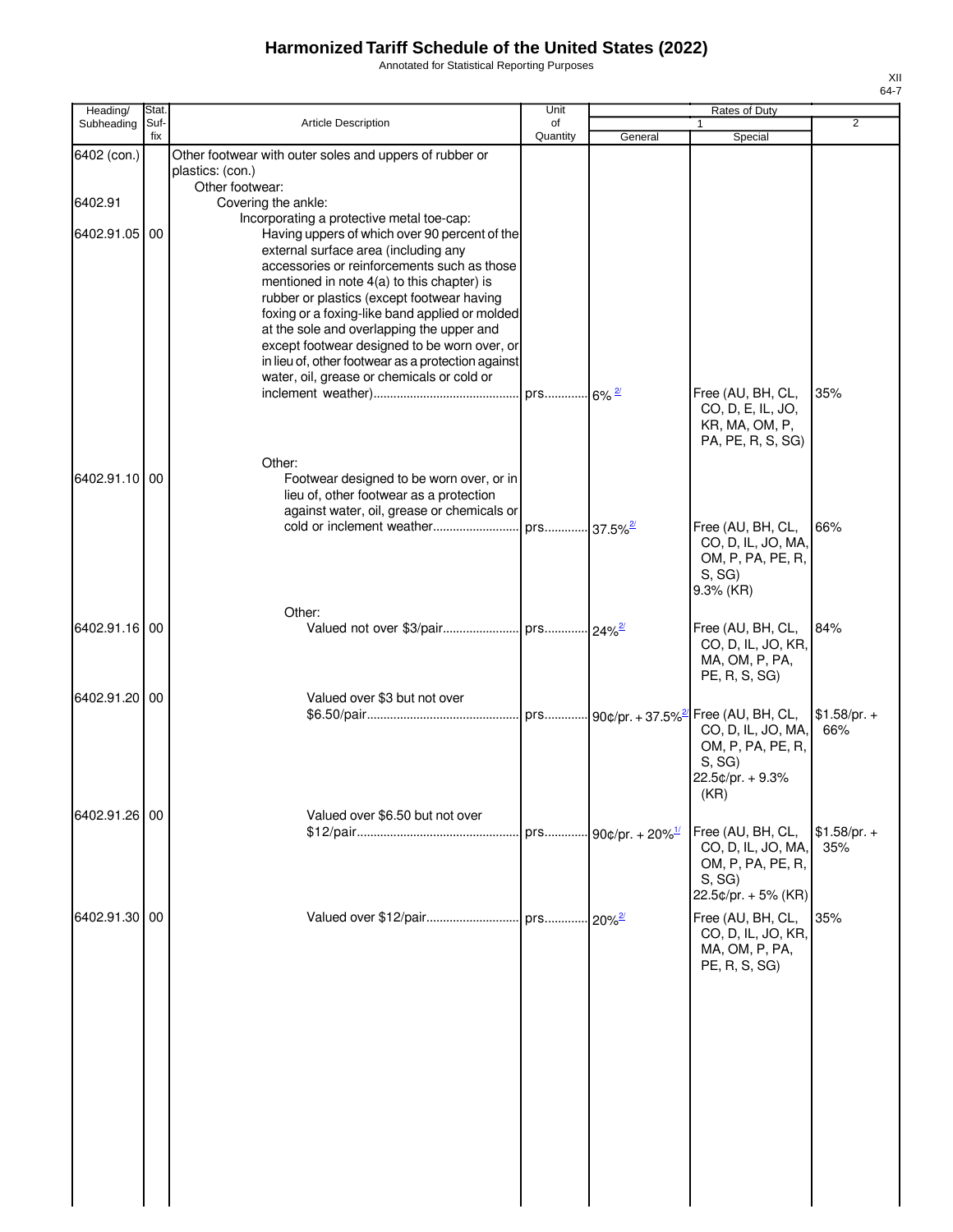# Harmonized Tariff Schedule of the United States (2022)

Annotated for Statistical Reporting Purposes

| Heading/ Subheading | Stat. Suf- fix | Article Description | Unit of Quantity | Rates of Duty 1 General | Special | 2 |
|---|---|---|---|---|---|---|
| 6402 (con.) | | Other footwear with outer soles and uppers of rubber or plastics: (con.) | | | | |
| | | Other footwear: | | | | |
| 6402.91 | | Covering the ankle: | | | | |
| | | Incorporating a protective metal toe-cap: | | | | |
| 6402.91.05 | 00 | Having uppers of which over 90 percent of the external surface area (including any accessories or reinforcements such as those mentioned in note 4(a) to this chapter) is rubber or plastics (except footwear having foxing or a foxing-like band applied or molded at the sole and overlapping the upper and except footwear designed to be worn over, or in lieu of, other footwear as a protection against water, oil, grease or chemicals or cold or inclement weather) | prs. | 6% [2/] | Free (AU, BH, CL, CO, D, E, IL, JO, KR, MA, OM, P, PA, PE, R, S, SG) | 35% |
| | | Other: | | | | |
| 6402.91.10 | 00 | Footwear designed to be worn over, or in lieu of, other footwear as a protection against water, oil, grease or chemicals or cold or inclement weather | prs. | 37.5% [2/] | Free (AU, BH, CL, CO, D, IL, JO, MA, OM, P, PA, PE, R, S, SG) 9.3% (KR) | 66% |
| | | Other: | | | | |
| 6402.91.16 | 00 | Valued not over $3/pair | prs. | 24% [2/] | Free (AU, BH, CL, CO, D, IL, JO, KR, MA, OM, P, PA, PE, R, S, SG) | 84% |
| 6402.91.20 | 00 | Valued over $3 but not over $6.50/pair | prs. | 90¢/pr. + 37.5% [2/] | Free (AU, BH, CL, CO, D, IL, JO, MA, OM, P, PA, PE, R, S, SG) 22.5¢/pr. + 9.3% (KR) | $1.58/pr. + 66% |
| 6402.91.26 | 00 | Valued over $6.50 but not over $12/pair | prs. | 90¢/pr. + 20% [1/] | Free (AU, BH, CL, CO, D, IL, JO, MA, OM, P, PA, PE, R, S, SG) 22.5¢/pr. + 5% (KR) | $1.58/pr. + 35% |
| 6402.91.30 | 00 | Valued over $12/pair | prs. | 20% [2/] | Free (AU, BH, CL, CO, D, IL, JO, KR, MA, OM, P, PA, PE, R, S, SG) | 35% |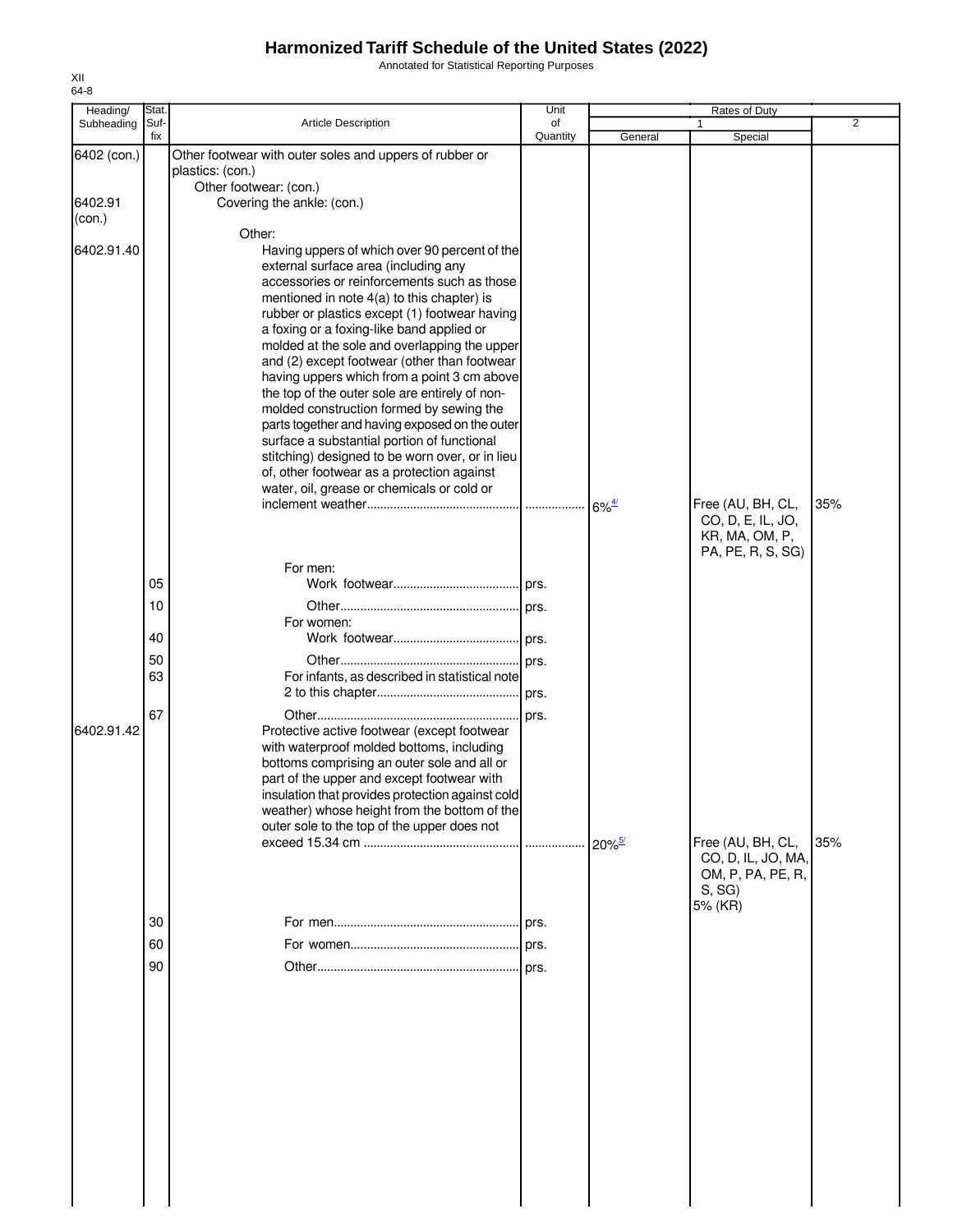# Harmonized Tariff Schedule of the United States (2022)

Annotated for Statistical Reporting Purposes

XII
64-8

| Heading/ Subheading | Stat. Suf- fix | Article Description | Unit of Quantity | Rates of Duty 1 General | Special | 2 |
|---|---|---|---|---|---|---|
| 6402 (con.) | | Other footwear with outer soles and uppers of rubber or plastics: (con.) | | | | |
| | | Other footwear: (con.) | | | | |
| 6402.91 (con.) | | Covering the ankle: (con.) | | | | |
| | | Other: | | | | |
| 6402.91.40 | | Having uppers of which over 90 percent of the external surface area (including any accessories or reinforcements such as those mentioned in note 4(a) to this chapter) is rubber or plastics except (1) footwear having a foxing or a foxing-like band applied or molded at the sole and overlapping the upper and (2) except footwear (other than footwear having uppers which from a point 3 cm above the top of the outer sole are entirely of non-molded construction formed by sewing the parts together and having exposed on the outer surface a substantial portion of functional stitching) designed to be worn over, or in lieu of, other footwear as a protection against water, oil, grease or chemicals or cold or inclement weather | | 6%[4/] | Free (AU, BH, CL, CO, D, E, IL, JO, KR, MA, OM, P, PA, PE, R, S, SG) | 35% |
| | | For men: | | | | |
| | 05 | Work footwear | prs. | | | |
| | 10 | Other | prs. | | | |
| | | For women: | | | | |
| | 40 | Work footwear | prs. | | | |
| | 50 | Other | prs. | | | |
| | 63 | For infants, as described in statistical note 2 to this chapter | prs. | | | |
| | 67 | Other | prs. | | | |
| 6402.91.42 | | Protective active footwear (except footwear with waterproof molded bottoms, including bottoms comprising an outer sole and all or part of the upper and except footwear with insulation that provides protection against cold weather) whose height from the bottom of the outer sole to the top of the upper does not exceed 15.34 cm | | 20%[5/] | Free (AU, BH, CL, CO, D, IL, JO, MA, OM, P, PA, PE, R, S, SG) 5% (KR) | 35% |
| | 30 | For men | prs. | | | |
| | 60 | For women | prs. | | | |
| | 90 | Other | prs. | | | |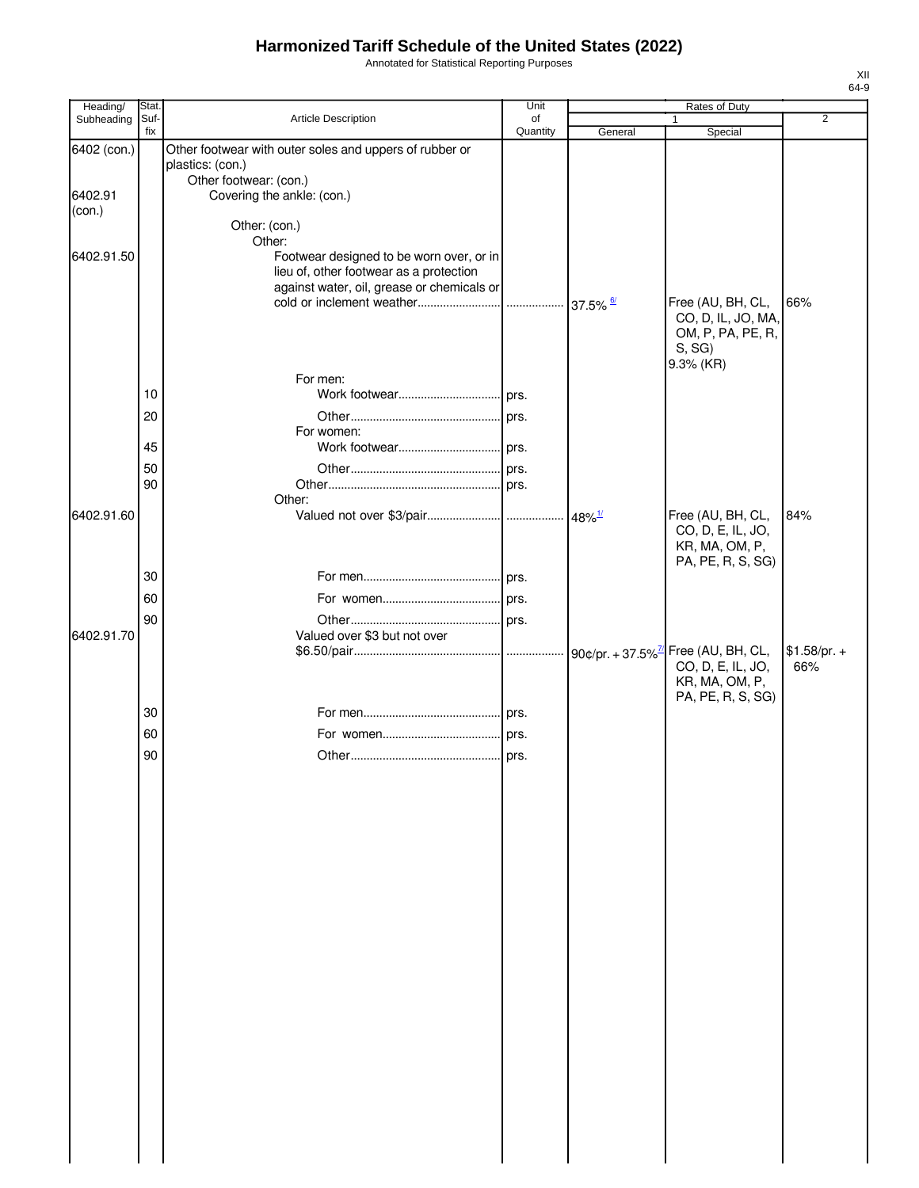# Harmonized Tariff Schedule of the United States (2022)

Annotated for Statistical Reporting Purposes

XII
64-9

| Heading/ Subheading | Stat. Suf- fix | Article Description | Unit of Quantity | Rates of Duty 1 General | Rates of Duty 1 Special | Rates of Duty 2 |
|---|---|---|---|---|---|---|
| 6402 (con.) | | Other footwear with outer soles and uppers of rubber or plastics: (con.) | | | | |
| | | Other footwear: (con.) | | | | |
| 6402.91 (con.) | | Covering the ankle: (con.) | | | | |
| | | Other: (con.) | | | | |
| | | Other: | | | | |
| 6402.91.50 | | Footwear designed to be worn over, or in lieu of, other footwear as a protection against water, oil, grease or chemicals or cold or inclement weather | | 37.5% [6/] | Free (AU, BH, CL, CO, D, IL, JO, MA, OM, P, PA, PE, R, S, SG) 9.3% (KR) | 66% |
| | | For men: | | | | |
| | 10 | Work footwear | prs. | | | |
| | 20 | Other | prs. | | | |
| | | For women: | | | | |
| | 45 | Work footwear | prs. | | | |
| | 50 | Other | prs. | | | |
| | 90 | Other | prs. | | | |
| | | Other: | | | | |
| 6402.91.60 | | Valued not over $3/pair | | 48% [1/] | Free (AU, BH, CL, CO, D, E, IL, JO, KR, MA, OM, P, PA, PE, R, S, SG) | 84% |
| | 30 | For men | prs. | | | |
| | 60 | For women | prs. | | | |
| | 90 | Other | prs. | | | |
| 6402.91.70 | | Valued over $3 but not over $6.50/pair | | 90¢/pr. + 37.5% [7/] | Free (AU, BH, CL, CO, D, E, IL, JO, KR, MA, OM, P, PA, PE, R, S, SG) | $1.58/pr. + 66% |
| | 30 | For men | prs. | | | |
| | 60 | For women | prs. | | | |
| | 90 | Other | prs. | | | |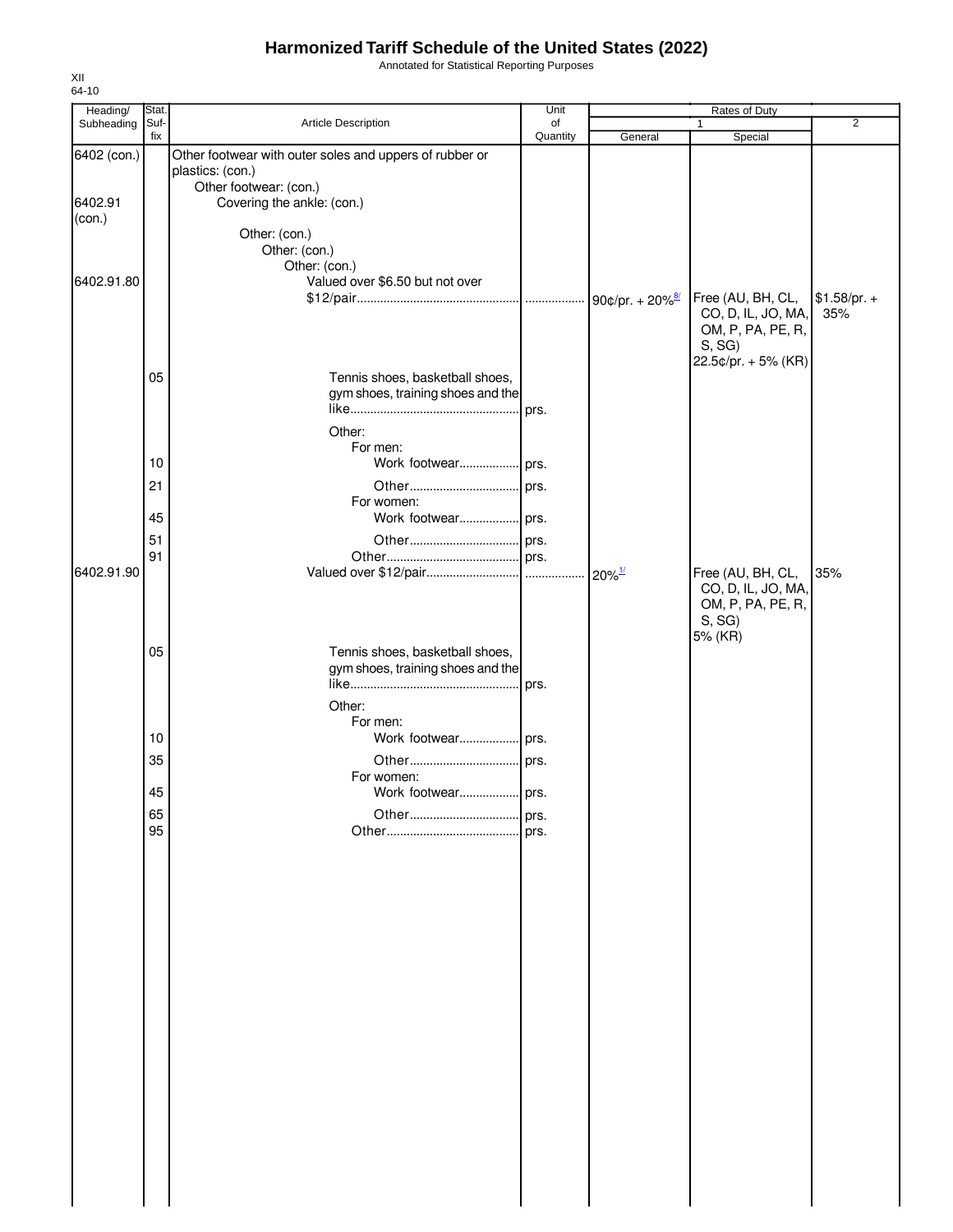# Harmonized Tariff Schedule of the United States (2022)

Annotated for Statistical Reporting Purposes

XII
64-10

| Heading/ Subheading | Stat. Suf- fix | Article Description | Unit of Quantity | Rates of Duty 1 General | Rates of Duty 1 Special | Rates of Duty 2 |
|---|---|---|---|---|---|---|
| 6402 (con.) | | Other footwear with outer soles and uppers of rubber or plastics: (con.) | | | | |
| | | Other footwear: (con.) | | | | |
| 6402.91 (con.) | | Covering the ankle: (con.) | | | | |
| | | Other: (con.) | | | | |
| | | Other: (con.) | | | | |
| | | Other: (con.) | | | | |
| 6402.91.80 | | Valued over $6.50 but not over $12/pair | | 90¢/pr. + 20%[8/] | Free (AU, BH, CL, CO, D, IL, JO, MA, OM, P, PA, PE, R, S, SG) 22.5¢/pr. + 5% (KR) | $1.58/pr. + 35% |
| | 05 | Tennis shoes, basketball shoes, gym shoes, training shoes and the like | prs. | | | |
| | | Other: | | | | |
| | | For men: | | | | |
| | 10 | Work footwear | prs. | | | |
| | 21 | Other | prs. | | | |
| | | For women: | | | | |
| | 45 | Work footwear | prs. | | | |
| | 51 | Other | prs. | | | |
| | 91 | Other | prs. | | | |
| 6402.91.90 | | Valued over $12/pair | | 20%[1/] | Free (AU, BH, CL, CO, D, IL, JO, MA, OM, P, PA, PE, R, S, SG) 5% (KR) | 35% |
| | 05 | Tennis shoes, basketball shoes, gym shoes, training shoes and the like | prs. | | | |
| | | Other: | | | | |
| | | For men: | | | | |
| | 10 | Work footwear | prs. | | | |
| | 35 | Other | prs. | | | |
| | | For women: | | | | |
| | 45 | Work footwear | prs. | | | |
| | 65 | Other | prs. | | | |
| | 95 | Other | prs. | | | |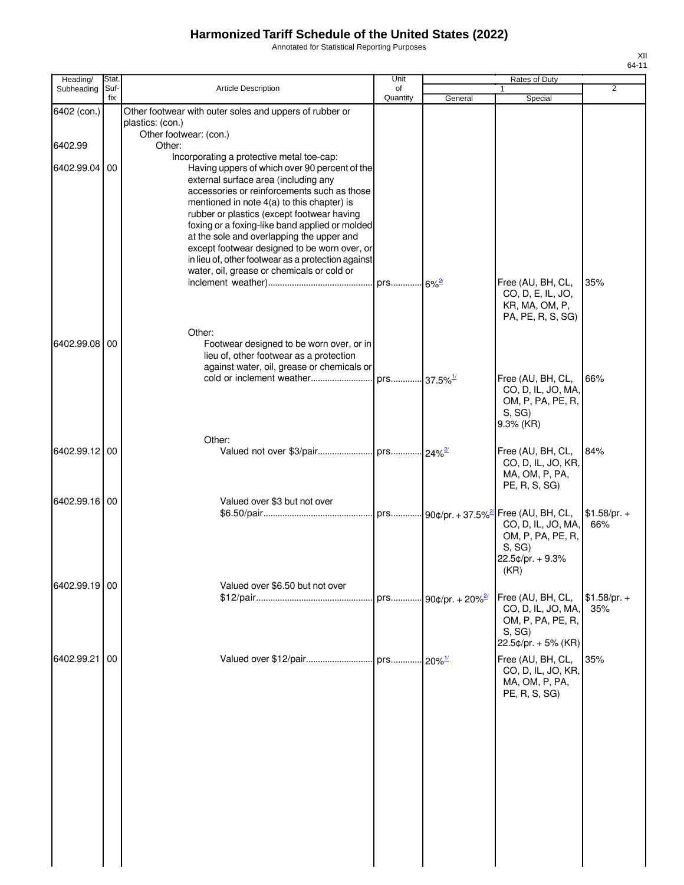# Harmonized Tariff Schedule of the United States (2022)

Annotated for Statistical Reporting Purposes

XII
64-11

| Heading/ Subheading | Stat. Suf- fix | Article Description | Unit of Quantity | Rates of Duty 1 General | Rates of Duty 1 Special | Rates of Duty 2 |
|---|---|---|---|---|---|---|
| 6402 (con.) | | Other footwear with outer soles and uppers of rubber or plastics: (con.) | | | | |
| | | Other footwear: (con.) | | | | |
| 6402.99 | | Other: | | | | |
| | | Incorporating a protective metal toe-cap: | | | | |
| 6402.99.04 | 00 | Having uppers of which over 90 percent of the external surface area (including any accessories or reinforcements such as those mentioned in note 4(a) to this chapter) is rubber or plastics (except footwear having foxing or a foxing-like band applied or molded at the sole and overlapping the upper and except footwear designed to be worn over, or in lieu of, other footwear as a protection against water, oil, grease or chemicals or cold or inclement weather) | prs. | 6%[2/] | Free (AU, BH, CL, CO, D, E, IL, JO, KR, MA, OM, P, PA, PE, R, S, SG) | 35% |
| | | Other: | | | | |
| 6402.99.08 | 00 | Footwear designed to be worn over, or in lieu of, other footwear as a protection against water, oil, grease or chemicals or cold or inclement weather | prs. | 37.5%[1/] | Free (AU, BH, CL, CO, D, IL, JO, MA, OM, P, PA, PE, R, S, SG) 9.3% (KR) | 66% |
| | | Other: | | | | |
| 6402.99.12 | 00 | Valued not over $3/pair | prs. | 24%[2/] | Free (AU, BH, CL, CO, D, IL, JO, KR, MA, OM, P, PA, PE, R, S, SG) | 84% |
| 6402.99.16 | 00 | Valued over $3 but not over $6.50/pair | prs. | 90¢/pr. + 37.5%[2/] | Free (AU, BH, CL, CO, D, IL, JO, MA, OM, P, PA, PE, R, S, SG) 22.5¢/pr. + 9.3% (KR) | $1.58/pr. + 66% |
| 6402.99.19 | 00 | Valued over $6.50 but not over $12/pair | prs. | 90¢/pr. + 20%[2/] | Free (AU, BH, CL, CO, D, IL, JO, MA, OM, P, PA, PE, R, S, SG) 22.5¢/pr. + 5% (KR) | $1.58/pr. + 35% |
| 6402.99.21 | 00 | Valued over $12/pair | prs. | 20%[1/] | Free (AU, BH, CL, CO, D, IL, JO, KR, MA, OM, P, PA, PE, R, S, SG) | 35% |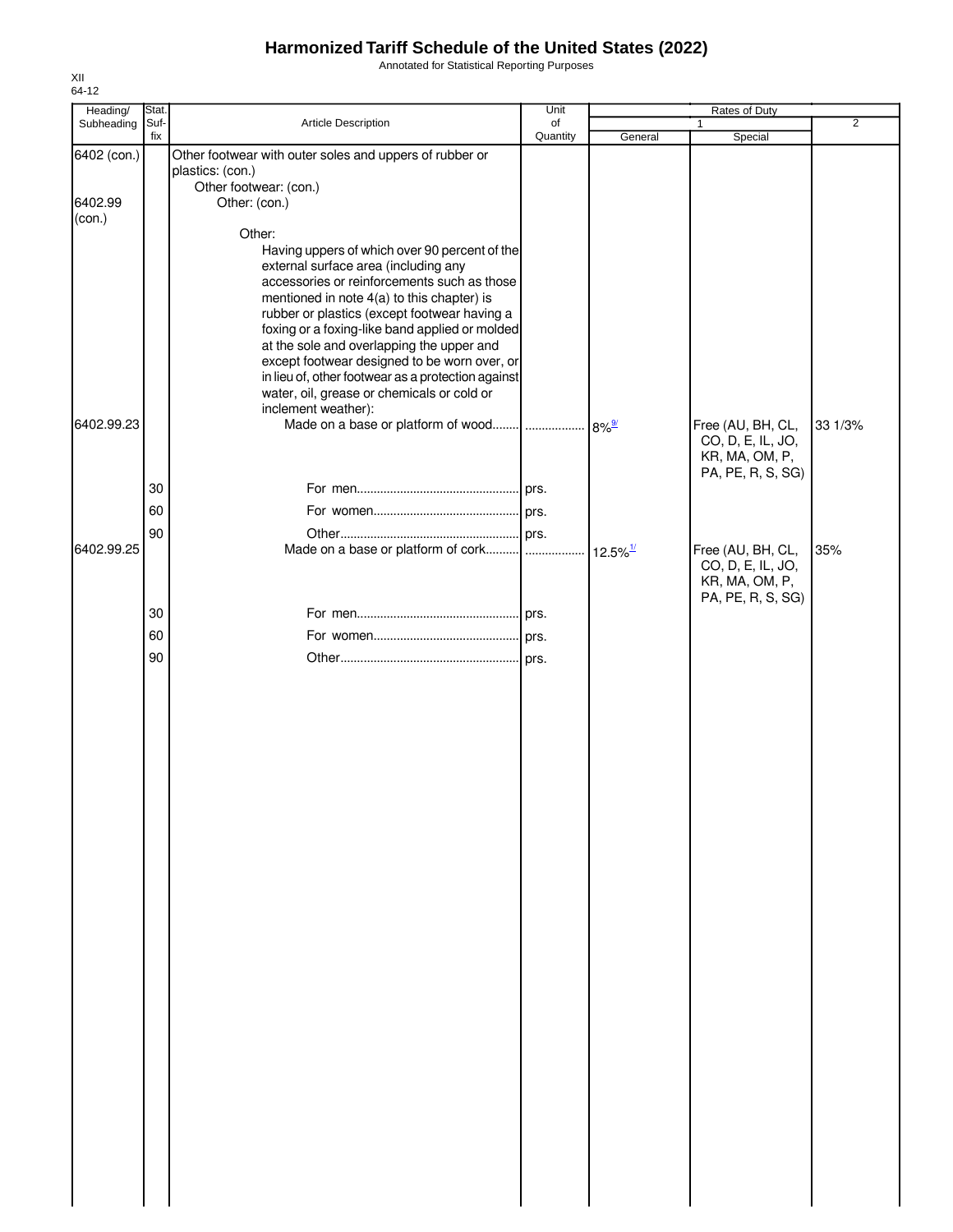# Harmonized Tariff Schedule of the United States (2022)

Annotated for Statistical Reporting Purposes

XII
64-12

| Heading/ Subheading | Stat. Suf- fix | Article Description | Unit of Quantity | Rates of Duty 1 General | Special | 2 |
|---|---|---|---|---|---|---|
| 6402 (con.) | | Other footwear with outer soles and uppers of rubber or plastics: (con.) | | | | |
| | | Other footwear: (con.) | | | | |
| 6402.99 (con.) | | Other: (con.) | | | | |
| | | Other: | | | | |
| | | Having uppers of which over 90 percent of the external surface area (including any accessories or reinforcements such as those mentioned in note 4(a) to this chapter) is rubber or plastics (except footwear having a foxing or a foxing-like band applied or molded at the sole and overlapping the upper and except footwear designed to be worn over, or in lieu of, other footwear as a protection against water, oil, grease or chemicals or cold or inclement weather): | | | | |
| 6402.99.23 | | Made on a base or platform of wood | | 8%[9/] | Free (AU, BH, CL, CO, D, E, IL, JO, KR, MA, OM, P, PA, PE, R, S, SG) | 33 1/3% |
| | 30 | For men | prs. | | | |
| | 60 | For women | prs. | | | |
| | 90 | Other | prs. | | | |
| 6402.99.25 | | Made on a base or platform of cork | | 12.5%[1/] | Free (AU, BH, CL, CO, D, E, IL, JO, KR, MA, OM, P, PA, PE, R, S, SG) | 35% |
| | 30 | For men | prs. | | | |
| | 60 | For women | prs. | | | |
| | 90 | Other | prs. | | | |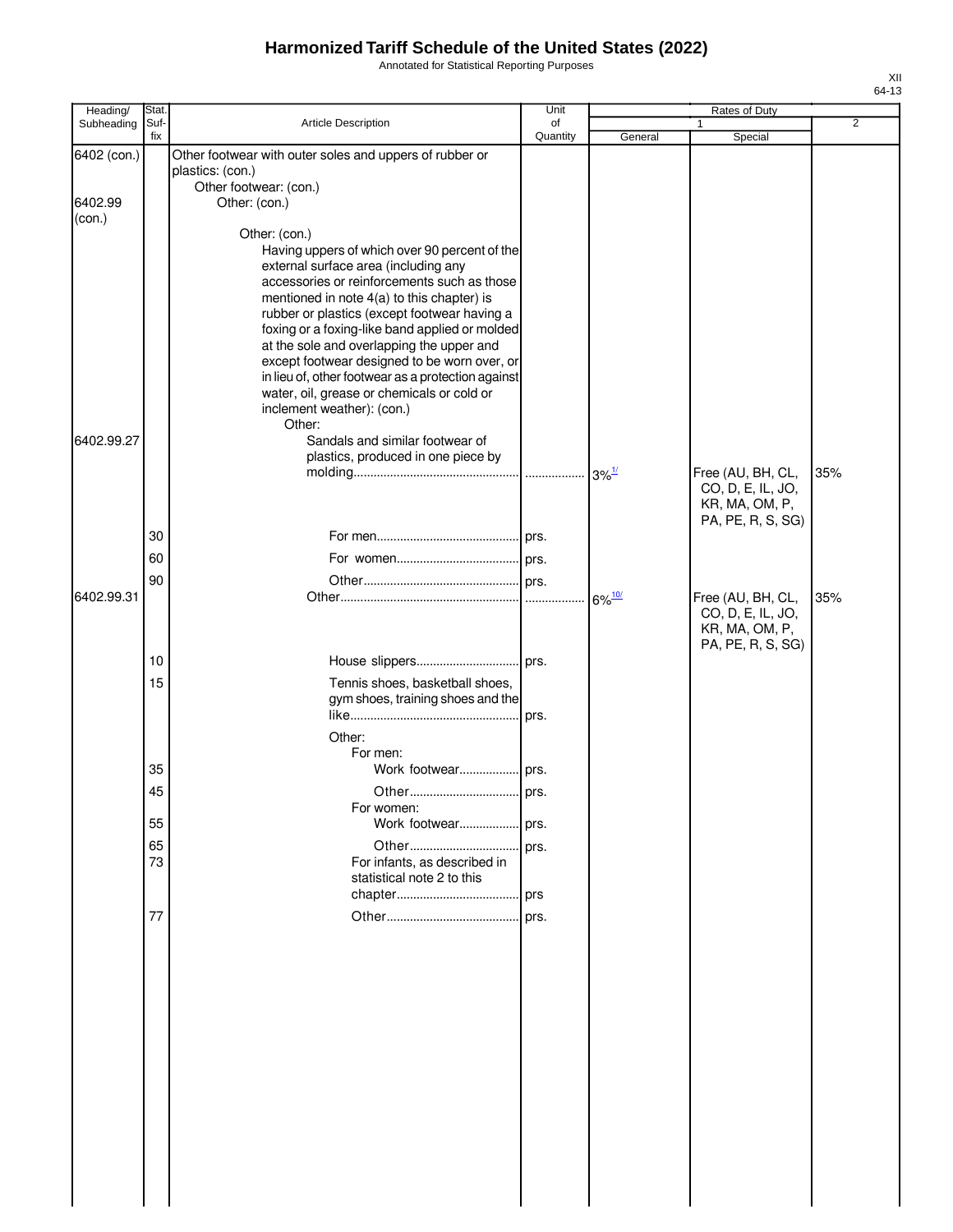# Harmonized Tariff Schedule of the United States (2022)

Annotated for Statistical Reporting Purposes

| Heading/ Subheading | Stat. Suf- fix | Article Description | Unit of Quantity | Rates of Duty 1 General | Special | 2 |
|---|---|---|---|---|---|---|
| 6402 (con.) | | Other footwear with outer soles and uppers of rubber or plastics: (con.) | | | | |
| | | Other footwear: (con.) | | | | |
| 6402.99 (con.) | | Other: (con.) | | | | |
| | | Other: (con.) | | | | |
| | | Having uppers of which over 90 percent of the external surface area (including any accessories or reinforcements such as those mentioned in note 4(a) to this chapter) is rubber or plastics (except footwear having a foxing or a foxing-like band applied or molded at the sole and overlapping the upper and except footwear designed to be worn over, or in lieu of, other footwear as a protection against water, oil, grease or chemicals or cold or inclement weather): (con.) | | | | |
| | | Other: | | | | |
| 6402.99.27 | | Sandals and similar footwear of plastics, produced in one piece by molding | | 3%[1/] | Free (AU, BH, CL, CO, D, E, IL, JO, KR, MA, OM, P, PA, PE, R, S, SG) | 35% |
| | 30 | For men | prs. | | | |
| | 60 | For women | prs. | | | |
| | 90 | Other | prs. | | | |
| 6402.99.31 | | Other | | 6%[10/] | Free (AU, BH, CL, CO, D, E, IL, JO, KR, MA, OM, P, PA, PE, R, S, SG) | 35% |
| | 10 | House slippers | prs. | | | |
| | 15 | Tennis shoes, basketball shoes, gym shoes, training shoes and the like | prs. | | | |
| | | Other: | | | | |
| | | For men: | | | | |
| | 35 | Work footwear | prs. | | | |
| | 45 | Other | prs. | | | |
| | | For women: | | | | |
| | 55 | Work footwear | prs. | | | |
| | 65 | Other | prs. | | | |
| | 73 | For infants, as described in statistical note 2 to this chapter | prs | | | |
| | 77 | Other | prs. | | | |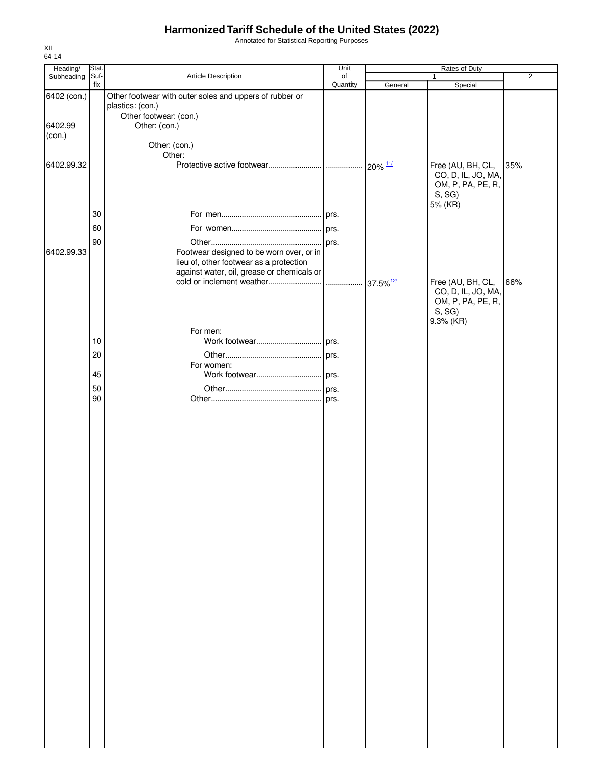# Harmonized Tariff Schedule of the United States (2022)

Annotated for Statistical Reporting Purposes

XII
64-14

| Heading/ Subheading | Stat. Suf- fix | Article Description | Unit of Quantity | Rates of Duty 1 General | Special | 2 |
|---|---|---|---|---|---|---|
| 6402 (con.) | | Other footwear with outer soles and uppers of rubber or plastics: (con.) | | | | |
| | | Other footwear: (con.) | | | | |
| 6402.99 (con.) | | Other: (con.) | | | | |
| | | Other: (con.) | | | | |
| | | Other: | | | | |
| 6402.99.32 | | Protective active footwear | | 20% [11/] | Free (AU, BH, CL, CO, D, IL, JO, MA, OM, P, PA, PE, R, S, SG) 5% (KR) | 35% |
| | 30 | For men | prs. | | | |
| | 60 | For women | prs. | | | |
| | 90 | Other | prs. | | | |
| 6402.99.33 | | Footwear designed to be worn over, or in lieu of, other footwear as a protection against water, oil, grease or chemicals or cold or inclement weather | | 37.5% [12/] | Free (AU, BH, CL, CO, D, IL, JO, MA, OM, P, PA, PE, R, S, SG) 9.3% (KR) | 66% |
| | | For men: | | | | |
| | 10 | Work footwear | prs. | | | |
| | 20 | Other | prs. | | | |
| | | For women: | | | | |
| | 45 | Work footwear | prs. | | | |
| | 50 | Other | prs. | | | |
| | 90 | Other | prs. | | | |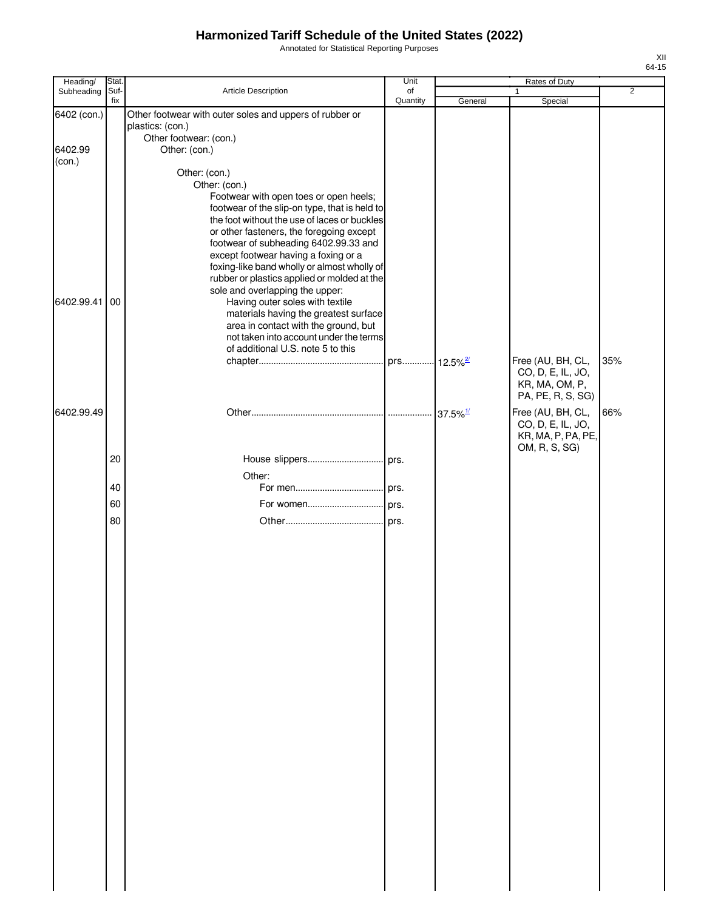# Harmonized Tariff Schedule of the United States (2022)

Annotated for Statistical Reporting Purposes

XII
64-15

| Heading/ Subheading | Stat. Suf-fix | Article Description | Unit of Quantity | Rates of Duty 1 General | Special | 2 |
|---|---|---|---|---|---|---|
| 6402 (con.) | | Other footwear with outer soles and uppers of rubber or plastics: (con.) | | | | |
| | | Other footwear: (con.) | | | | |
| 6402.99 (con.) | | Other: (con.) | | | | |
| | | Other: (con.) | | | | |
| | | Other: (con.) | | | | |
| | | Footwear with open toes or open heels; footwear of the slip-on type, that is held to the foot without the use of laces or buckles or other fasteners, the foregoing except footwear of subheading 6402.99.33 and except footwear having a foxing or a foxing-like band wholly or almost wholly of rubber or plastics applied or molded at the sole and overlapping the upper: | | | | |
| 6402.99.41 | 00 | Having outer soles with textile materials having the greatest surface area in contact with the ground, but not taken into account under the terms of additional U.S. note 5 to this chapter | prs. | 12.5%[2/] | Free (AU, BH, CL, CO, D, E, IL, JO, KR, MA, OM, P, PA, PE, R, S, SG) | 35% |
| 6402.99.49 | | Other | | 37.5%[1/] | Free (AU, BH, CL, CO, D, E, IL, JO, KR, MA, P, PA, PE, OM, R, S, SG) | 66% |
| | 20 | House slippers | prs. | | | |
| | | Other: | | | | |
| | 40 | For men | prs. | | | |
| | 60 | For women | prs. | | | |
| | 80 | Other | prs. | | | |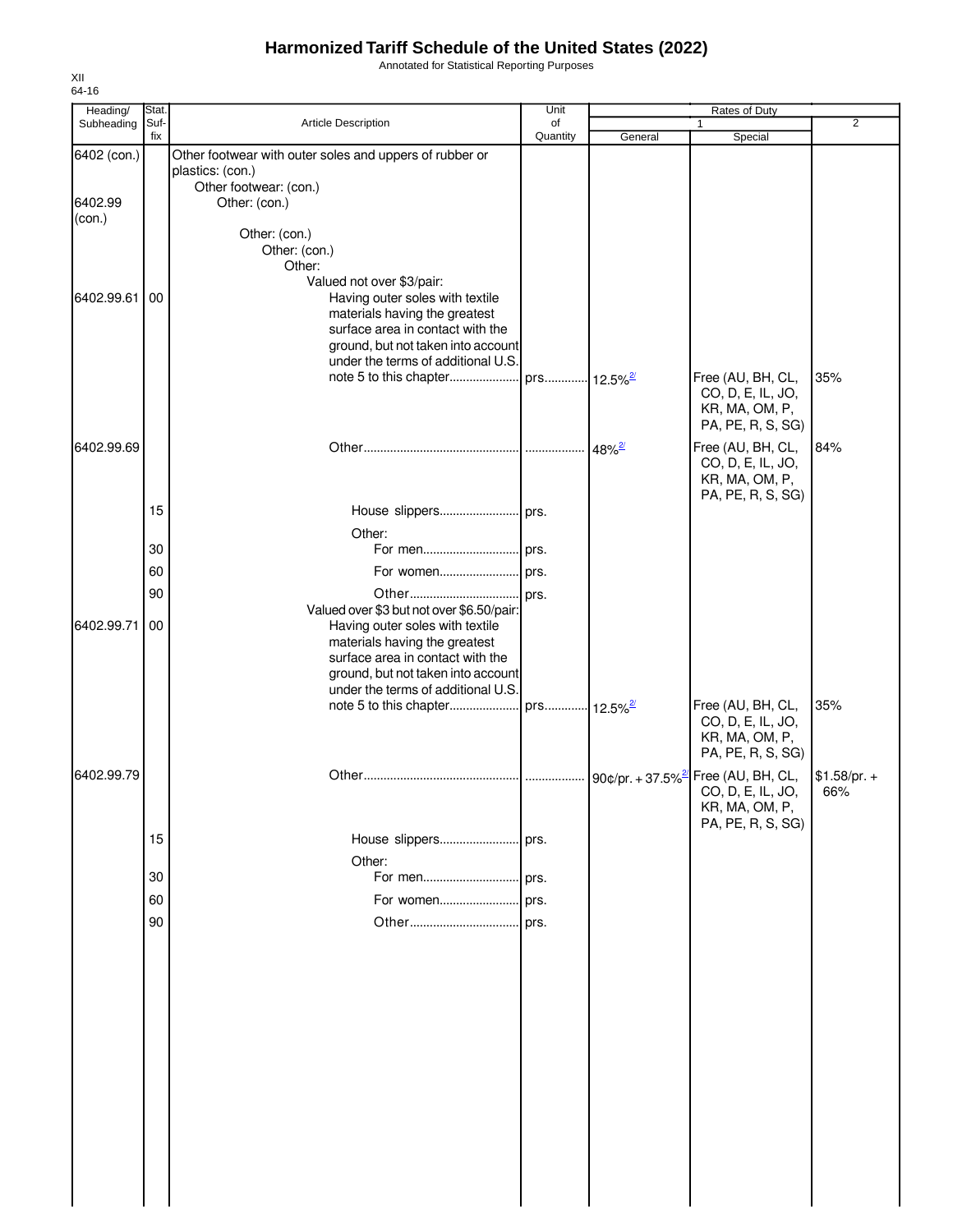# Harmonized Tariff Schedule of the United States (2022)

Annotated for Statistical Reporting Purposes

XII
64-16

| Heading/ Subheading | Stat. Suf- fix | Article Description | Unit of Quantity | Rates of Duty 1 General | Special | 2 |
|---|---|---|---|---|---|---|
| 6402 (con.) | | Other footwear with outer soles and uppers of rubber or plastics: (con.) | | | | |
| | | Other footwear: (con.) | | | | |
| 6402.99 (con.) | | Other: (con.) | | | | |
| | | Other: (con.) | | | | |
| | | Other: (con.) | | | | |
| | | Other: | | | | |
| | | Valued not over $3/pair: | | | | |
| 6402.99.61 | 00 | Having outer soles with textile materials having the greatest surface area in contact with the ground, but not taken into account under the terms of additional U.S. note 5 to this chapter | prs | 12.5%[2/] | Free (AU, BH, CL, CO, D, E, IL, JO, KR, MA, OM, P, PA, PE, R, S, SG) | 35% |
| 6402.99.69 | | Other | | 48%[2/] | Free (AU, BH, CL, CO, D, E, IL, JO, KR, MA, OM, P, PA, PE, R, S, SG) | 84% |
| | 15 | House slippers | prs. | | | |
| | | Other: | | | | |
| | 30 | For men | prs. | | | |
| | 60 | For women | prs. | | | |
| | 90 | Other | prs. | | | |
| | | Valued over $3 but not over $6.50/pair: | | | | |
| 6402.99.71 | 00 | Having outer soles with textile materials having the greatest surface area in contact with the ground, but not taken into account under the terms of additional U.S. note 5 to this chapter | prs | 12.5%[2/] | Free (AU, BH, CL, CO, D, E, IL, JO, KR, MA, OM, P, PA, PE, R, S, SG) | 35% |
| 6402.99.79 | | Other | | 90¢/pr. + 37.5%[2/] | Free (AU, BH, CL, CO, D, E, IL, JO, KR, MA, OM, P, PA, PE, R, S, SG) | $1.58/pr. + 66% |
| | 15 | House slippers | prs. | | | |
| | | Other: | | | | |
| | 30 | For men | prs. | | | |
| | 60 | For women | prs. | | | |
| | 90 | Other | prs. | | | |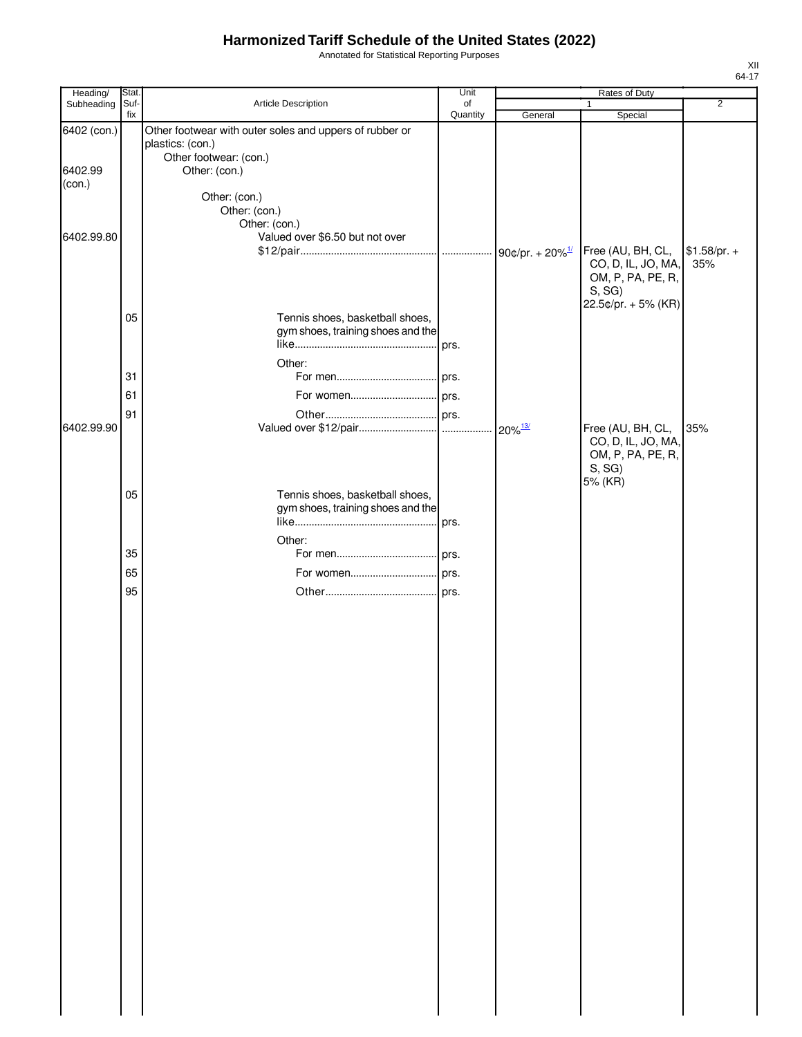# Harmonized Tariff Schedule of the United States (2022)

Annotated for Statistical Reporting Purposes

XII
64-17

| Heading/ Subheading | Stat. Suf- fix | Article Description | Unit of Quantity | Rates of Duty 1 General | Special | 2 |
|---|---|---|---|---|---|---|
| 6402 (con.) | | Other footwear with outer soles and uppers of rubber or plastics: (con.) | | | | |
| | | Other footwear: (con.) | | | | |
| 6402.99 (con.) | | Other: (con.) | | | | |
| | | Other: (con.) | | | | |
| | | Other: (con.) | | | | |
| | | Other: (con.) | | | | |
| 6402.99.80 | | Valued over $6.50 but not over $12/pair | | 90¢/pr. + 20%[1/] | Free (AU, BH, CL, CO, D, IL, JO, MA, OM, P, PA, PE, R, S, SG) 22.5¢/pr. + 5% (KR) | $1.58/pr. + 35% |
| | 05 | Tennis shoes, basketball shoes, gym shoes, training shoes and the like | prs. | | | |
| | | Other: | | | | |
| | 31 | For men | prs. | | | |
| | 61 | For women | prs. | | | |
| | 91 | Other | prs. | | | |
| 6402.99.90 | | Valued over $12/pair | | 20%[13/] | Free (AU, BH, CL, CO, D, IL, JO, MA, OM, P, PA, PE, R, S, SG) 5% (KR) | 35% |
| | 05 | Tennis shoes, basketball shoes, gym shoes, training shoes and the like | prs. | | | |
| | | Other: | | | | |
| | 35 | For men | prs. | | | |
| | 65 | For women | prs. | | | |
| | 95 | Other | prs. | | | |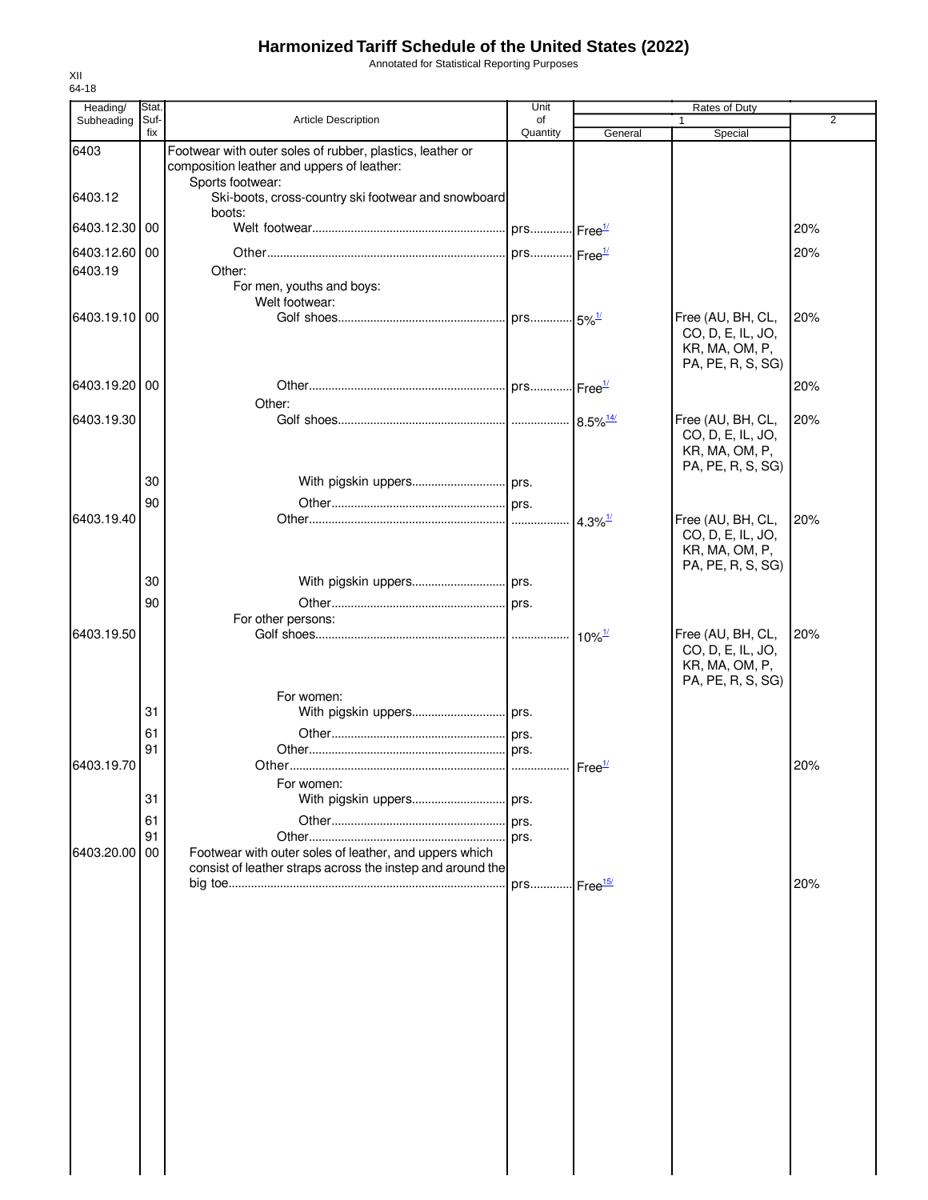# Harmonized Tariff Schedule of the United States (2022)

Annotated for Statistical Reporting Purposes

XII
64-18

| Heading/ Subheading | Stat. Suf-fix | Article Description | Unit of Quantity | Rates of Duty 1 General | Rates of Duty 1 Special | Rates of Duty 2 |
|---|---|---|---|---|---|---|
| 6403 | | Footwear with outer soles of rubber, plastics, leather or composition leather and uppers of leather: | | | | |
| | | Sports footwear: | | | | |
| 6403.12 | | Ski-boots, cross-country ski footwear and snowboard boots: | | | | |
| 6403.12.30 | 00 | Welt footwear | prs. | Free[1/] | | 20% |
| 6403.12.60 | 00 | Other | prs. | Free[1/] | | 20% |
| 6403.19 | | Other: | | | | |
| | | For men, youths and boys: | | | | |
| | | Welt footwear: | | | | |
| 6403.19.10 | 00 | Golf shoes | prs. | 5%[1/] | Free (AU, BH, CL, CO, D, E, IL, JO, KR, MA, OM, P, PA, PE, R, S, SG) | 20% |
| 6403.19.20 | 00 | Other | prs. | Free[1/] | | 20% |
| | | Other: | | | | |
| 6403.19.30 | | Golf shoes | | 8.5%[14/] | Free (AU, BH, CL, CO, D, E, IL, JO, KR, MA, OM, P, PA, PE, R, S, SG) | 20% |
| | 30 | With pigskin uppers | prs. | | | |
| | 90 | Other | prs. | | | |
| 6403.19.40 | | Other | | 4.3%[1/] | Free (AU, BH, CL, CO, D, E, IL, JO, KR, MA, OM, P, PA, PE, R, S, SG) | 20% |
| | 30 | With pigskin uppers | prs. | | | |
| | 90 | Other | prs. | | | |
| | | For other persons: | | | | |
| 6403.19.50 | | Golf shoes | | 10%[1/] | Free (AU, BH, CL, CO, D, E, IL, JO, KR, MA, OM, P, PA, PE, R, S, SG) | 20% |
| | | For women: | | | | |
| | 31 | With pigskin uppers | prs. | | | |
| | 61 | Other | prs. | | | |
| | 91 | Other | prs. | | | |
| 6403.19.70 | | Other | | Free[1/] | | 20% |
| | | For women: | | | | |
| | 31 | With pigskin uppers | prs. | | | |
| | 61 | Other | prs. | | | |
| | 91 | Other | prs. | | | |
| 6403.20.00 | 00 | Footwear with outer soles of leather, and uppers which consist of leather straps across the instep and around the big toe | prs. | Free[15/] | | 20% |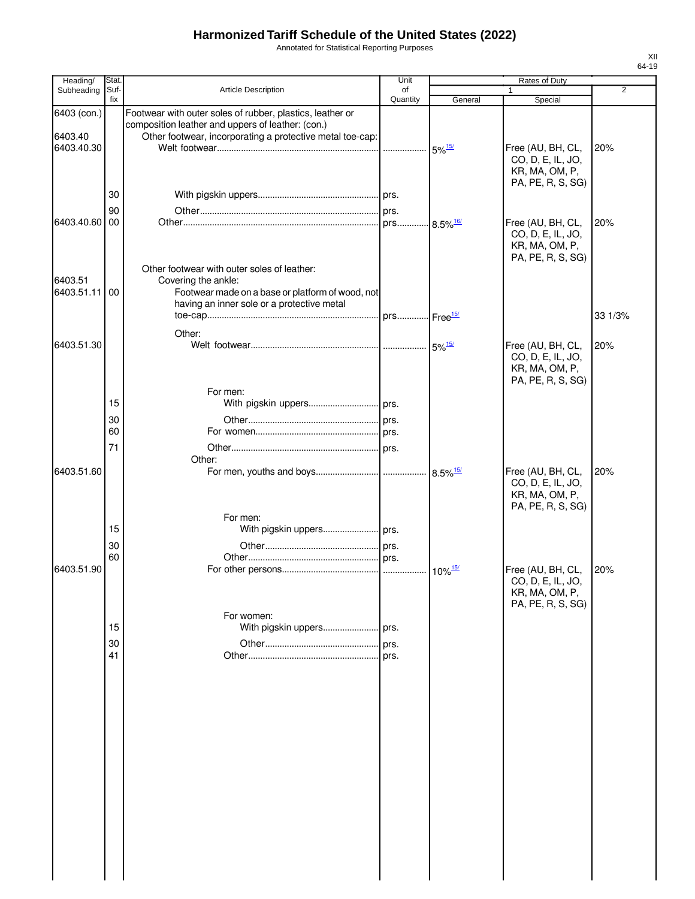# Harmonized Tariff Schedule of the United States (2022)

Annotated for Statistical Reporting Purposes

XII
64-19

| Heading/ Subheading | Stat. Suf- fix | Article Description | Unit of Quantity | Rates of Duty 1 General | Special | 2 |
|---|---|---|---|---|---|---|
| 6403 (con.) | | Footwear with outer soles of rubber, plastics, leather or composition leather and uppers of leather: (con.) | | | | |
| 6403.40 | | Other footwear, incorporating a protective metal toe-cap: | | | | |
| 6403.40.30 | | Welt footwear | | 5%[15/] | Free (AU, BH, CL, CO, D, E, IL, JO, KR, MA, OM, P, PA, PE, R, S, SG) | 20% |
| | 30 | With pigskin uppers | prs. | | | |
| | 90 | Other | prs. | | | |
| 6403.40.60 | 00 | Other | prs. | 8.5%[16/] | Free (AU, BH, CL, CO, D, E, IL, JO, KR, MA, OM, P, PA, PE, R, S, SG) | 20% |
| | | Other footwear with outer soles of leather: | | | | |
| 6403.51 | | Covering the ankle: | | | | |
| 6403.51.11 | 00 | Footwear made on a base or platform of wood, not having an inner sole or a protective metal toe-cap | prs. | Free[15/] | | 33 1/3% |
| | | Other: | | | | |
| 6403.51.30 | | Welt footwear | | 5%[15/] | Free (AU, BH, CL, CO, D, E, IL, JO, KR, MA, OM, P, PA, PE, R, S, SG) | 20% |
| | | For men: | | | | |
| | 15 | With pigskin uppers | prs. | | | |
| | 30 | Other | prs. | | | |
| | 60 | For women | prs. | | | |
| | 71 | Other | prs. | | | |
| | | Other: | | | | |
| 6403.51.60 | | For men, youths and boys | | 8.5%[15/] | Free (AU, BH, CL, CO, D, E, IL, JO, KR, MA, OM, P, PA, PE, R, S, SG) | 20% |
| | | For men: | | | | |
| | 15 | With pigskin uppers | prs. | | | |
| | 30 | Other | prs. | | | |
| | 60 | Other | prs. | | | |
| 6403.51.90 | | For other persons | | 10%[15/] | Free (AU, BH, CL, CO, D, E, IL, JO, KR, MA, OM, P, PA, PE, R, S, SG) | 20% |
| | | For women: | | | | |
| | 15 | With pigskin uppers | prs. | | | |
| | 30 | Other | prs. | | | |
| | 41 | Other | prs. | | | |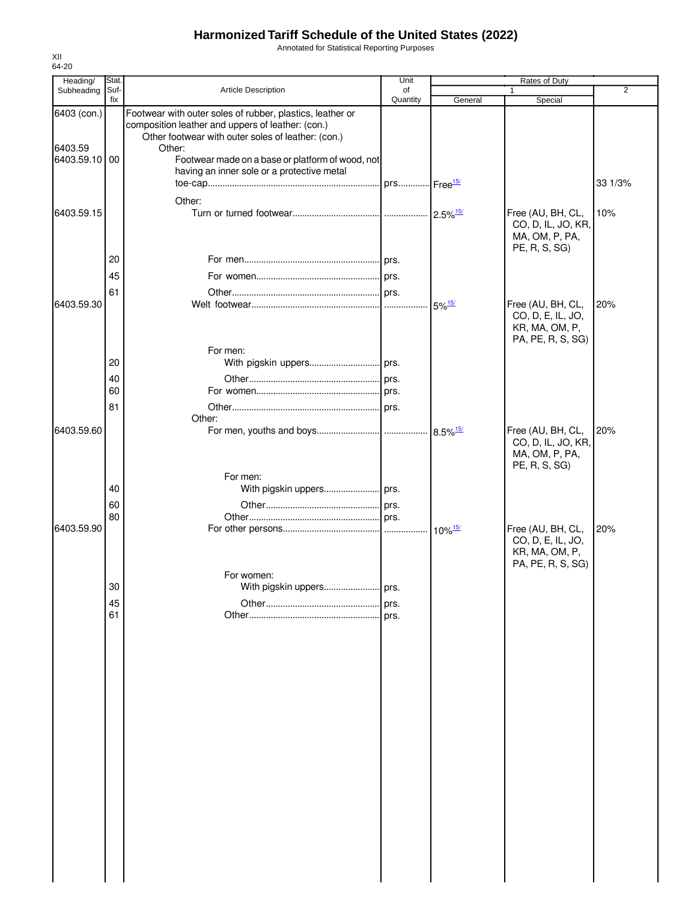# Harmonized Tariff Schedule of the United States (2022)

Annotated for Statistical Reporting Purposes

XII
64-20

| Heading/ Subheading | Stat. Suf- fix | Article Description | Unit of Quantity | Rates of Duty 1 General | Special | 2 |
|---|---|---|---|---|---|---|
| 6403 (con.) | | Footwear with outer soles of rubber, plastics, leather or composition leather and uppers of leather: (con.) | | | | |
| | | Other footwear with outer soles of leather: (con.) | | | | |
| 6403.59 | | Other: | | | | |
| 6403.59.10 | 00 | Footwear made on a base or platform of wood, not having an inner sole or a protective metal toe-cap | prs. | Free[15/] | | 33 1/3% |
| | | Other: | | | | |
| 6403.59.15 | | Turn or turned footwear | | 2.5%[15/] | Free (AU, BH, CL, CO, D, IL, JO, KR, MA, OM, P, PA, PE, R, S, SG) | 10% |
| | 20 | For men | prs. | | | |
| | 45 | For women | prs. | | | |
| | 61 | Other | prs. | | | |
| 6403.59.30 | | Welt footwear | | 5%[15/] | Free (AU, BH, CL, CO, D, E, IL, JO, KR, MA, OM, P, PA, PE, R, S, SG) | 20% |
| | | For men: | | | | |
| | 20 | With pigskin uppers | prs. | | | |
| | 40 | Other | prs. | | | |
| | 60 | For women | prs. | | | |
| | 81 | Other | prs. | | | |
| | | Other: | | | | |
| 6403.59.60 | | For men, youths and boys | | 8.5%[15/] | Free (AU, BH, CL, CO, D, IL, JO, KR, MA, OM, P, PA, PE, R, S, SG) | 20% |
| | | For men: | | | | |
| | 40 | With pigskin uppers | prs. | | | |
| | 60 | Other | prs. | | | |
| | 80 | Other | prs. | | | |
| 6403.59.90 | | For other persons | | 10%[15/] | Free (AU, BH, CL, CO, D, E, IL, JO, KR, MA, OM, P, PA, PE, R, S, SG) | 20% |
| | | For women: | | | | |
| | 30 | With pigskin uppers | prs. | | | |
| | 45 | Other | prs. | | | |
| | 61 | Other | prs. | | | |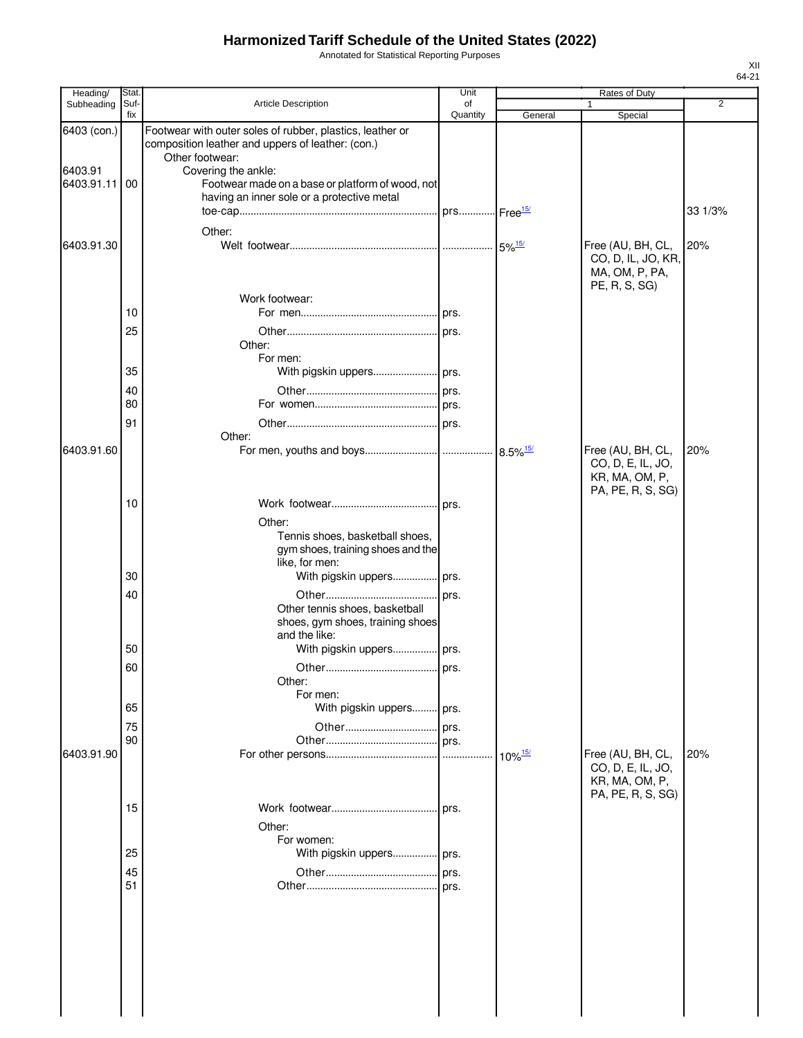# Harmonized Tariff Schedule of the United States (2022)

Annotated for Statistical Reporting Purposes

XII
64-21

| Heading/ Subheading | Stat. Suf-fix | Article Description | Unit of Quantity | Rates of Duty 1 General | Rates of Duty 1 Special | Rates of Duty 2 |
|---|---|---|---|---|---|---|
| 6403 (con.) | | Footwear with outer soles of rubber, plastics, leather or composition leather and uppers of leather: (con.) | | | | |
| | | Other footwear: | | | | |
| 6403.91 | | Covering the ankle: | | | | |
| 6403.91.11 | 00 | Footwear made on a base or platform of wood, not having an inner sole or a protective metal toe-cap | prs. | Free[15/] | | 33 1/3% |
| | | Other: | | | | |
| 6403.91.30 | | Welt footwear | | 5%[15/] | Free (AU, BH, CL, CO, D, IL, JO, KR, MA, OM, P, PA, PE, R, S, SG) | 20% |
| | | Work footwear: | | | | |
| | 10 | For men | prs. | | | |
| | 25 | Other | prs. | | | |
| | | Other: | | | | |
| | | For men: | | | | |
| | 35 | With pigskin uppers | prs. | | | |
| | 40 | Other | prs. | | | |
| | 80 | For women | prs. | | | |
| | 91 | Other | prs. | | | |
| | | Other: | | | | |
| 6403.91.60 | | For men, youths and boys | | 8.5%[15/] | Free (AU, BH, CL, CO, D, E, IL, JO, KR, MA, OM, P, PA, PE, R, S, SG) | 20% |
| | 10 | Work footwear | prs. | | | |
| | | Other: | | | | |
| | | Tennis shoes, basketball shoes, gym shoes, training shoes and the like, for men: | | | | |
| | 30 | With pigskin uppers | prs. | | | |
| | 40 | Other | prs. | | | |
| | | Other tennis shoes, basketball shoes, gym shoes, training shoes and the like: | | | | |
| | 50 | With pigskin uppers | prs. | | | |
| | 60 | Other | prs. | | | |
| | | Other: | | | | |
| | | For men: | | | | |
| | 65 | With pigskin uppers | prs. | | | |
| | 75 | Other | prs. | | | |
| | 90 | Other | prs. | | | |
| 6403.91.90 | | For other persons | | 10%[15/] | Free (AU, BH, CL, CO, D, E, IL, JO, KR, MA, OM, P, PA, PE, R, S, SG) | 20% |
| | 15 | Work footwear | prs. | | | |
| | | Other: | | | | |
| | | For women: | | | | |
| | 25 | With pigskin uppers | prs. | | | |
| | 45 | Other | prs. | | | |
| | 51 | Other | prs. | | | |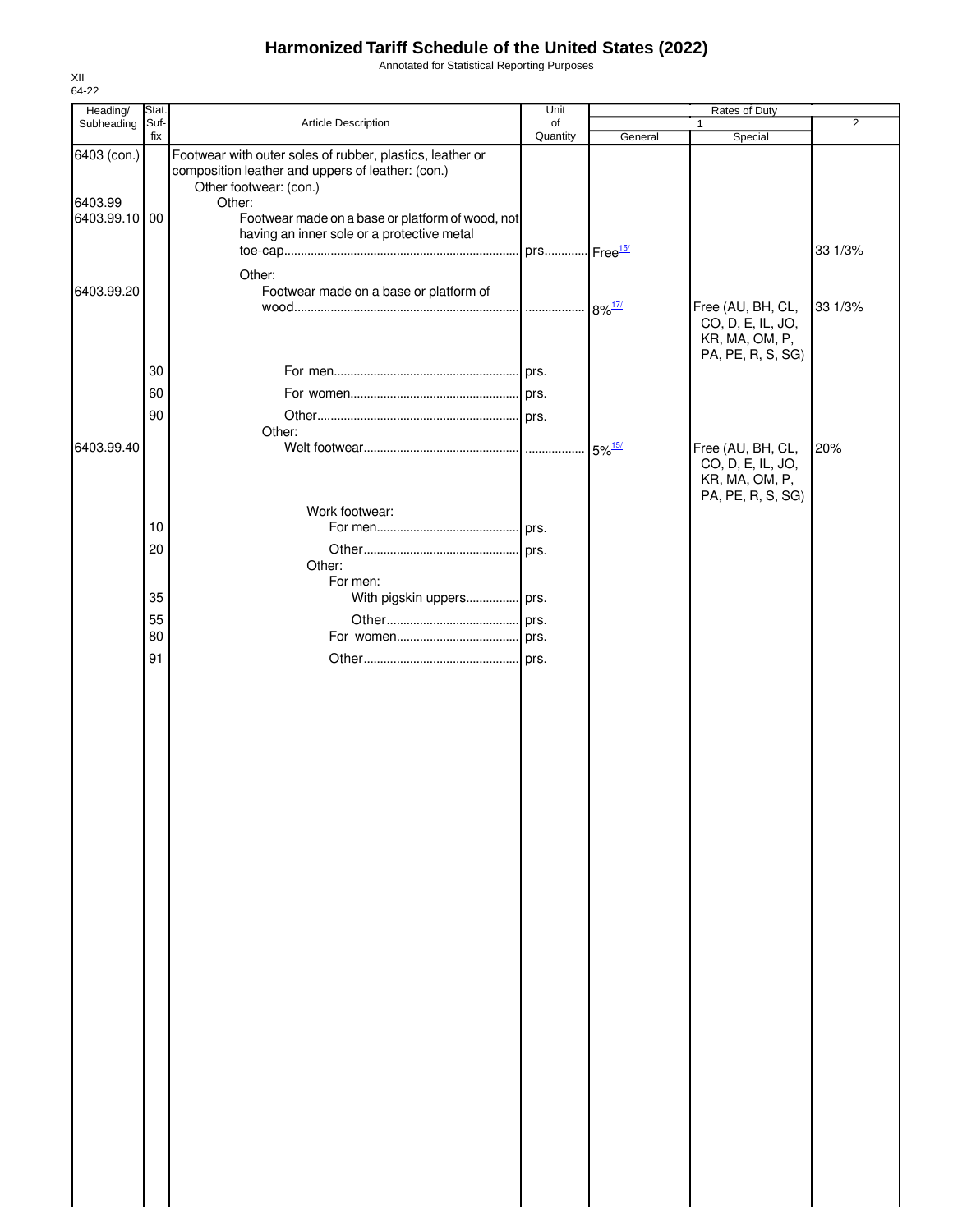# Harmonized Tariff Schedule of the United States (2022)

Annotated for Statistical Reporting Purposes

XII
64-22

| Heading/ Subheading | Stat. Suf- fix | Article Description | Unit of Quantity | Rates of Duty 1 General | Rates of Duty 1 Special | Rates of Duty 2 |
|---|---|---|---|---|---|---|
| 6403 (con.) | | Footwear with outer soles of rubber, plastics, leather or composition leather and uppers of leather: (con.) | | | | |
| | | Other footwear: (con.) | | | | |
| 6403.99 | | Other: | | | | |
| 6403.99.10 | 00 | Footwear made on a base or platform of wood, not having an inner sole or a protective metal toe-cap | prs. | Free[15/] | | 33 1/3% |
| | | Other: | | | | |
| 6403.99.20 | | Footwear made on a base or platform of wood | | 8%[17/] | Free (AU, BH, CL, CO, D, E, IL, JO, KR, MA, OM, P, PA, PE, R, S, SG) | 33 1/3% |
| | 30 | For men | prs. | | | |
| | 60 | For women | prs. | | | |
| | 90 | Other | prs. | | | |
| | | Other: | | | | |
| 6403.99.40 | | Welt footwear | | 5%[15/] | Free (AU, BH, CL, CO, D, E, IL, JO, KR, MA, OM, P, PA, PE, R, S, SG) | 20% |
| | | Work footwear: | | | | |
| | 10 | For men | prs. | | | |
| | 20 | Other | prs. | | | |
| | | Other: | | | | |
| | | For men: | | | | |
| | 35 | With pigskin uppers | prs. | | | |
| | 55 | Other | prs. | | | |
| | 80 | For women | prs. | | | |
| | 91 | Other | prs. | | | |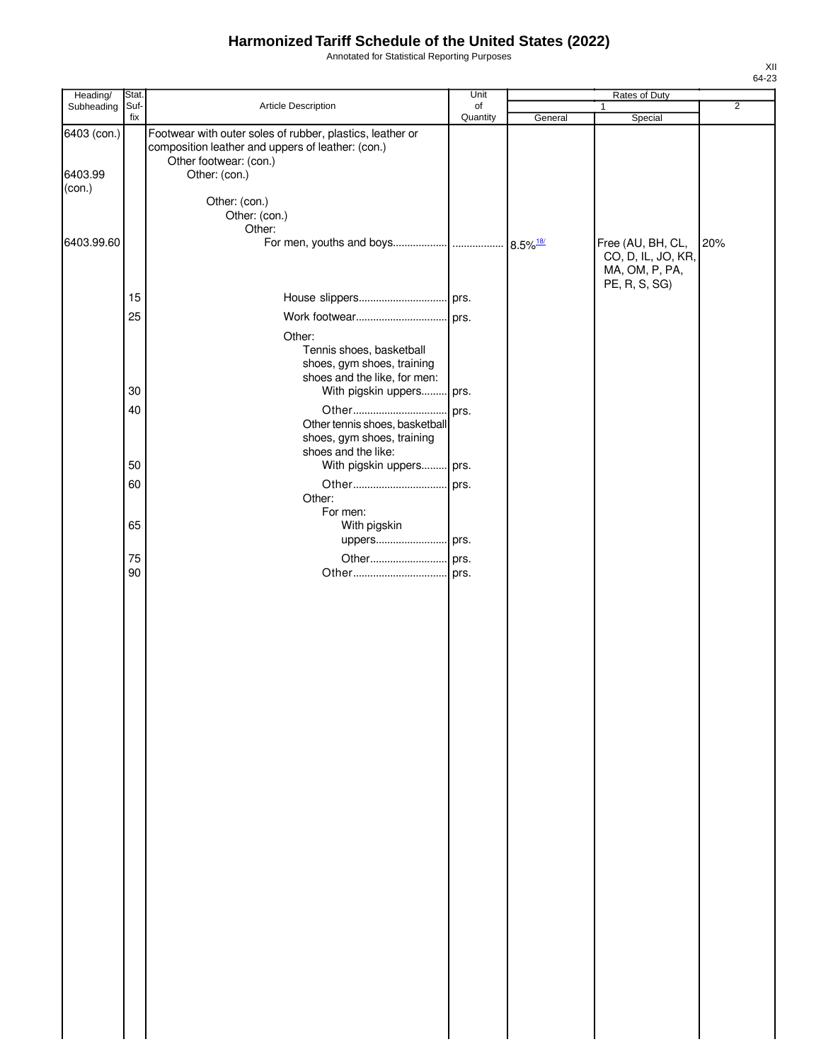# Harmonized Tariff Schedule of the United States (2022)

Annotated for Statistical Reporting Purposes

XII
64-23

| Heading/ Subheading | Stat. Suf- fix | Article Description | Unit of Quantity | Rates of Duty 1 General | Special | 2 |
|---|---|---|---|---|---|---|
| 6403 (con.) | | Footwear with outer soles of rubber, plastics, leather or composition leather and uppers of leather: (con.) | | | | |
| | | Other footwear: (con.) | | | | |
| 6403.99 (con.) | | Other: (con.) | | | | |
| | | Other: (con.) | | | | |
| | | Other: (con.) | | | | |
| | | Other: | | | | |
| 6403.99.60 | | For men, youths and boys | | 8.5%[18/] | Free (AU, BH, CL, CO, D, IL, JO, KR, MA, OM, P, PA, PE, R, S, SG) | 20% |
| | 15 | House slippers | prs. | | | |
| | 25 | Work footwear | prs. | | | |
| | | Other: | | | | |
| | | Tennis shoes, basketball shoes, gym shoes, training shoes and the like, for men: | | | | |
| | 30 | With pigskin uppers | prs. | | | |
| | 40 | Other | prs. | | | |
| | | Other tennis shoes, basketball shoes, gym shoes, training shoes and the like: | | | | |
| | 50 | With pigskin uppers | prs. | | | |
| | 60 | Other | prs. | | | |
| | | Other: | | | | |
| | | For men: | | | | |
| | 65 | With pigskin uppers | prs. | | | |
| | 75 | Other | prs. | | | |
| | 90 | Other | prs. | | | |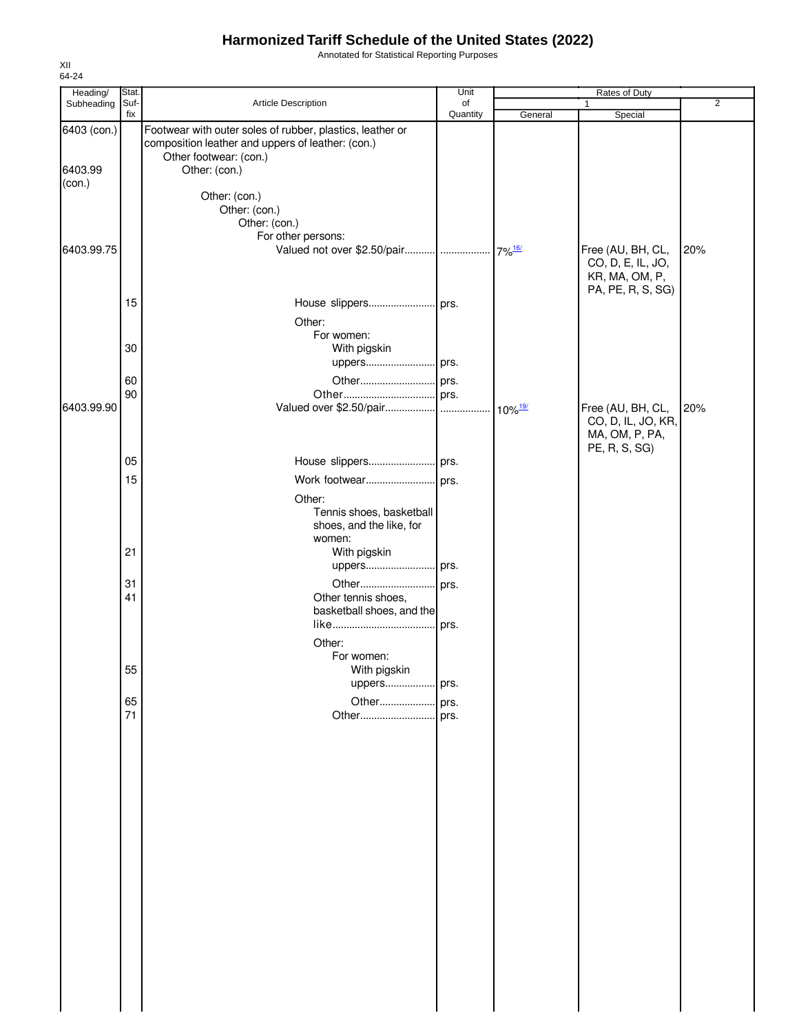# Harmonized Tariff Schedule of the United States (2022)

Annotated for Statistical Reporting Purposes

XII
64-24

| Heading/ Subheading | Stat. Suf- fix | Article Description | Unit of Quantity | Rates of Duty 1 General | Special | 2 |
|---|---|---|---|---|---|---|
| 6403 (con.) | | Footwear with outer soles of rubber, plastics, leather or composition leather and uppers of leather: (con.) | | | | |
| | | Other footwear: (con.) | | | | |
| 6403.99 (con.) | | Other: (con.) | | | | |
| | | Other: (con.) | | | | |
| | | Other: (con.) | | | | |
| | | Other: (con.) | | | | |
| | | For other persons: | | | | |
| 6403.99.75 | | Valued not over $2.50/pair | | 7%[16/] | Free (AU, BH, CL, CO, D, E, IL, JO, KR, MA, OM, P, PA, PE, R, S, SG) | 20% |
| | 15 | House slippers | prs. | | | |
| | | Other: | | | | |
| | | For women: | | | | |
| | 30 | With pigskin uppers | prs. | | | |
| | 60 | Other | prs. | | | |
| | 90 | Other | prs. | | | |
| 6403.99.90 | | Valued over $2.50/pair | | 10%[19/] | Free (AU, BH, CL, CO, D, IL, JO, KR, MA, OM, P, PA, PE, R, S, SG) | 20% |
| | 05 | House slippers | prs. | | | |
| | 15 | Work footwear | prs. | | | |
| | | Other: | | | | |
| | | Tennis shoes, basketball shoes, and the like, for women: | | | | |
| | 21 | With pigskin uppers | prs. | | | |
| | 31 | Other | prs. | | | |
| | 41 | Other tennis shoes, basketball shoes, and the like | prs. | | | |
| | | Other: | | | | |
| | | For women: | | | | |
| | 55 | With pigskin uppers | prs. | | | |
| | 65 | Other | prs. | | | |
| | 71 | Other | prs. | | | |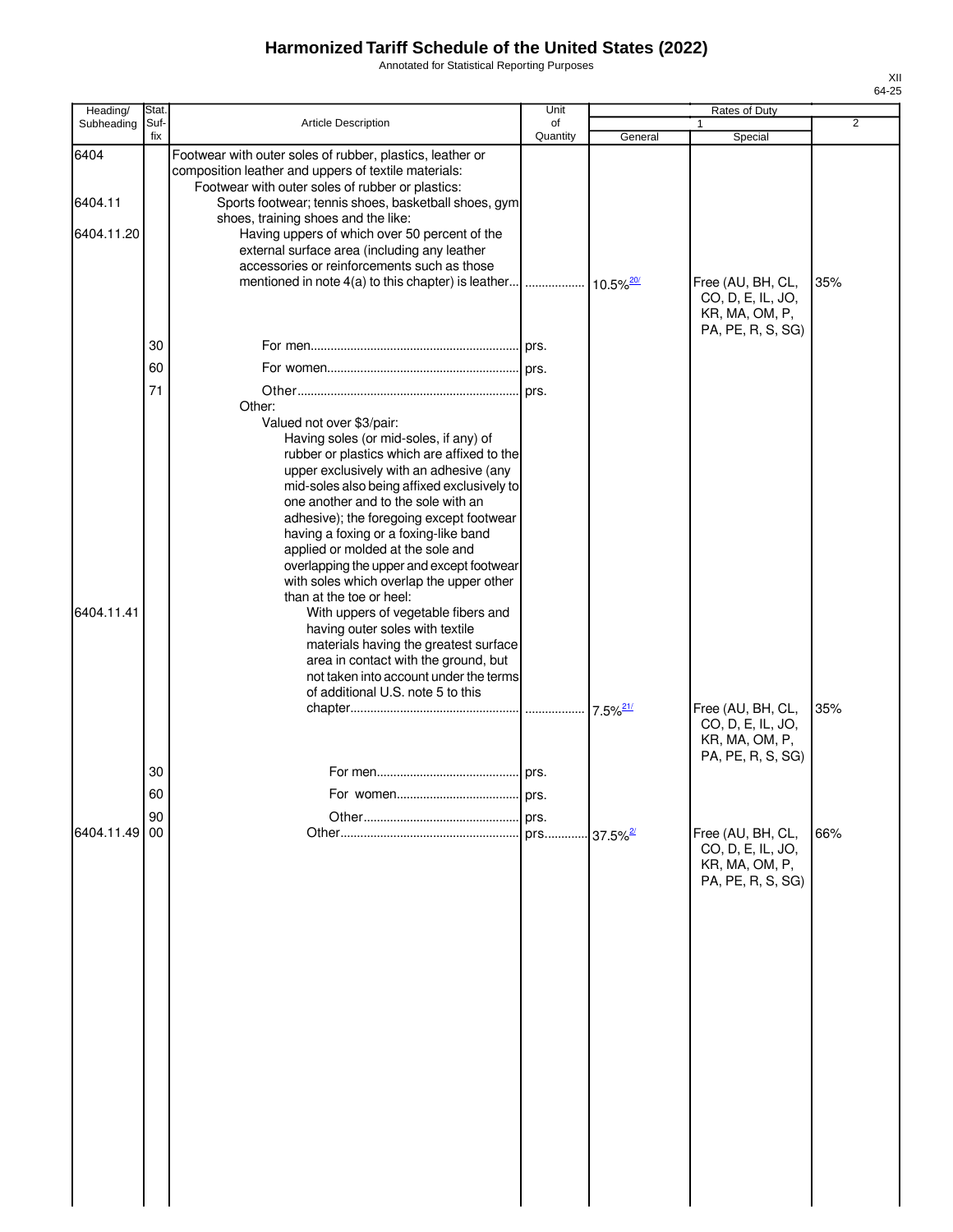# Harmonized Tariff Schedule of the United States (2022)

Annotated for Statistical Reporting Purposes

XII
64-25

| Heading/ Subheading | Stat. Suf- fix | Article Description | Unit of Quantity | Rates of Duty 1 General | Special | 2 |
|---|---|---|---|---|---|---|
| 6404 | | Footwear with outer soles of rubber, plastics, leather or composition leather and uppers of textile materials: | | | | |
| | | Footwear with outer soles of rubber or plastics: | | | | |
| 6404.11 | | Sports footwear; tennis shoes, basketball shoes, gym shoes, training shoes and the like: | | | | |
| 6404.11.20 | | Having uppers of which over 50 percent of the external surface area (including any leather accessories or reinforcements such as those mentioned in note 4(a) to this chapter) is leather | | 10.5%[20] | Free (AU, BH, CL, CO, D, E, IL, JO, KR, MA, OM, P, PA, PE, R, S, SG) | 35% |
| | 30 | For men | prs. | | | |
| | 60 | For women | prs. | | | |
| | 71 | Other | prs. | | | |
| | | Other: | | | | |
| | | Valued not over $3/pair: | | | | |
| | | Having soles (or mid-soles, if any) of rubber or plastics which are affixed to the upper exclusively with an adhesive (any mid-soles also being affixed exclusively to one another and to the sole with an adhesive); the foregoing except footwear having a foxing or a foxing-like band applied or molded at the sole and overlapping the upper and except footwear with soles which overlap the upper other than at the toe or heel: | | | | |
| 6404.11.41 | | With uppers of vegetable fibers and having outer soles with textile materials having the greatest surface area in contact with the ground, but not taken into account under the terms of additional U.S. note 5 to this chapter | | 7.5%[21] | Free (AU, BH, CL, CO, D, E, IL, JO, KR, MA, OM, P, PA, PE, R, S, SG) | 35% |
| | 30 | For men | prs. | | | |
| | 60 | For women | prs. | | | |
| | 90 | Other | prs. | | | |
| 6404.11.49 | 00 | Other | prs. | 37.5%[2] | Free (AU, BH, CL, CO, D, E, IL, JO, KR, MA, OM, P, PA, PE, R, S, SG) | 66% |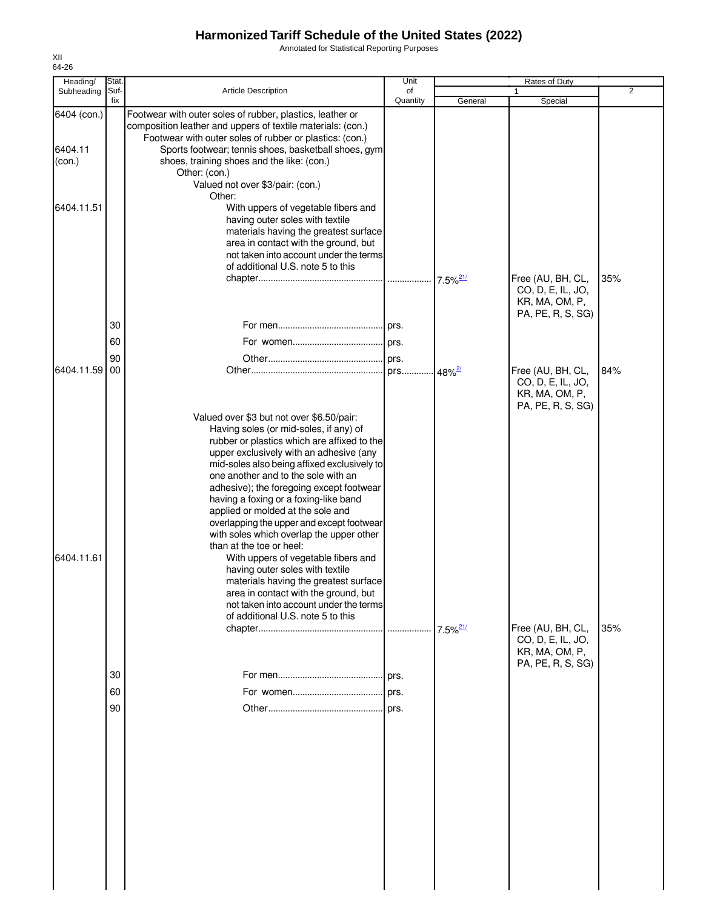# Harmonized Tariff Schedule of the United States (2022)

Annotated for Statistical Reporting Purposes

XII
64-26

| Heading/ Subheading | Stat. Suf- fix | Article Description | Unit of Quantity | Rates of Duty 1 General | Special | 2 |
|---|---|---|---|---|---|---|
| 6404 (con.) | | Footwear with outer soles of rubber, plastics, leather or composition leather and uppers of textile materials: (con.) | | | | |
| | | Footwear with outer soles of rubber or plastics: (con.) | | | | |
| 6404.11 (con.) | | Sports footwear; tennis shoes, basketball shoes, gym shoes, training shoes and the like: (con.) | | | | |
| | | Other: (con.) | | | | |
| | | Valued not over $3/pair: (con.) | | | | |
| | | Other: | | | | |
| 6404.11.51 | | With uppers of vegetable fibers and having outer soles with textile materials having the greatest surface area in contact with the ground, but not taken into account under the terms of additional U.S. note 5 to this chapter | | 7.5%[21/] | Free (AU, BH, CL, CO, D, E, IL, JO, KR, MA, OM, P, PA, PE, R, S, SG) | 35% |
| | 30 | For men | prs. | | | |
| | 60 | For women | prs. | | | |
| | 90 | Other | prs. | | | |
| 6404.11.59 | 00 | Other | prs. | 48%[2/] | Free (AU, BH, CL, CO, D, E, IL, JO, KR, MA, OM, P, PA, PE, R, S, SG) | 84% |
| | | Valued over $3 but not over $6.50/pair: | | | | |
| | | Having soles (or mid-soles, if any) of rubber or plastics which are affixed to the upper exclusively with an adhesive (any mid-soles also being affixed exclusively to one another and to the sole with an adhesive); the foregoing except footwear having a foxing or a foxing-like band applied or molded at the sole and overlapping the upper and except footwear with soles which overlap the upper other than at the toe or heel: | | | | |
| 6404.11.61 | | With uppers of vegetable fibers and having outer soles with textile materials having the greatest surface area in contact with the ground, but not taken into account under the terms of additional U.S. note 5 to this chapter | | 7.5%[21/] | Free (AU, BH, CL, CO, D, E, IL, JO, KR, MA, OM, P, PA, PE, R, S, SG) | 35% |
| | 30 | For men | prs. | | | |
| | 60 | For women | prs. | | | |
| | 90 | Other | prs. | | | |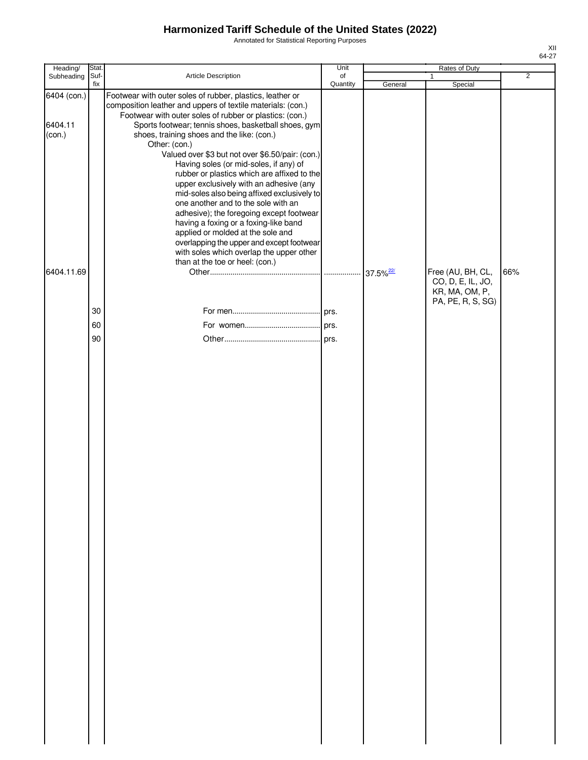# Harmonized Tariff Schedule of the United States (2022)

Annotated for Statistical Reporting Purposes

XII
64-27

| Heading/ Subheading | Stat. Suf- fix | Article Description | Unit of Quantity | Rates of Duty 1 General | Rates of Duty 1 Special | Rates of Duty 2 |
|---|---|---|---|---|---|---|
| 6404 (con.) | | Footwear with outer soles of rubber, plastics, leather or composition leather and uppers of textile materials: (con.) | | | | |
| | | Footwear with outer soles of rubber or plastics: (con.) | | | | |
| 6404.11 (con.) | | Sports footwear; tennis shoes, basketball shoes, gym shoes, training shoes and the like: (con.) | | | | |
| | | Other: (con.) | | | | |
| | | Valued over $3 but not over $6.50/pair: (con.) | | | | |
| | | Having soles (or mid-soles, if any) of rubber or plastics which are affixed to the upper exclusively with an adhesive (any mid-soles also being affixed exclusively to one another and to the sole with an adhesive); the foregoing except footwear having a foxing or a foxing-like band applied or molded at the sole and overlapping the upper and except footwear with soles which overlap the upper other than at the toe or heel: (con.) | | | | |
| 6404.11.69 | | Other | | 37.5%[22/] | Free (AU, BH, CL, CO, D, E, IL, JO, KR, MA, OM, P, PA, PE, R, S, SG) | 66% |
| | 30 | For men | prs. | | | |
| | 60 | For women | prs. | | | |
| | 90 | Other | prs. | | | |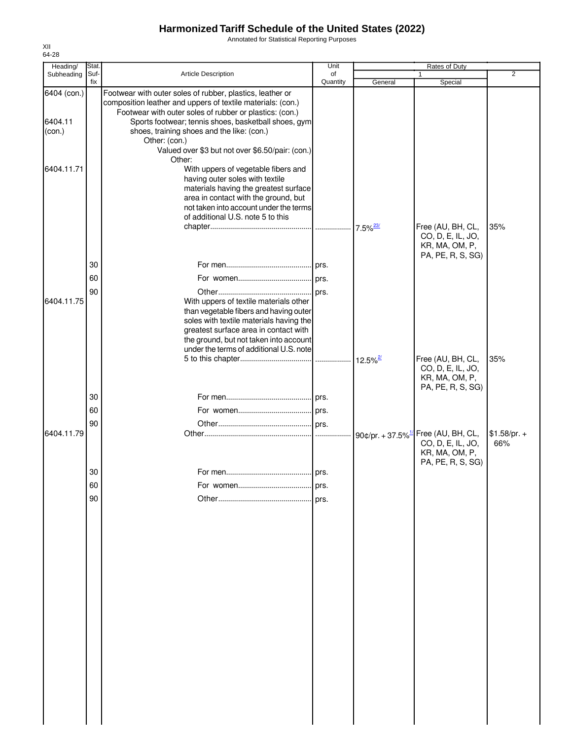# Harmonized Tariff Schedule of the United States (2022)

Annotated for Statistical Reporting Purposes

XII
64-28

| Heading/ Subheading | Stat. Suf- fix | Article Description | Unit of Quantity | Rates of Duty 1 General | Rates of Duty 1 Special | Rates of Duty 2 |
|---|---|---|---|---|---|---|
| 6404 (con.) | | Footwear with outer soles of rubber, plastics, leather or composition leather and uppers of textile materials: (con.) | | | | |
| | | Footwear with outer soles of rubber or plastics: (con.) | | | | |
| 6404.11 (con.) | | Sports footwear; tennis shoes, basketball shoes, gym shoes, training shoes and the like: (con.) | | | | |
| | | Other: (con.) | | | | |
| | | Valued over $3 but not over $6.50/pair: (con.) | | | | |
| | | Other: | | | | |
| 6404.11.71 | | With uppers of vegetable fibers and having outer soles with textile materials having the greatest surface area in contact with the ground, but not taken into account under the terms of additional U.S. note 5 to this chapter | | 7.5%[23/] | Free (AU, BH, CL, CO, D, E, IL, JO, KR, MA, OM, P, PA, PE, R, S, SG) | 35% |
| | 30 | For men | prs. | | | |
| | 60 | For women | prs. | | | |
| | 90 | Other | prs. | | | |
| 6404.11.75 | | With uppers of textile materials other than vegetable fibers and having outer soles with textile materials having the greatest surface area in contact with the ground, but not taken into account under the terms of additional U.S. note 5 to this chapter | | 12.5%[2/] | Free (AU, BH, CL, CO, D, E, IL, JO, KR, MA, OM, P, PA, PE, R, S, SG) | 35% |
| | 30 | For men | prs. | | | |
| | 60 | For women | prs. | | | |
| | 90 | Other | prs. | | | |
| 6404.11.79 | | Other | | 90¢/pr. + 37.5%[1/] | Free (AU, BH, CL, CO, D, E, IL, JO, KR, MA, OM, P, PA, PE, R, S, SG) | $1.58/pr. + 66% |
| | 30 | For men | prs. | | | |
| | 60 | For women | prs. | | | |
| | 90 | Other | prs. | | | |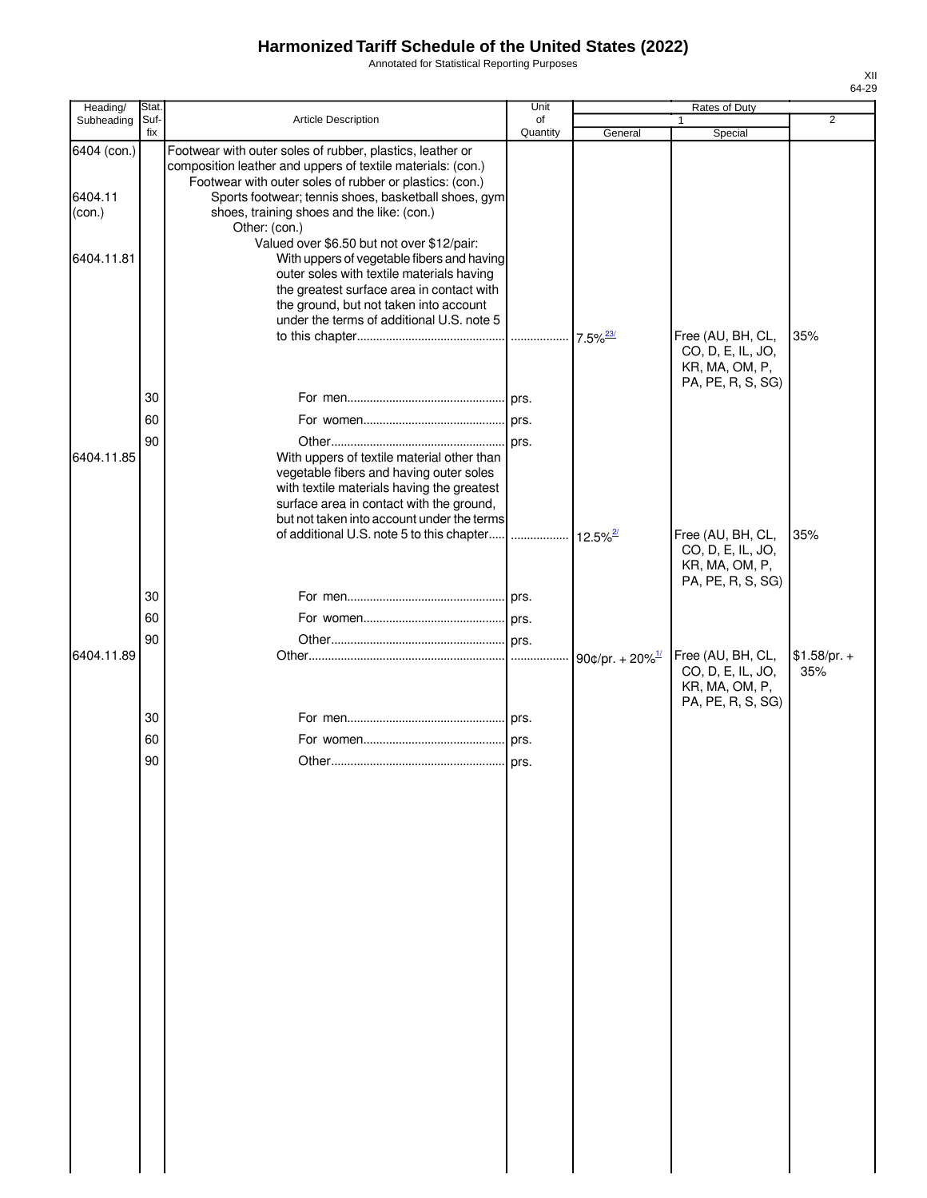# Harmonized Tariff Schedule of the United States (2022)

Annotated for Statistical Reporting Purposes

XII
64-29

| Heading/ Subheading | Stat. Suf-fix | Article Description | Unit of Quantity | Rates of Duty 1 General | Rates of Duty 1 Special | Rates of Duty 2 |
|---|---|---|---|---|---|---|
| 6404 (con.) | | Footwear with outer soles of rubber, plastics, leather or composition leather and uppers of textile materials: (con.) | | | | |
| | | Footwear with outer soles of rubber or plastics: (con.) | | | | |
| 6404.11 (con.) | | Sports footwear; tennis shoes, basketball shoes, gym shoes, training shoes and the like: (con.) | | | | |
| | | Other: (con.) | | | | |
| | | Valued over $6.50 but not over $12/pair: | | | | |
| 6404.11.81 | | With uppers of vegetable fibers and having outer soles with textile materials having the greatest surface area in contact with the ground, but not taken into account under the terms of additional U.S. note 5 to this chapter | | 7.5%[23/] | Free (AU, BH, CL, CO, D, E, IL, JO, KR, MA, OM, P, PA, PE, R, S, SG) | 35% |
| | 30 | For men | prs. | | | |
| | 60 | For women | prs. | | | |
| | 90 | Other | prs. | | | |
| 6404.11.85 | | With uppers of textile material other than vegetable fibers and having outer soles with textile materials having the greatest surface area in contact with the ground, but not taken into account under the terms of additional U.S. note 5 to this chapter | | 12.5%[2/] | Free (AU, BH, CL, CO, D, E, IL, JO, KR, MA, OM, P, PA, PE, R, S, SG) | 35% |
| | 30 | For men | prs. | | | |
| | 60 | For women | prs. | | | |
| | 90 | Other | prs. | | | |
| 6404.11.89 | | Other | | 90¢/pr. + 20%[1/] | Free (AU, BH, CL, CO, D, E, IL, JO, KR, MA, OM, P, PA, PE, R, S, SG) | $1.58/pr. + 35% |
| | 30 | For men | prs. | | | |
| | 60 | For women | prs. | | | |
| | 90 | Other | prs. | | | |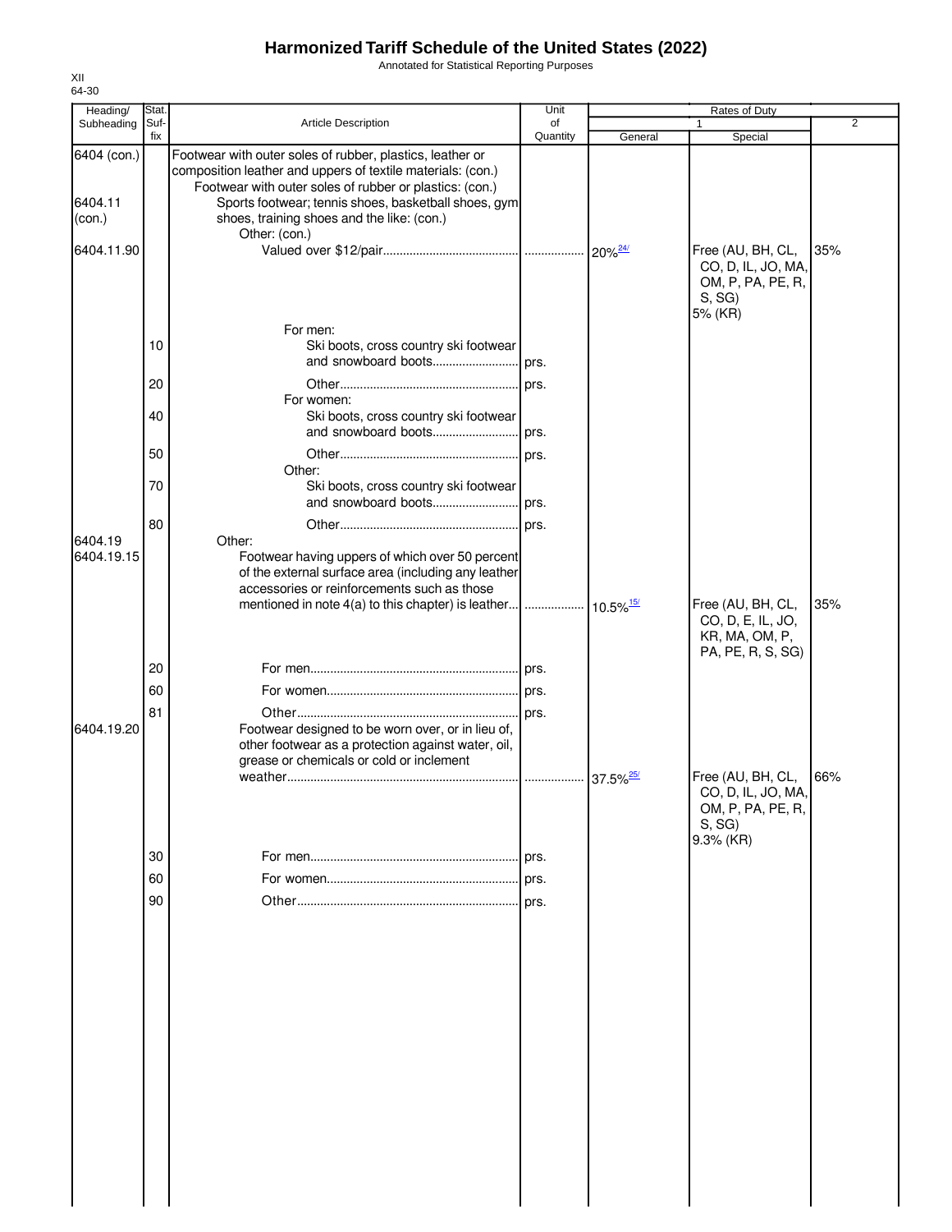# Harmonized Tariff Schedule of the United States (2022)

Annotated for Statistical Reporting Purposes

XII
64-30

| Heading/ Subheading | Stat. Suf- fix | Article Description | Unit of Quantity | Rates of Duty 1 General | Special | 2 |
|---|---|---|---|---|---|---|
| 6404 (con.) | | Footwear with outer soles of rubber, plastics, leather or composition leather and uppers of textile materials: (con.) | | | | |
| | | Footwear with outer soles of rubber or plastics: (con.) | | | | |
| 6404.11 (con.) | | Sports footwear; tennis shoes, basketball shoes, gym shoes, training shoes and the like: (con.) | | | | |
| | | Other: (con.) | | | | |
| 6404.11.90 | | Valued over $12/pair | | 20%[24/] | Free (AU, BH, CL, CO, D, IL, JO, MA, OM, P, PA, PE, R, S, SG) 5% (KR) | 35% |
| | | For men: | | | | |
| | 10 | Ski boots, cross country ski footwear and snowboard boots | prs. | | | |
| | 20 | Other | prs. | | | |
| | | For women: | | | | |
| | 40 | Ski boots, cross country ski footwear and snowboard boots | prs. | | | |
| | 50 | Other | prs. | | | |
| | | Other: | | | | |
| | 70 | Ski boots, cross country ski footwear and snowboard boots | prs. | | | |
| | 80 | Other | prs. | | | |
| 6404.19 | | Other: | | | | |
| 6404.19.15 | | Footwear having uppers of which over 50 percent of the external surface area (including any leather accessories or reinforcements such as those mentioned in note 4(a) to this chapter) is leather | | 10.5%[15/] | Free (AU, BH, CL, CO, D, E, IL, JO, KR, MA, OM, P, PA, PE, R, S, SG) | 35% |
| | 20 | For men | prs. | | | |
| | 60 | For women | prs. | | | |
| | 81 | Other | prs. | | | |
| 6404.19.20 | | Footwear designed to be worn over, or in lieu of, other footwear as a protection against water, oil, grease or chemicals or cold or inclement weather | | 37.5%[25/] | Free (AU, BH, CL, CO, D, IL, JO, MA, OM, P, PA, PE, R, S, SG) 9.3% (KR) | 66% |
| | 30 | For men | prs. | | | |
| | 60 | For women | prs. | | | |
| | 90 | Other | prs. | | | |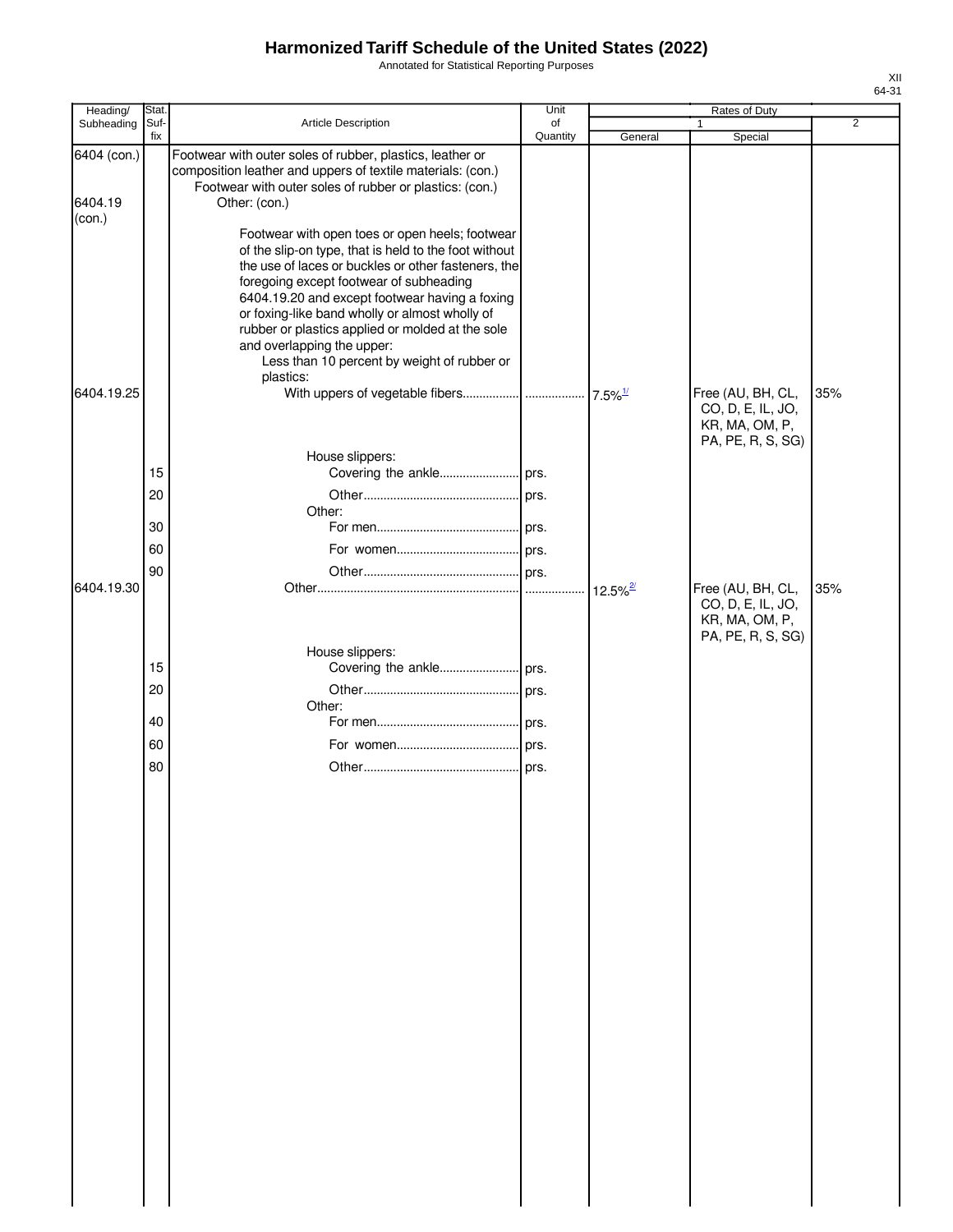# Harmonized Tariff Schedule of the United States (2022)

Annotated for Statistical Reporting Purposes

XII
64-31

| Heading/ Subheading | Stat. Suf- fix | Article Description | Unit of Quantity | Rates of Duty 1 General | Rates of Duty 1 Special | Rates of Duty 2 |
|---|---|---|---|---|---|---|
| 6404 (con.) | | Footwear with outer soles of rubber, plastics, leather or composition leather and uppers of textile materials: (con.) | | | | |
| | | Footwear with outer soles of rubber or plastics: (con.) | | | | |
| 6404.19 (con.) | | Other: (con.) | | | | |
| | | Footwear with open toes or open heels; footwear of the slip-on type, that is held to the foot without the use of laces or buckles or other fasteners, the foregoing except footwear of subheading 6404.19.20 and except footwear having a foxing or foxing-like band wholly or almost wholly of rubber or plastics applied or molded at the sole and overlapping the upper: | | | | |
| | | Less than 10 percent by weight of rubber or plastics: | | | | |
| 6404.19.25 | | With uppers of vegetable fibers | | 7.5%[1/] | Free (AU, BH, CL, CO, D, E, IL, JO, KR, MA, OM, P, PA, PE, R, S, SG) | 35% |
| | | House slippers: | | | | |
| | 15 | Covering the ankle | prs. | | | |
| | 20 | Other | prs. | | | |
| | | Other: | | | | |
| | 30 | For men | prs. | | | |
| | 60 | For women | prs. | | | |
| | 90 | Other | prs. | | | |
| 6404.19.30 | | Other | | 12.5%[2/] | Free (AU, BH, CL, CO, D, E, IL, JO, KR, MA, OM, P, PA, PE, R, S, SG) | 35% |
| | | House slippers: | | | | |
| | 15 | Covering the ankle | prs. | | | |
| | 20 | Other | prs. | | | |
| | | Other: | | | | |
| | 40 | For men | prs. | | | |
| | 60 | For women | prs. | | | |
| | 80 | Other | prs. | | | |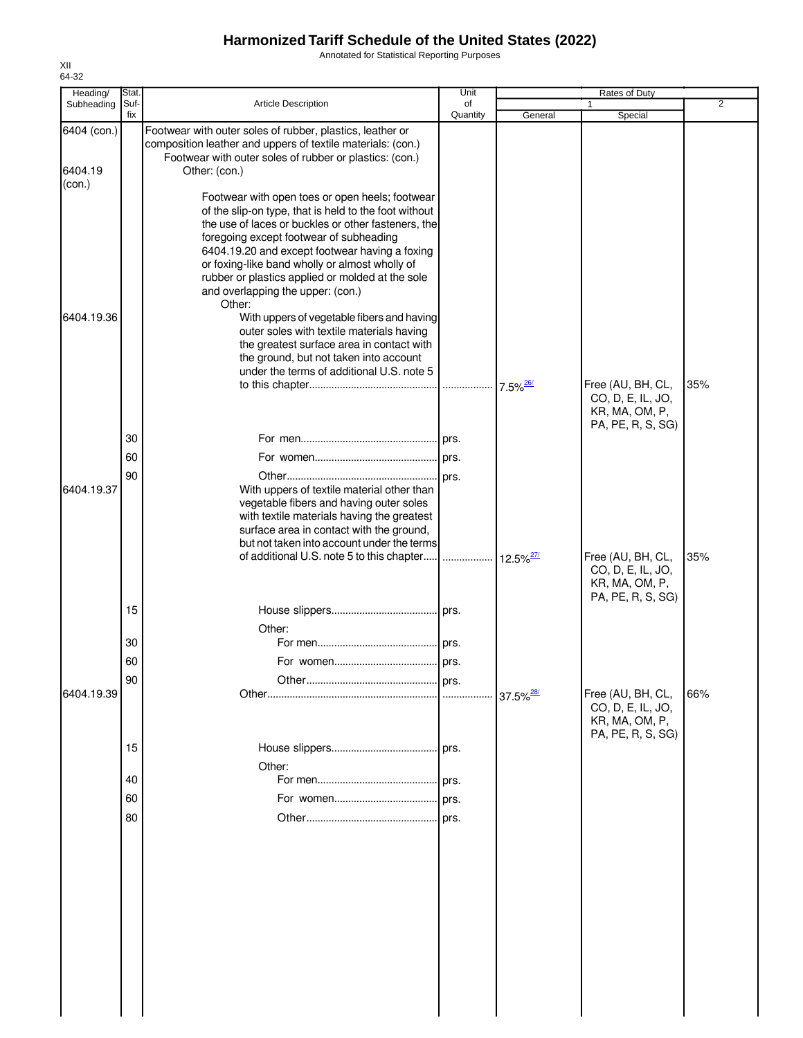# Harmonized Tariff Schedule of the United States (2022)

Annotated for Statistical Reporting Purposes

XII
64-32

| Heading/ Subheading | Stat. Suf- fix | Article Description | Unit of Quantity | Rates of Duty 1 General | Rates of Duty 1 Special | Rates of Duty 2 |
|---|---|---|---|---|---|---|
| 6404 (con.) | | Footwear with outer soles of rubber, plastics, leather or composition leather and uppers of textile materials: (con.) | | | | |
| | | Footwear with outer soles of rubber or plastics: (con.) | | | | |
| 6404.19 (con.) | | Other: (con.) | | | | |
| | | Footwear with open toes or open heels; footwear of the slip-on type, that is held to the foot without the use of laces or buckles or other fasteners, the foregoing except footwear of subheading 6404.19.20 and except footwear having a foxing or foxing-like band wholly or almost wholly of rubber or plastics applied or molded at the sole and overlapping the upper: (con.) | | | | |
| | | Other: | | | | |
| 6404.19.36 | | With uppers of vegetable fibers and having outer soles with textile materials having the greatest surface area in contact with the ground, but not taken into account under the terms of additional U.S. note 5 to this chapter | | 7.5%[26/] | Free (AU, BH, CL, CO, D, E, IL, JO, KR, MA, OM, P, PA, PE, R, S, SG) | 35% |
| | 30 | For men | prs. | | | |
| | 60 | For women | prs. | | | |
| | 90 | Other | prs. | | | |
| 6404.19.37 | | With uppers of textile material other than vegetable fibers and having outer soles with textile materials having the greatest surface area in contact with the ground, but not taken into account under the terms of additional U.S. note 5 to this chapter | | 12.5%[27/] | Free (AU, BH, CL, CO, D, E, IL, JO, KR, MA, OM, P, PA, PE, R, S, SG) | 35% |
| | 15 | House slippers | prs. | | | |
| | | Other: | | | | |
| | 30 | For men | prs. | | | |
| | 60 | For women | prs. | | | |
| | 90 | Other | prs. | | | |
| 6404.19.39 | | Other | | 37.5%[28/] | Free (AU, BH, CL, CO, D, E, IL, JO, KR, MA, OM, P, PA, PE, R, S, SG) | 66% |
| | 15 | House slippers | prs. | | | |
| | | Other: | | | | |
| | 40 | For men | prs. | | | |
| | 60 | For women | prs. | | | |
| | 80 | Other | prs. | | | |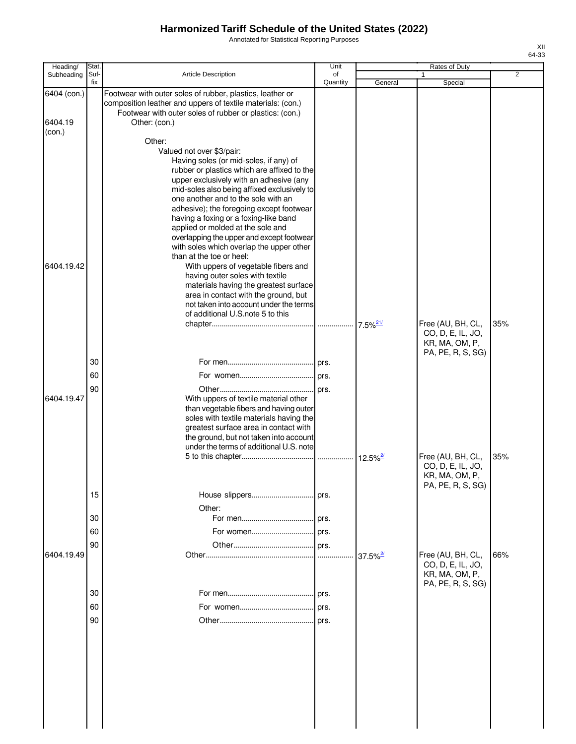# Harmonized Tariff Schedule of the United States (2022)

Annotated for Statistical Reporting Purposes

XII
64-33

| Heading/ Subheading | Stat. Suf- fix | Article Description | Unit of Quantity | Rates of Duty 1 General | Special | 2 |
|---|---|---|---|---|---|---|
| 6404 (con.) | | Footwear with outer soles of rubber, plastics, leather or composition leather and uppers of textile materials: (con.) | | | | |
| | | Footwear with outer soles of rubber or plastics: (con.) | | | | |
| 6404.19 (con.) | | Other: (con.) | | | | |
| | | Other: | | | | |
| | | Valued not over $3/pair: | | | | |
| | | Having soles (or mid-soles, if any) of rubber or plastics which are affixed to the upper exclusively with an adhesive (any mid-soles also being affixed exclusively to one another and to the sole with an adhesive); the foregoing except footwear having a foxing or a foxing-like band applied or molded at the sole and overlapping the upper and except footwear with soles which overlap the upper other than at the toe or heel: | | | | |
| 6404.19.42 | | With uppers of vegetable fibers and having outer soles with textile materials having the greatest surface area in contact with the ground, but not taken into account under the terms of additional U.S.note 5 to this chapter | | 7.5%[21/] | Free (AU, BH, CL, CO, D, E, IL, JO, KR, MA, OM, P, PA, PE, R, S, SG) | 35% |
| | 30 | For men | prs. | | | |
| | 60 | For women | prs. | | | |
| | 90 | Other | prs. | | | |
| 6404.19.47 | | With uppers of textile material other than vegetable fibers and having outer soles with textile materials having the greatest surface area in contact with the ground, but not taken into account under the terms of additional U.S. note 5 to this chapter | | 12.5%[2/] | Free (AU, BH, CL, CO, D, E, IL, JO, KR, MA, OM, P, PA, PE, R, S, SG) | 35% |
| | 15 | House slippers | prs. | | | |
| | | Other: | | | | |
| | 30 | For men | prs. | | | |
| | 60 | For women | prs. | | | |
| | 90 | Other | prs. | | | |
| 6404.19.49 | | Other | | 37.5%[2/] | Free (AU, BH, CL, CO, D, E, IL, JO, KR, MA, OM, P, PA, PE, R, S, SG) | 66% |
| | 30 | For men | prs. | | | |
| | 60 | For women | prs. | | | |
| | 90 | Other | prs. | | | |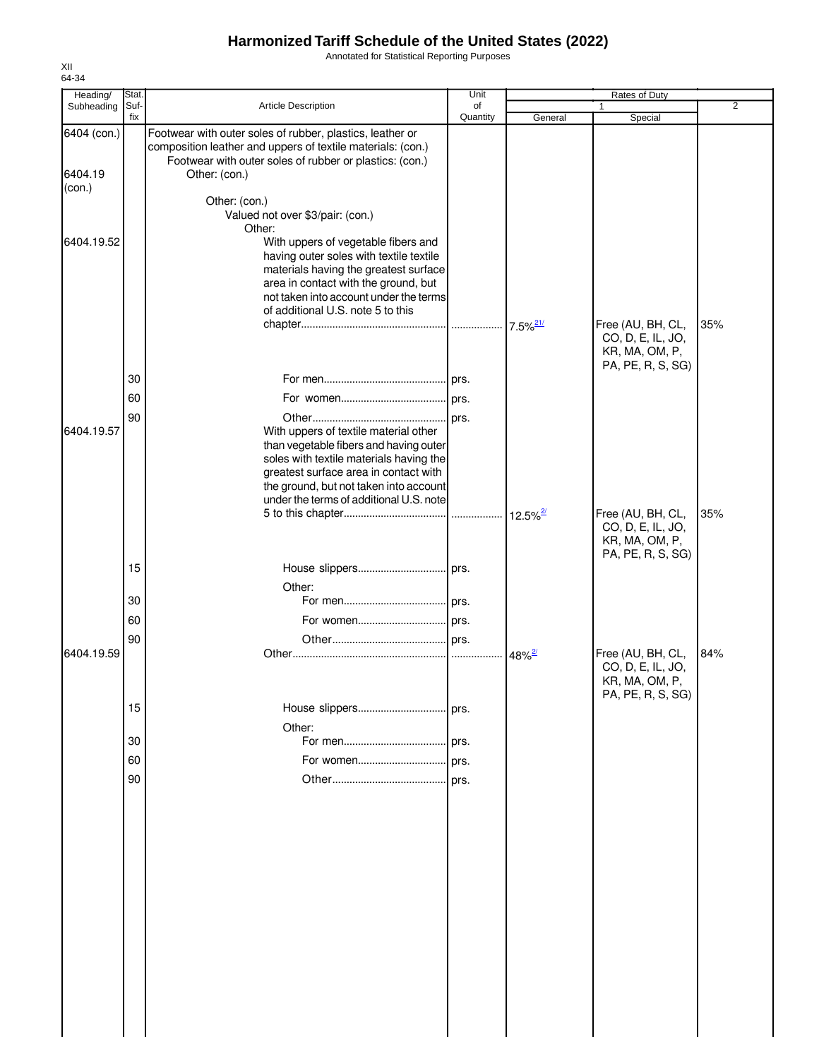# Harmonized Tariff Schedule of the United States (2022)

Annotated for Statistical Reporting Purposes

XII
64-34

| Heading/ Subheading | Stat. Suf- fix | Article Description | Unit of Quantity | Rates of Duty 1 General | Special | 2 |
|---|---|---|---|---|---|---|
| 6404 (con.) | | Footwear with outer soles of rubber, plastics, leather or composition leather and uppers of textile materials: (con.) | | | | |
| | | Footwear with outer soles of rubber or plastics: (con.) | | | | |
| 6404.19 (con.) | | Other: (con.) | | | | |
| | | Other: (con.) | | | | |
| | | Valued not over $3/pair: (con.) | | | | |
| | | Other: | | | | |
| 6404.19.52 | | With uppers of vegetable fibers and having outer soles with textile textile materials having the greatest surface area in contact with the ground, but not taken into account under the terms of additional U.S. note 5 to this chapter | | 7.5%[21/] | Free (AU, BH, CL, CO, D, E, IL, JO, KR, MA, OM, P, PA, PE, R, S, SG) | 35% |
| | 30 | For men | prs. | | | |
| | 60 | For women | prs. | | | |
| | 90 | Other | prs. | | | |
| 6404.19.57 | | With uppers of textile material other than vegetable fibers and having outer soles with textile materials having the greatest surface area in contact with the ground, but not taken into account under the terms of additional U.S. note 5 to this chapter | | 12.5%[2/] | Free (AU, BH, CL, CO, D, E, IL, JO, KR, MA, OM, P, PA, PE, R, S, SG) | 35% |
| | 15 | House slippers | prs. | | | |
| | | Other: | | | | |
| | 30 | For men | prs. | | | |
| | 60 | For women | prs. | | | |
| | 90 | Other | prs. | | | |
| 6404.19.59 | | Other | | 48%[2/] | Free (AU, BH, CL, CO, D, E, IL, JO, KR, MA, OM, P, PA, PE, R, S, SG) | 84% |
| | 15 | House slippers | prs. | | | |
| | | Other: | | | | |
| | 30 | For men | prs. | | | |
| | 60 | For women | prs. | | | |
| | 90 | Other | prs. | | | |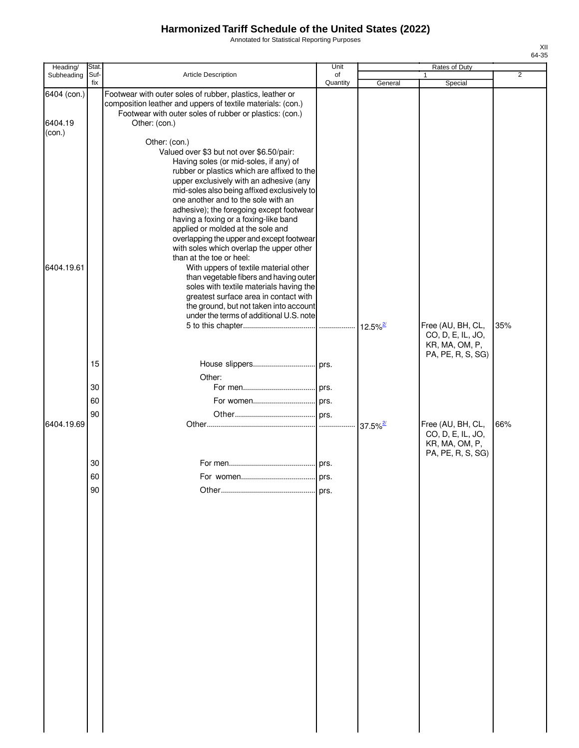# Harmonized Tariff Schedule of the United States (2022)

Annotated for Statistical Reporting Purposes

XII
64-35

| Heading/ Subheading | Stat. Suf- fix | Article Description | Unit of Quantity | Rates of Duty 1 General | Rates of Duty 1 Special | Rates of Duty 2 |
|---|---|---|---|---|---|---|
| 6404 (con.) | | Footwear with outer soles of rubber, plastics, leather or composition leather and uppers of textile materials: (con.) | | | | |
| | | Footwear with outer soles of rubber or plastics: (con.) | | | | |
| 6404.19 (con.) | | Other: (con.) | | | | |
| | | Other: (con.) | | | | |
| | | Valued over $3 but not over $6.50/pair: | | | | |
| | | Having soles (or mid-soles, if any) of rubber or plastics which are affixed to the upper exclusively with an adhesive (any mid-soles also being affixed exclusively to one another and to the sole with an adhesive); the foregoing except footwear having a foxing or a foxing-like band applied or molded at the sole and overlapping the upper and except footwear with soles which overlap the upper other than at the toe or heel: | | | | |
| 6404.19.61 | | With uppers of textile material other than vegetable fibers and having outer soles with textile materials having the greatest surface area in contact with the ground, but not taken into account under the terms of additional U.S. note 5 to this chapter | | 12.5%[2/] | Free (AU, BH, CL, CO, D, E, IL, JO, KR, MA, OM, P, PA, PE, R, S, SG) | 35% |
| | 15 | House slippers | prs. | | | |
| | | Other: | | | | |
| | 30 | For men | prs. | | | |
| | 60 | For women | prs. | | | |
| | 90 | Other | prs. | | | |
| 6404.19.69 | | Other | | 37.5%[2/] | Free (AU, BH, CL, CO, D, E, IL, JO, KR, MA, OM, P, PA, PE, R, S, SG) | 66% |
| | 30 | For men | prs. | | | |
| | 60 | For women | prs. | | | |
| | 90 | Other | prs. | | | |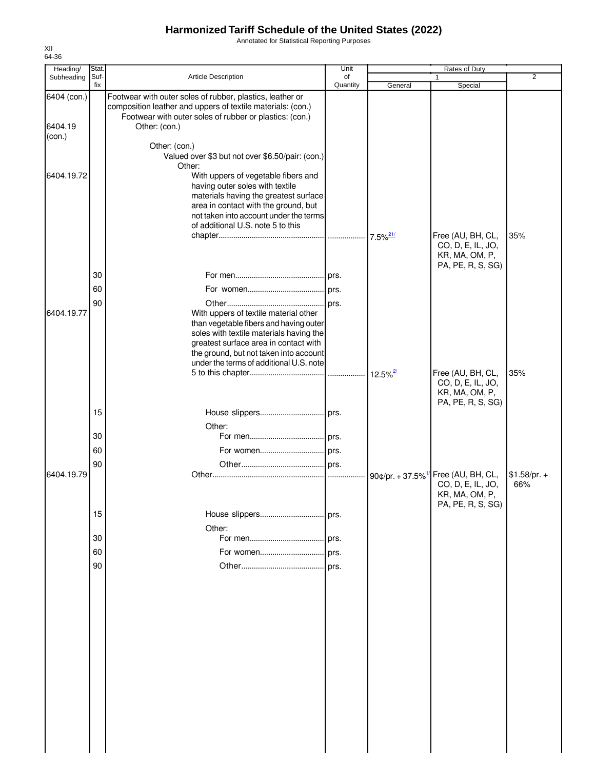# Harmonized Tariff Schedule of the United States (2022)

Annotated for Statistical Reporting Purposes

XII
64-36

| Heading/ Subheading | Stat. Suf- fix | Article Description | Unit of Quantity | Rates of Duty 1 General | Special | 2 |
|---|---|---|---|---|---|---|
| 6404 (con.) | | Footwear with outer soles of rubber, plastics, leather or composition leather and uppers of textile materials: (con.) | | | | |
| | | Footwear with outer soles of rubber or plastics: (con.) | | | | |
| 6404.19 (con.) | | Other: (con.) | | | | |
| | | Other: (con.) | | | | |
| | | Valued over $3 but not over $6.50/pair: (con.) | | | | |
| | | Other: | | | | |
| 6404.19.72 | | With uppers of vegetable fibers and having outer soles with textile materials having the greatest surface area in contact with the ground, but not taken into account under the terms of additional U.S. note 5 to this chapter | | 7.5%[21/] | Free (AU, BH, CL, CO, D, E, IL, JO, KR, MA, OM, P, PA, PE, R, S, SG) | 35% |
| | 30 | For men | prs. | | | |
| | 60 | For women | prs. | | | |
| | 90 | Other | prs. | | | |
| 6404.19.77 | | With uppers of textile material other than vegetable fibers and having outer soles with textile materials having the greatest surface area in contact with the ground, but not taken into account under the terms of additional U.S. note 5 to this chapter | | 12.5%[2/] | Free (AU, BH, CL, CO, D, E, IL, JO, KR, MA, OM, P, PA, PE, R, S, SG) | 35% |
| | 15 | House slippers | prs. | | | |
| | | Other: | | | | |
| | 30 | For men | prs. | | | |
| | 60 | For women | prs. | | | |
| | 90 | Other | prs. | | | |
| 6404.19.79 | | Other | | 90¢/pr. + 37.5%[1/] | Free (AU, BH, CL, CO, D, E, IL, JO, KR, MA, OM, P, PA, PE, R, S, SG) | $1.58/pr. + 66% |
| | 15 | House slippers | prs. | | | |
| | | Other: | | | | |
| | 30 | For men | prs. | | | |
| | 60 | For women | prs. | | | |
| | 90 | Other | prs. | | | |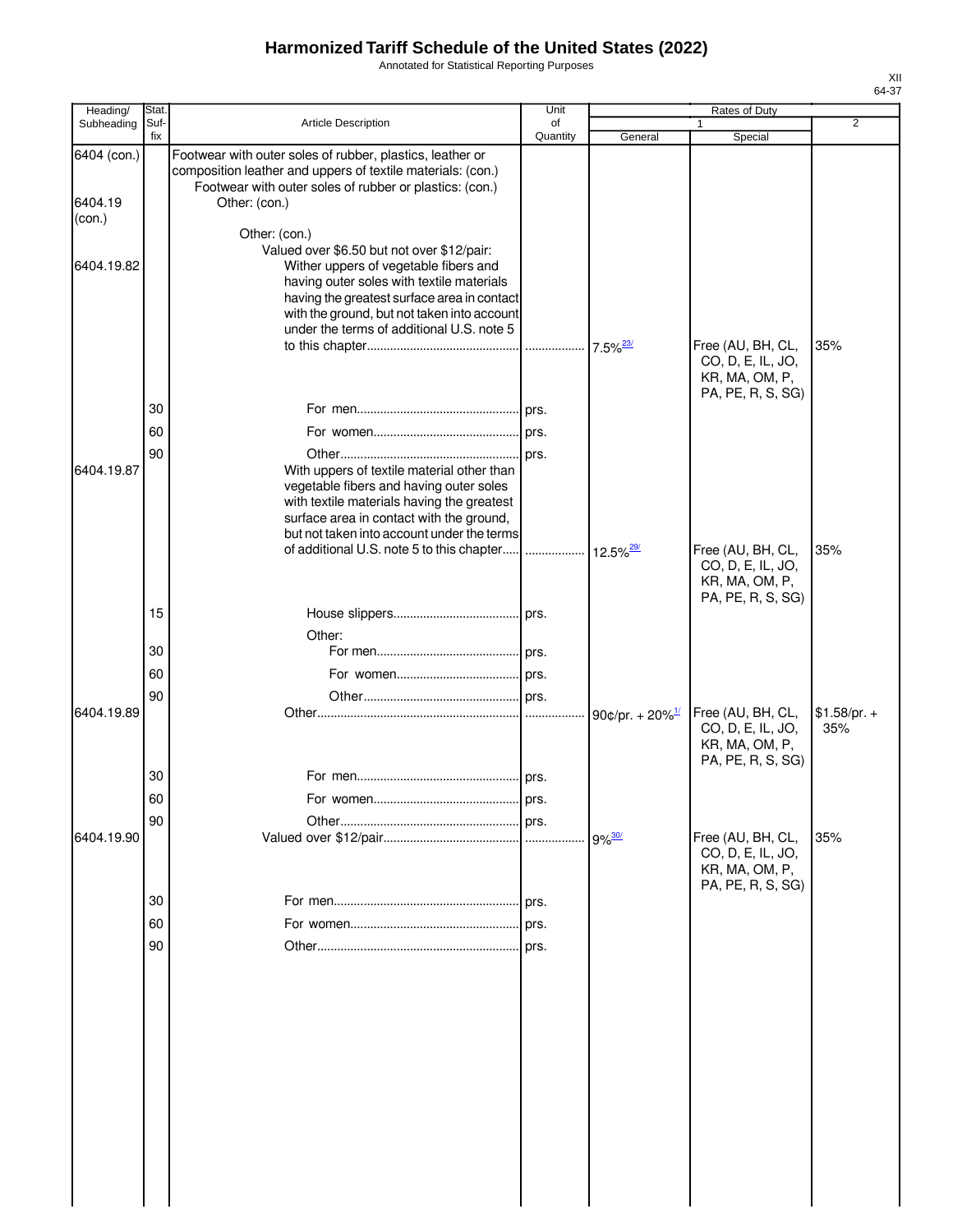# Harmonized Tariff Schedule of the United States (2022)

Annotated for Statistical Reporting Purposes

XII
64-37

| Heading/ Subheading | Stat. Suf- fix | Article Description | Unit of Quantity | Rates of Duty 1 General | Special | 2 |
|---|---|---|---|---|---|---|
| 6404 (con.) | | Footwear with outer soles of rubber, plastics, leather or composition leather and uppers of textile materials: (con.) | | | | |
| | | Footwear with outer soles of rubber or plastics: (con.) | | | | |
| 6404.19 (con.) | | Other: (con.) | | | | |
| | | Other: (con.) | | | | |
| | | Valued over $6.50 but not over $12/pair: | | | | |
| 6404.19.82 | | Wither uppers of vegetable fibers and having outer soles with textile materials having the greatest surface area in contact with the ground, but not taken into account under the terms of additional U.S. note 5 to this chapter | | 7.5%[23/] | Free (AU, BH, CL, CO, D, E, IL, JO, KR, MA, OM, P, PA, PE, R, S, SG) | 35% |
| | 30 | For men | prs. | | | |
| | 60 | For women | prs. | | | |
| | 90 | Other | prs. | | | |
| 6404.19.87 | | With uppers of textile material other than vegetable fibers and having outer soles with textile materials having the greatest surface area in contact with the ground, but not taken into account under the terms of additional U.S. note 5 to this chapter | | 12.5%[29/] | Free (AU, BH, CL, CO, D, E, IL, JO, KR, MA, OM, P, PA, PE, R, S, SG) | 35% |
| | 15 | House slippers | prs. | | | |
| | | Other: | | | | |
| | 30 | For men | prs. | | | |
| | 60 | For women | prs. | | | |
| | 90 | Other | prs. | | | |
| 6404.19.89 | | Other | | 90¢/pr. + 20%[1/] | Free (AU, BH, CL, CO, D, E, IL, JO, KR, MA, OM, P, PA, PE, R, S, SG) | $1.58/pr. + 35% |
| | 30 | For men | prs. | | | |
| | 60 | For women | prs. | | | |
| | 90 | Other | prs. | | | |
| 6404.19.90 | | Valued over $12/pair | | 9%[30/] | Free (AU, BH, CL, CO, D, E, IL, JO, KR, MA, OM, P, PA, PE, R, S, SG) | 35% |
| | 30 | For men | prs. | | | |
| | 60 | For women | prs. | | | |
| | 90 | Other | prs. | | | |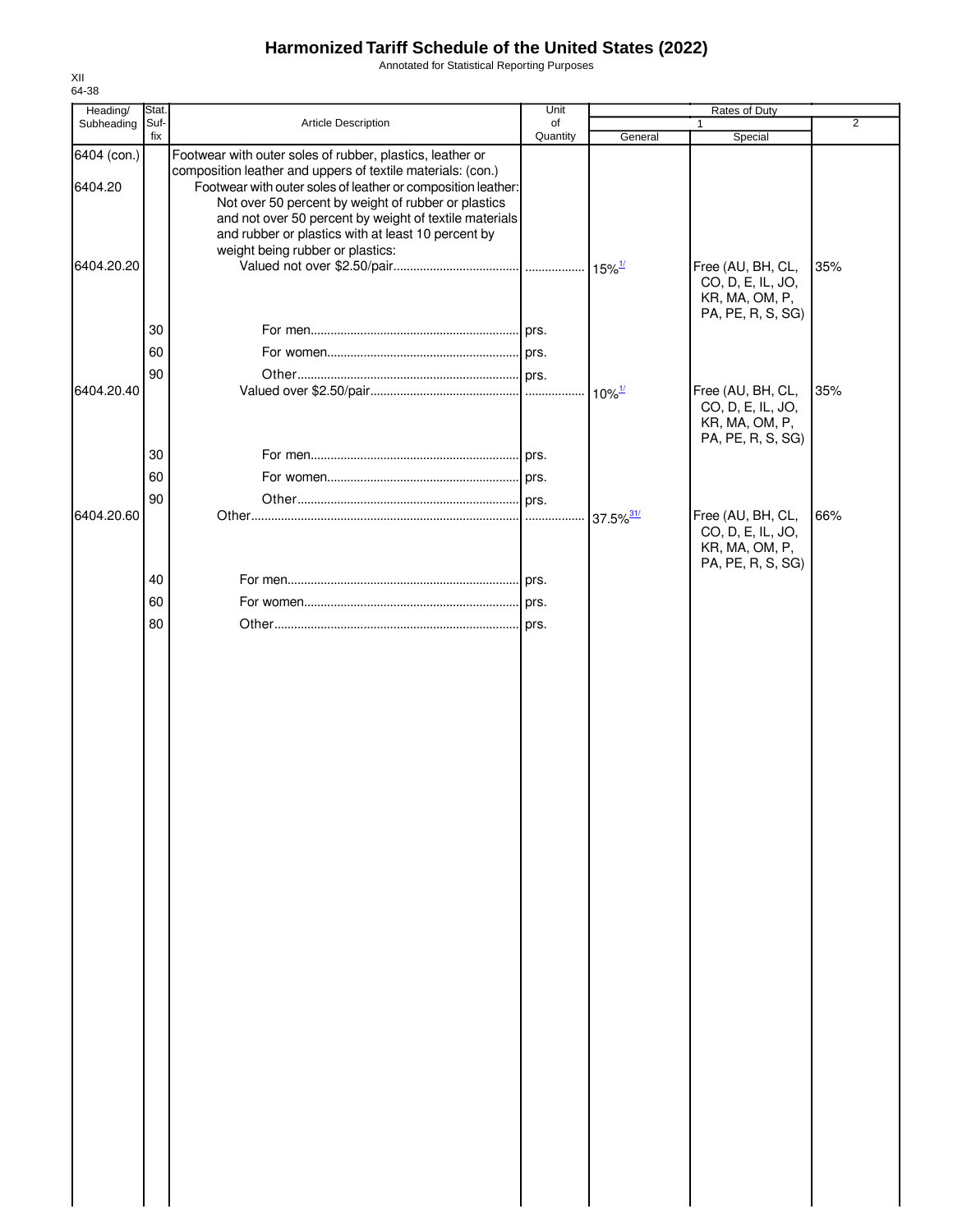# Harmonized Tariff Schedule of the United States (2022)

Annotated for Statistical Reporting Purposes

XII
64-38

| Heading/ Subheading | Stat. Suf- fix | Article Description | Unit of Quantity | Rates of Duty 1 General | Rates of Duty 1 Special | Rates of Duty 2 |
|---|---|---|---|---|---|---|
| 6404 (con.) | | Footwear with outer soles of rubber, plastics, leather or composition leather and uppers of textile materials: (con.) | | | | |
| 6404.20 | | Footwear with outer soles of leather or composition leather: Not over 50 percent by weight of rubber or plastics and not over 50 percent by weight of textile materials and rubber or plastics with at least 10 percent by weight being rubber or plastics: | | | | |
| 6404.20.20 | | Valued not over $2.50/pair | | 15%[1/] | Free (AU, BH, CL, CO, D, E, IL, JO, KR, MA, OM, P, PA, PE, R, S, SG) | 35% |
| | 30 | For men | prs. | | | |
| | 60 | For women | prs. | | | |
| | 90 | Other | prs. | | | |
| 6404.20.40 | | Valued over $2.50/pair | | 10%[1/] | Free (AU, BH, CL, CO, D, E, IL, JO, KR, MA, OM, P, PA, PE, R, S, SG) | 35% |
| | 30 | For men | prs. | | | |
| | 60 | For women | prs. | | | |
| | 90 | Other | prs. | | | |
| 6404.20.60 | | Other | | 37.5%[31/] | Free (AU, BH, CL, CO, D, E, IL, JO, KR, MA, OM, P, PA, PE, R, S, SG) | 66% |
| | 40 | For men | prs. | | | |
| | 60 | For women | prs. | | | |
| | 80 | Other | prs. | | | |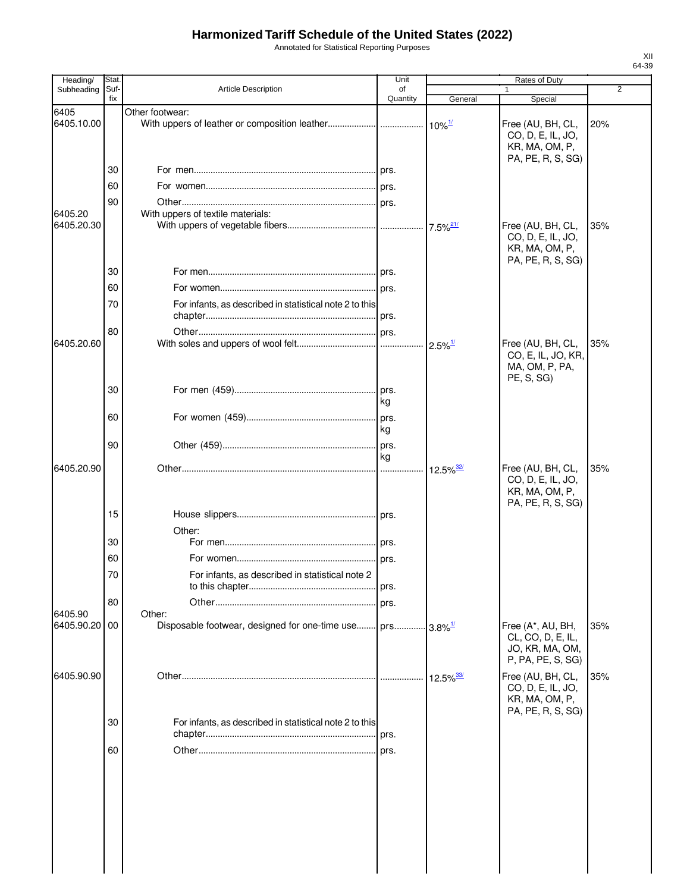# Harmonized Tariff Schedule of the United States (2022)

Annotated for Statistical Reporting Purposes

XII
64-39

| Heading/ Subheading | Stat. Suf- fix | Article Description | Unit of Quantity | Rates of Duty 1 General | Special | 2 |
|---|---|---|---|---|---|---|
| 6405 | | Other footwear: | | | | |
| 6405.10.00 | | With uppers of leather or composition leather | | 10%[1/] | Free (AU, BH, CL, CO, D, E, IL, JO, KR, MA, OM, P, PA, PE, R, S, SG) | 20% |
| | 30 | For men | prs. | | | |
| | 60 | For women | prs. | | | |
| | 90 | Other | prs. | | | |
| 6405.20 | | With uppers of textile materials: | | | | |
| 6405.20.30 | | With uppers of vegetable fibers | | 7.5%[21/] | Free (AU, BH, CL, CO, D, E, IL, JO, KR, MA, OM, P, PA, PE, R, S, SG) | 35% |
| | 30 | For men | prs. | | | |
| | 60 | For women | prs. | | | |
| | 70 | For infants, as described in statistical note 2 to this chapter | prs. | | | |
| | 80 | Other | prs. | | | |
| 6405.20.60 | | With soles and uppers of wool felt | | 2.5%[1/] | Free (AU, BH, CL, CO, E, IL, JO, KR, MA, OM, P, PA, PE, S, SG) | 35% |
| | 30 | For men (459) | prs. kg | | | |
| | 60 | For women (459) | prs. kg | | | |
| | 90 | Other (459) | prs. kg | | | |
| 6405.20.90 | | Other | | 12.5%[32/] | Free (AU, BH, CL, CO, D, E, IL, JO, KR, MA, OM, P, PA, PE, R, S, SG) | 35% |
| | 15 | House slippers | prs. | | | |
| | | Other: | | | | |
| | 30 | For men | prs. | | | |
| | 60 | For women | prs. | | | |
| | 70 | For infants, as described in statistical note 2 to this chapter | prs. | | | |
| | 80 | Other | prs. | | | |
| 6405.90 | | Other: | | | | |
| 6405.90.20 | 00 | Disposable footwear, designed for one-time use | prs. | 3.8%[1/] | Free (A*, AU, BH, CL, CO, D, E, IL, JO, KR, MA, OM, P, PA, PE, S, SG) | 35% |
| 6405.90.90 | | Other | | 12.5%[33/] | Free (AU, BH, CL, CO, D, E, IL, JO, KR, MA, OM, P, PA, PE, R, S, SG) | 35% |
| | 30 | For infants, as described in statistical note 2 to this chapter | prs. | | | |
| | 60 | Other | prs. | | | |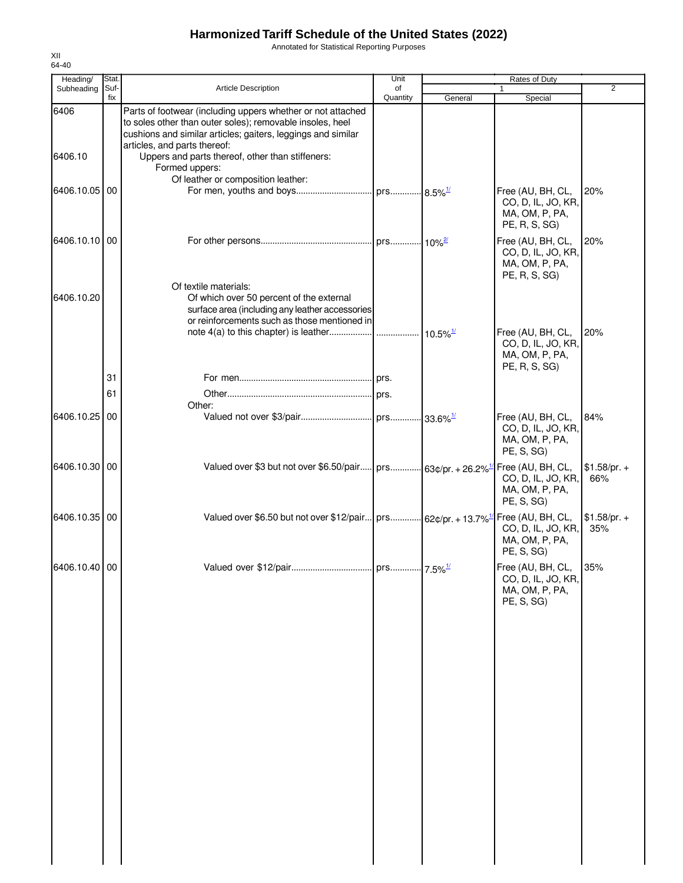# Harmonized Tariff Schedule of the United States (2022)

Annotated for Statistical Reporting Purposes

XII
64-40

| Heading/ Subheading | Stat. Suf-fix | Article Description | Unit of Quantity | Rates of Duty 1 General | Special | 2 |
|---|---|---|---|---|---|---|
| 6406 | | Parts of footwear (including uppers whether or not attached to soles other than outer soles); removable insoles, heel cushions and similar articles; gaiters, leggings and similar articles, and parts thereof: | | | | |
| 6406.10 | | Uppers and parts thereof, other than stiffeners: | | | | |
| | | Formed uppers: | | | | |
| | | Of leather or composition leather: | | | | |
| 6406.10.05 | 00 | For men, youths and boys | prs. | 8.5%[1/] | Free (AU, BH, CL, CO, D, IL, JO, KR, MA, OM, P, PA, PE, R, S, SG) | 20% |
| 6406.10.10 | 00 | For other persons | prs. | 10%[2/] | Free (AU, BH, CL, CO, D, IL, JO, KR, MA, OM, P, PA, PE, R, S, SG) | 20% |
| | | Of textile materials: | | | | |
| 6406.10.20 | | Of which over 50 percent of the external surface area (including any leather accessories or reinforcements such as those mentioned in note 4(a) to this chapter) is leather | | 10.5%[1/] | Free (AU, BH, CL, CO, D, IL, JO, KR, MA, OM, P, PA, PE, R, S, SG) | 20% |
| | 31 | For men | prs. | | | |
| | 61 | Other | prs. | | | |
| | | Other: | | | | |
| 6406.10.25 | 00 | Valued not over $3/pair | prs. | 33.6%[1/] | Free (AU, BH, CL, CO, D, IL, JO, KR, MA, OM, P, PA, PE, S, SG) | 84% |
| 6406.10.30 | 00 | Valued over $3 but not over $6.50/pair | prs. | 63¢/pr. + 26.2%[1/] | Free (AU, BH, CL, CO, D, IL, JO, KR, MA, OM, P, PA, PE, S, SG) | $1.58/pr. + 66% |
| 6406.10.35 | 00 | Valued over $6.50 but not over $12/pair | prs. | 62¢/pr. + 13.7%[1/] | Free (AU, BH, CL, CO, D, IL, JO, KR, MA, OM, P, PA, PE, S, SG) | $1.58/pr. + 35% |
| 6406.10.40 | 00 | Valued over $12/pair | prs. | 7.5%[1/] | Free (AU, BH, CL, CO, D, IL, JO, KR, MA, OM, P, PA, PE, S, SG) | 35% |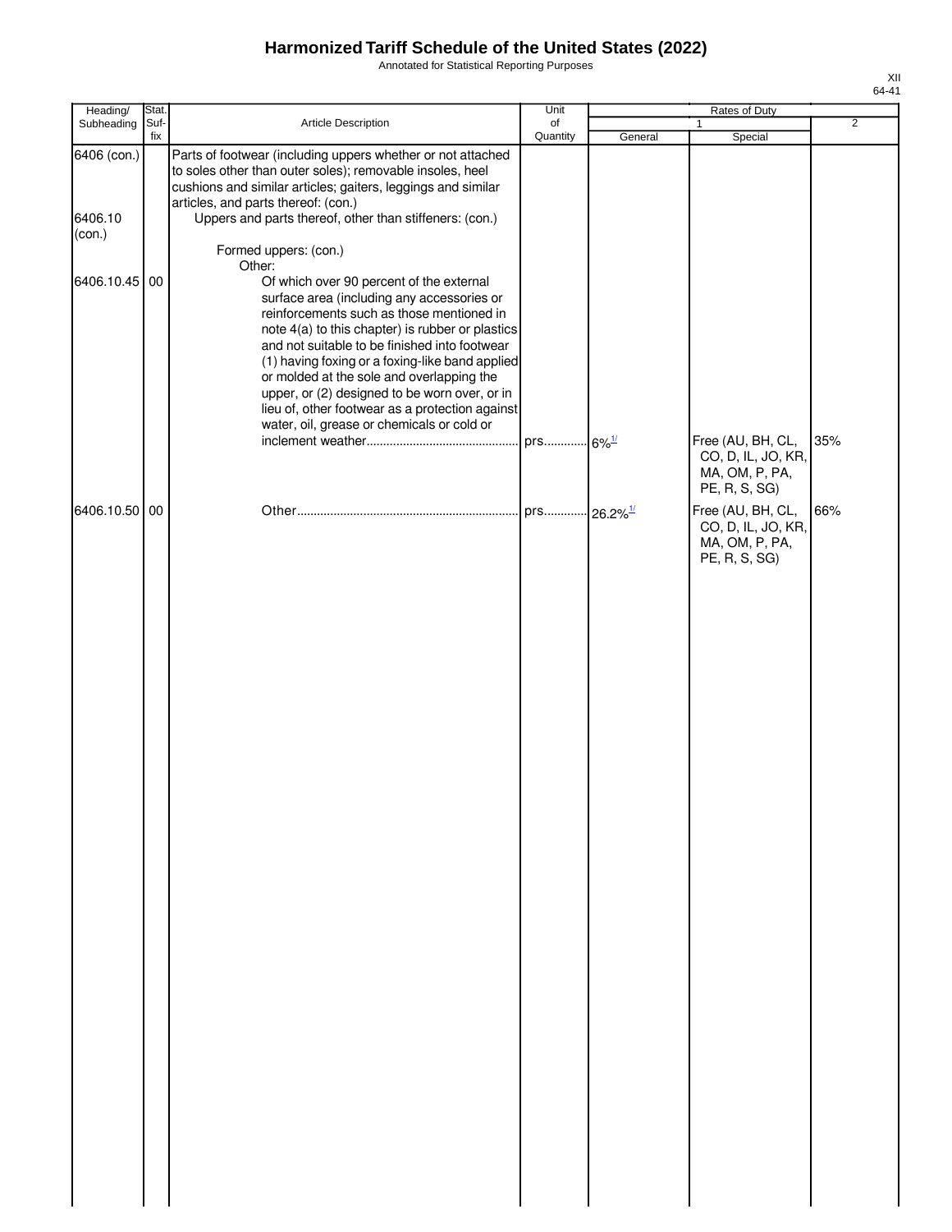# Harmonized Tariff Schedule of the United States (2022)

Annotated for Statistical Reporting Purposes

XII
64-41

| Heading/ Subheading | Stat. Suf- fix | Article Description | Unit of Quantity | Rates of Duty 1 General | Special | 2 |
|---|---|---|---|---|---|---|
| 6406 (con.) | | Parts of footwear (including uppers whether or not attached to soles other than outer soles); removable insoles, heel cushions and similar articles; gaiters, leggings and similar articles, and parts thereof: (con.) | | | | |
| 6406.10 (con.) | | Uppers and parts thereof, other than stiffeners: (con.) | | | | |
| | | Formed uppers: (con.) | | | | |
| | | Other: | | | | |
| 6406.10.45 | 00 | Of which over 90 percent of the external surface area (including any accessories or reinforcements such as those mentioned in note 4(a) to this chapter) is rubber or plastics and not suitable to be finished into footwear (1) having foxing or a foxing-like band applied or molded at the sole and overlapping the upper, or (2) designed to be worn over, or in lieu of, other footwear as a protection against water, oil, grease or chemicals or cold or inclement weather | prs | 6%[1/] | Free (AU, BH, CL, CO, D, IL, JO, KR, MA, OM, P, PA, PE, R, S, SG) | 35% |
| 6406.10.50 | 00 | Other | prs | 26.2%[1/] | Free (AU, BH, CL, CO, D, IL, JO, KR, MA, OM, P, PA, PE, R, S, SG) | 66% |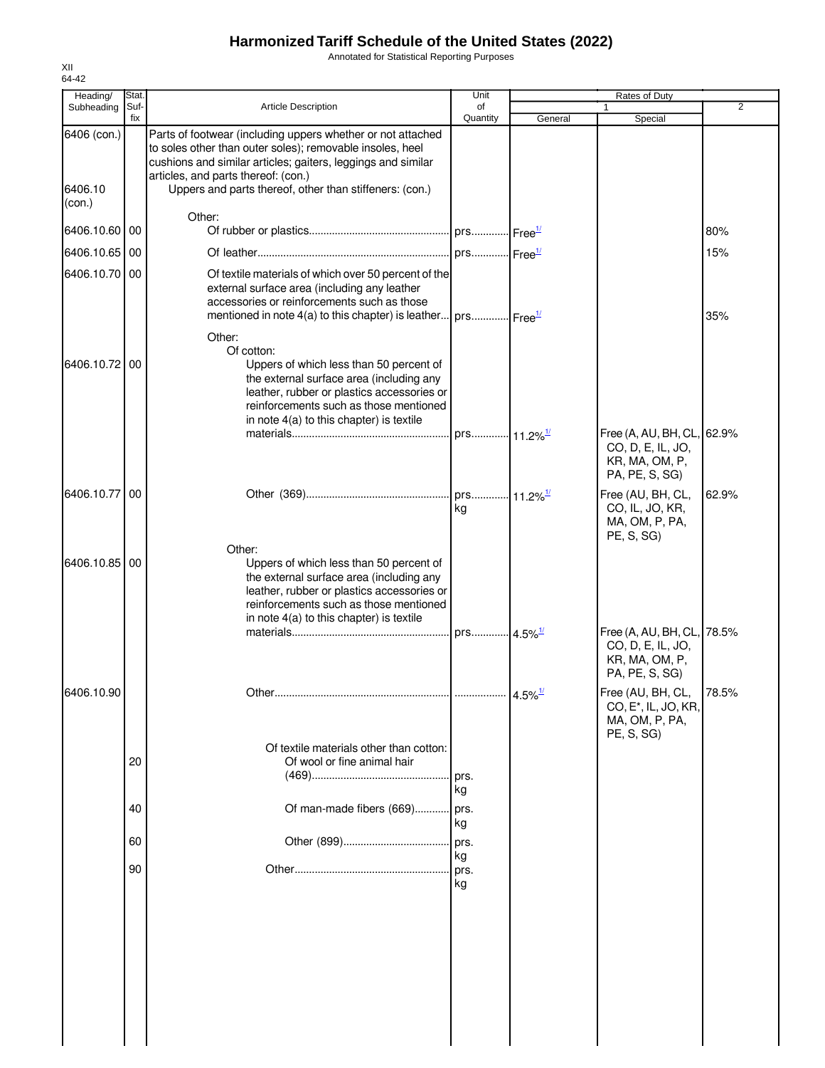# Harmonized Tariff Schedule of the United States (2022)

Annotated for Statistical Reporting Purposes

XII
64-42

| Heading/ Subheading | Stat. Suf- fix | Article Description | Unit of Quantity | Rates of Duty 1 General | Special | 2 |
|---|---|---|---|---|---|---|
| 6406 (con.) | | Parts of footwear (including uppers whether or not attached to soles other than outer soles); removable insoles, heel cushions and similar articles; gaiters, leggings and similar articles, and parts thereof: (con.) | | | | |
| 6406.10 (con.) | | Uppers and parts thereof, other than stiffeners: (con.) | | | | |
| | | Other: | | | | |
| 6406.10.60 | 00 | Of rubber or plastics | prs. | Free[1/] | | 80% |
| 6406.10.65 | 00 | Of leather | prs. | Free[1/] | | 15% |
| 6406.10.70 | 00 | Of textile materials of which over 50 percent of the external surface area (including any leather accessories or reinforcements such as those mentioned in note 4(a) to this chapter) is leather | prs. | Free[1/] | | 35% |
| | | Other: | | | | |
| | | Of cotton: | | | | |
| 6406.10.72 | 00 | Uppers of which less than 50 percent of the external surface area (including any leather, rubber or plastics accessories or reinforcements such as those mentioned in note 4(a) to this chapter) is textile materials | prs. | 11.2%[1/] | Free (A, AU, BH, CL, CO, D, E, IL, JO, KR, MA, OM, P, PA, PE, S, SG) | 62.9% |
| 6406.10.77 | 00 | Other (369) | prs. kg | 11.2%[1/] | Free (AU, BH, CL, CO, IL, JO, KR, MA, OM, P, PA, PE, S, SG) | 62.9% |
| | | Other: | | | | |
| 6406.10.85 | 00 | Uppers of which less than 50 percent of the external surface area (including any leather, rubber or plastics accessories or reinforcements such as those mentioned in note 4(a) to this chapter) is textile materials | prs. | 4.5%[1/] | Free (A, AU, BH, CL, CO, D, E, IL, JO, KR, MA, OM, P, PA, PE, S, SG) | 78.5% |
| 6406.10.90 | | Other | | 4.5%[1/] | Free (AU, BH, CL, CO, E*, IL, JO, KR, MA, OM, P, PA, PE, S, SG) | 78.5% |
| | | Of textile materials other than cotton: | | | | |
| | 20 | Of wool or fine animal hair (469) | prs. kg | | | |
| | 40 | Of man-made fibers (669) | prs. kg | | | |
| | 60 | Other (899) | prs. kg | | | |
| | 90 | Other | prs. kg | | | |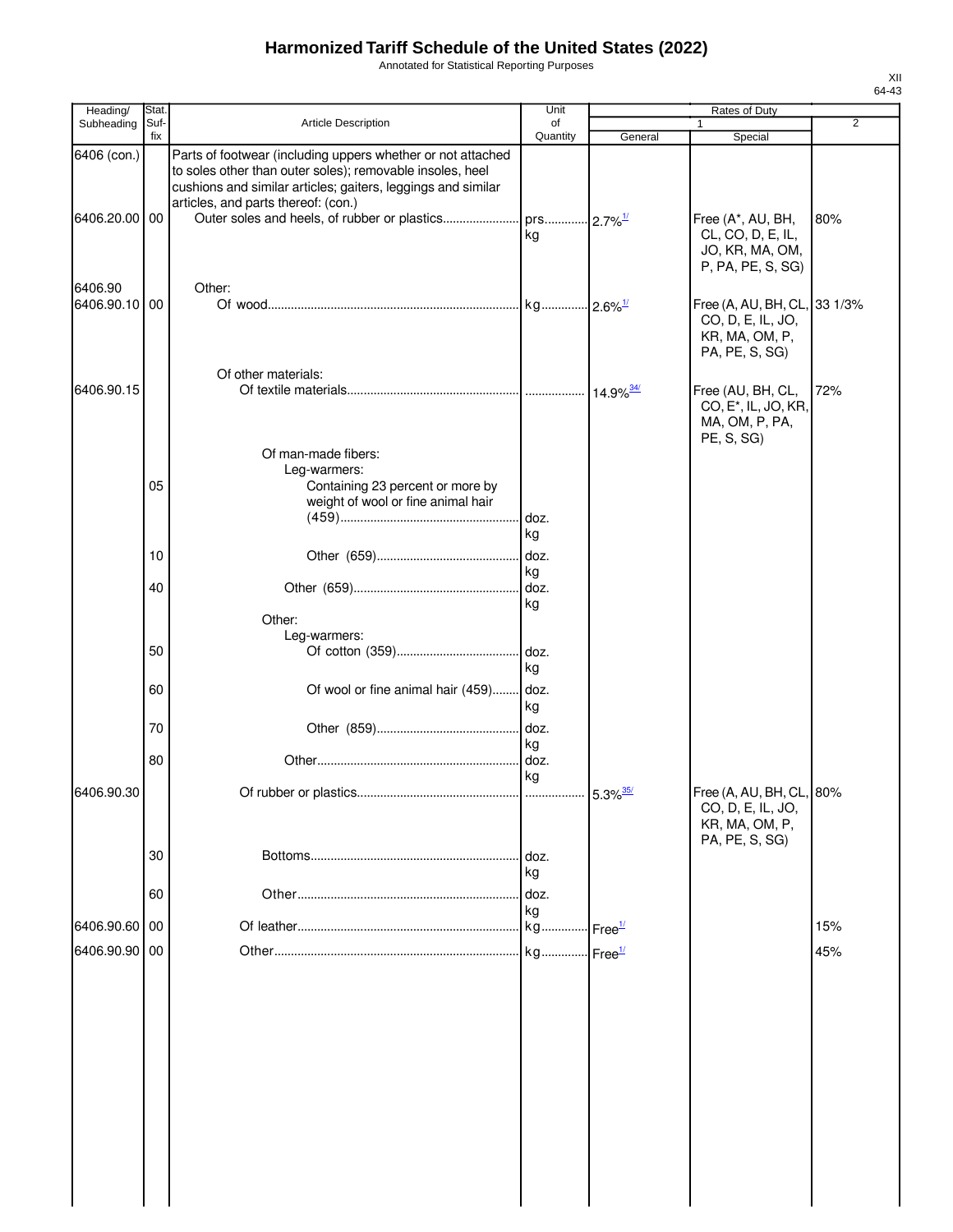# Harmonized Tariff Schedule of the United States (2022)

Annotated for Statistical Reporting Purposes

XII
64-43

| Heading/ Subheading | Stat. Suf- fix | Article Description | Unit of Quantity | Rates of Duty 1 General | Special | 2 |
|---|---|---|---|---|---|---|
| 6406 (con.) | | Parts of footwear (including uppers whether or not attached to soles other than outer soles); removable insoles, heel cushions and similar articles; gaiters, leggings and similar articles, and parts thereof: (con.) | | | | |
| 6406.20.00 | 00 | Outer soles and heels, of rubber or plastics | prs. kg | 2.7%[1/] | Free (A*, AU, BH, CL, CO, D, E, IL, JO, KR, MA, OM, P, PA, PE, S, SG) | 80% |
| 6406.90 | | Other: | | | | |
| 6406.90.10 | 00 | Of wood | kg | 2.6%[1/] | Free (A, AU, BH, CL, CO, D, E, IL, JO, KR, MA, OM, P, PA, PE, S, SG) | 33 1/3% |
| | | Of other materials: | | | | |
| 6406.90.15 | | Of textile materials | | 14.9%[34/] | Free (AU, BH, CL, CO, E*, IL, JO, KR, MA, OM, P, PA, PE, S, SG) | 72% |
| | | Of man-made fibers: | | | | |
| | | Leg-warmers: | | | | |
| | 05 | Containing 23 percent or more by weight of wool or fine animal hair (459) | doz. kg | | | |
| | 10 | Other (659) | doz. kg | | | |
| | 40 | Other (659) | doz. kg | | | |
| | | Other: | | | | |
| | | Leg-warmers: | | | | |
| | 50 | Of cotton (359) | doz. kg | | | |
| | 60 | Of wool or fine animal hair (459) | doz. kg | | | |
| | 70 | Other (859) | doz. kg | | | |
| | 80 | Other | doz. kg | | | |
| 6406.90.30 | | Of rubber or plastics | | 5.3%[35/] | Free (A, AU, BH, CL, CO, D, E, IL, JO, KR, MA, OM, P, PA, PE, S, SG) | 80% |
| | 30 | Bottoms | doz. kg | | | |
| | 60 | Other | doz. kg | | | |
| 6406.90.60 | 00 | Of leather | kg | Free[1/] | | 15% |
| 6406.90.90 | 00 | Other | kg | Free[1/] | | 45% |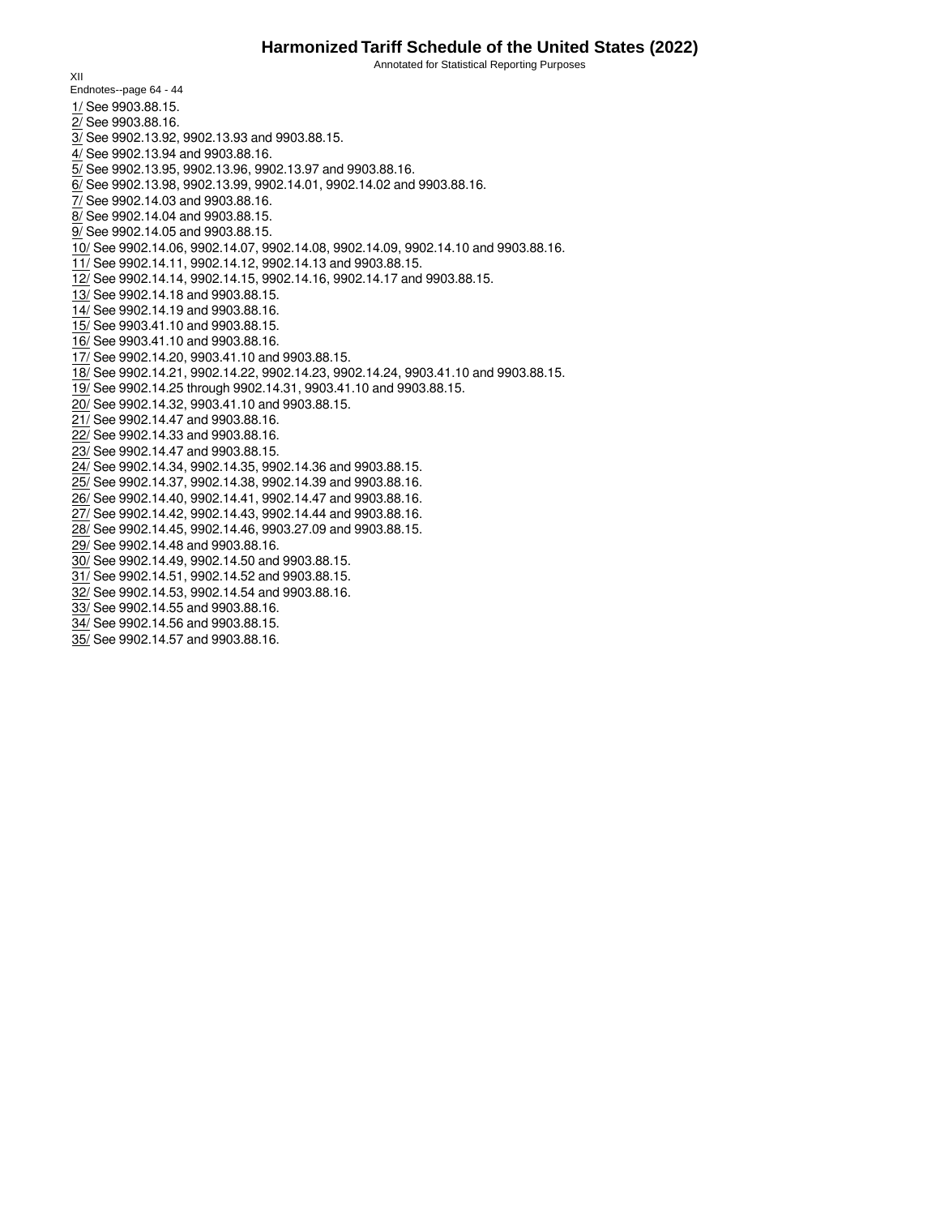XII
Endnotes--page 64 - 44

1/ See 9903.88.15.
2/ See 9903.88.16.
3/ See 9902.13.92, 9902.13.93 and 9903.88.15.
4/ See 9902.13.94 and 9903.88.16.
5/ See 9902.13.95, 9902.13.96, 9902.13.97 and 9903.88.16.
6/ See 9902.13.98, 9902.13.99, 9902.14.01, 9902.14.02 and 9903.88.16.
7/ See 9902.14.03 and 9903.88.16.
8/ See 9902.14.04 and 9903.88.15.
9/ See 9902.14.05 and 9903.88.15.
10/ See 9902.14.06, 9902.14.07, 9902.14.08, 9902.14.09, 9902.14.10 and 9903.88.16.
11/ See 9902.14.11, 9902.14.12, 9902.14.13 and 9903.88.15.
12/ See 9902.14.14, 9902.14.15, 9902.14.16, 9902.14.17 and 9903.88.15.
13/ See 9902.14.18 and 9903.88.15.
14/ See 9902.14.19 and 9903.88.16.
15/ See 9903.41.10 and 9903.88.15.
16/ See 9903.41.10 and 9903.88.16.
17/ See 9902.14.20, 9903.41.10 and 9903.88.15.
18/ See 9902.14.21, 9902.14.22, 9902.14.23, 9902.14.24, 9903.41.10 and 9903.88.15.
19/ See 9902.14.25 through 9902.14.31, 9903.41.10 and 9903.88.15.
20/ See 9902.14.32, 9903.41.10 and 9903.88.15.
21/ See 9902.14.47 and 9903.88.16.
22/ See 9902.14.33 and 9903.88.16.
23/ See 9902.14.47 and 9903.88.15.
24/ See 9902.14.34, 9902.14.35, 9902.14.36 and 9903.88.15.
25/ See 9902.14.37, 9902.14.38, 9902.14.39 and 9903.88.16.
26/ See 9902.14.40, 9902.14.41, 9902.14.47 and 9903.88.16.
27/ See 9902.14.42, 9902.14.43, 9902.14.44 and 9903.88.16.
28/ See 9902.14.45, 9902.14.46, 9903.27.09 and 9903.88.15.
29/ See 9902.14.48 and 9903.88.16.
30/ See 9902.14.49, 9902.14.50 and 9903.88.15.
31/ See 9902.14.51, 9902.14.52 and 9903.88.15.
32/ See 9902.14.53, 9902.14.54 and 9903.88.16.
33/ See 9902.14.55 and 9903.88.16.
34/ See 9902.14.56 and 9903.88.15.
35/ See 9902.14.57 and 9903.88.16.